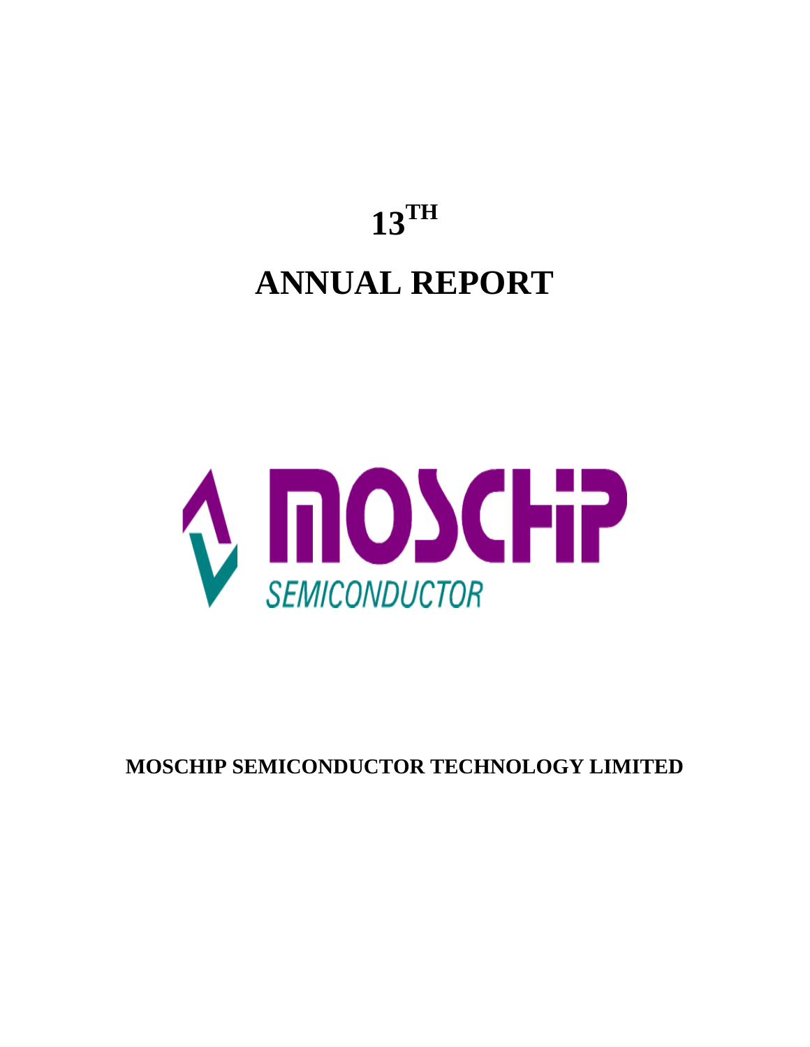# 13[TH]

# ANNUAL REPORT

MOSCHIP

SEMICONDUCTOR

**MOSCHIP SEMICONDUCTOR TECHNOLOGY LIMITED**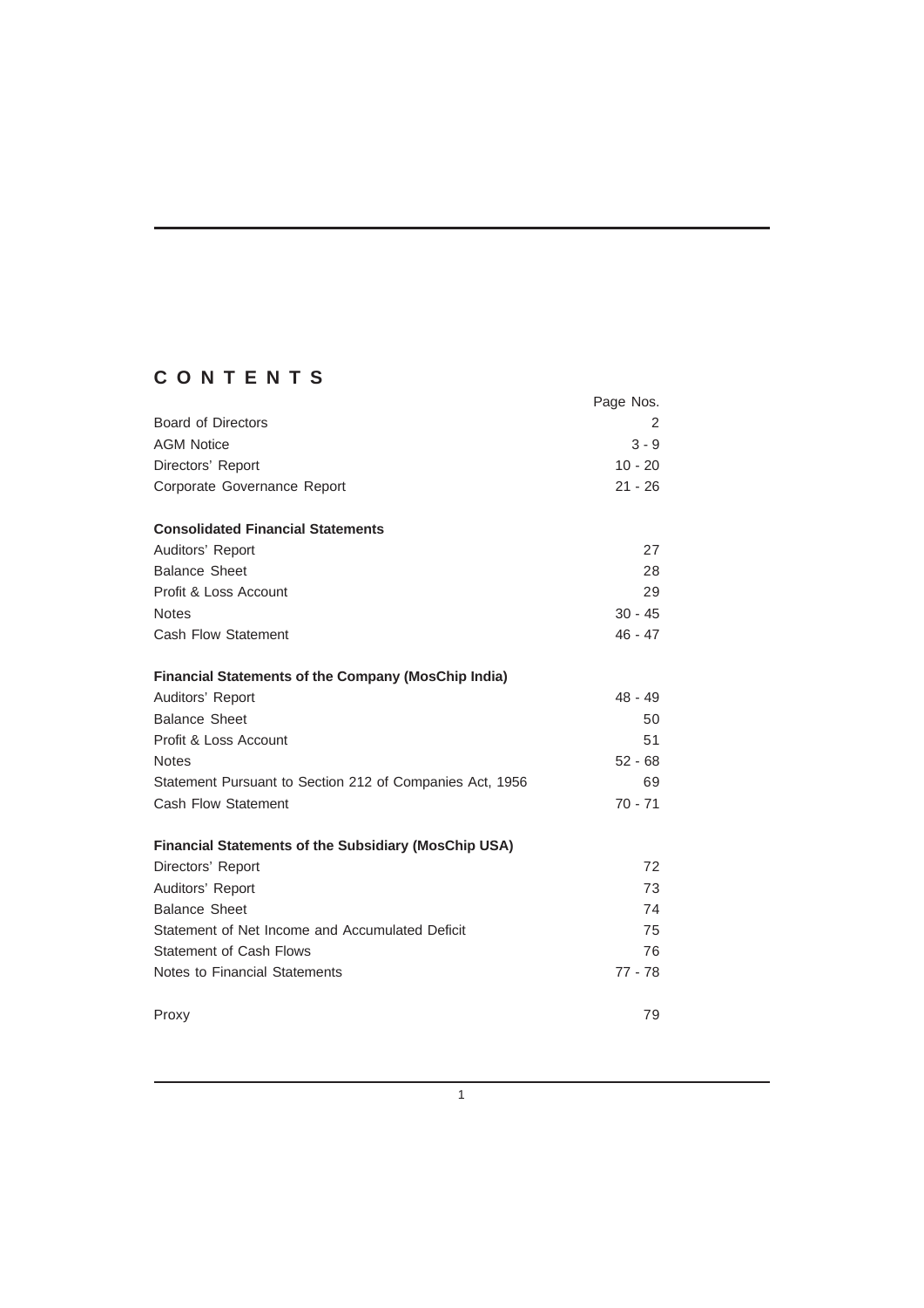# CONTENTS

| | Page Nos. |
|---|---|
| Board of Directors | 2 |
| AGM Notice | 3 - 9 |
| Directors' Report | 10 - 20 |
| Corporate Governance Report | 21 - 26 |
| **Consolidated Financial Statements** | |
| Auditors' Report | 27 |
| Balance Sheet | 28 |
| Profit & Loss Account | 29 |
| Notes | 30 - 45 |
| Cash Flow Statement | 46 - 47 |
| **Financial Statements of the Company (MosChip India)** | |
| Auditors' Report | 48 - 49 |
| Balance Sheet | 50 |
| Profit & Loss Account | 51 |
| Notes | 52 - 68 |
| Statement Pursuant to Section 212 of Companies Act, 1956 | 69 |
| Cash Flow Statement | 70 - 71 |
| **Financial Statements of the Subsidiary (MosChip USA)** | |
| Directors' Report | 72 |
| Auditors' Report | 73 |
| Balance Sheet | 74 |
| Statement of Net Income and Accumulated Deficit | 75 |
| Statement of Cash Flows | 76 |
| Notes to Financial Statements | 77 - 78 |
| Proxy | 79 |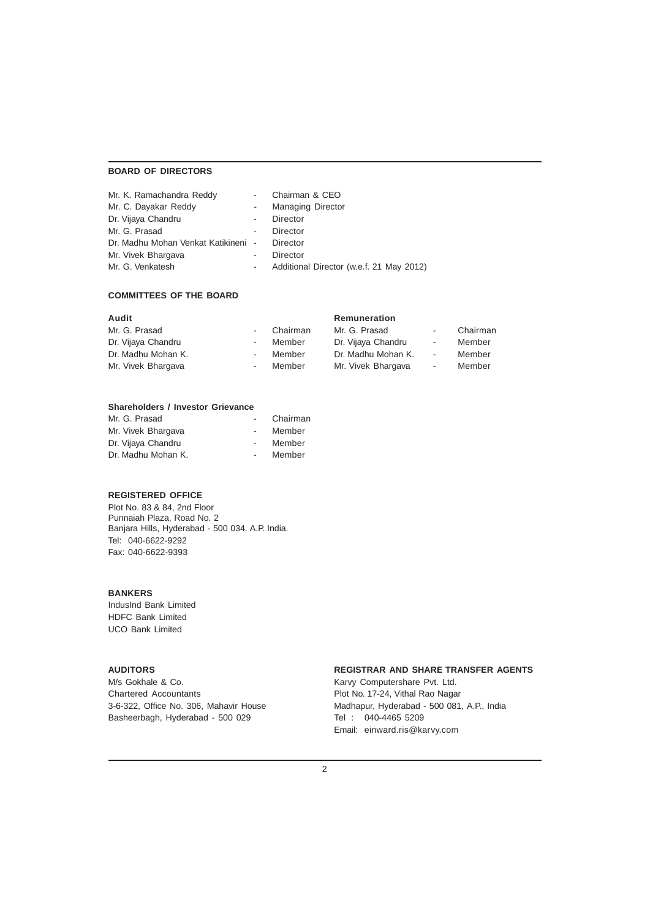## BOARD OF DIRECTORS

| | | |
|---|---|---|
| Mr. K. Ramachandra Reddy | - | Chairman & CEO |
| Mr. C. Dayakar Reddy | - | Managing Director |
| Dr. Vijaya Chandru | - | Director |
| Mr. G. Prasad | - | Director |
| Dr. Madhu Mohan Venkat Katikineni | - | Director |
| Mr. Vivek Bhargava | - | Director |
| Mr. G. Venkatesh | - | Additional Director (w.e.f. 21 May 2012) |

## COMMITTEES OF THE BOARD

**Audit**

| | | |
|---|---|---|
| Mr. G. Prasad | - | Chairman |
| Dr. Vijaya Chandru | - | Member |
| Dr. Madhu Mohan K. | - | Member |
| Mr. Vivek Bhargava | - | Member |

**Remuneration**

| | | |
|---|---|---|
| Mr. G. Prasad | - | Chairman |
| Dr. Vijaya Chandru | - | Member |
| Dr. Madhu Mohan K. | - | Member |
| Mr. Vivek Bhargava | - | Member |

**Shareholders / Investor Grievance**

| | | |
|---|---|---|
| Mr. G. Prasad | - | Chairman |
| Mr. Vivek Bhargava | - | Member |
| Dr. Vijaya Chandru | - | Member |
| Dr. Madhu Mohan K. | - | Member |

## REGISTERED OFFICE

Plot No. 83 & 84, 2nd Floor
Punnaiah Plaza, Road No. 2
Banjara Hills, Hyderabad - 500 034. A.P. India.
Tel: 040-6622-9292
Fax: 040-6622-9393

## BANKERS

IndusInd Bank Limited
HDFC Bank Limited
UCO Bank Limited

## AUDITORS

M/s Gokhale & Co.
Chartered Accountants
3-6-322, Office No. 306, Mahavir House
Basheerbagh, Hyderabad - 500 029

## REGISTRAR AND SHARE TRANSFER AGENTS

Karvy Computershare Pvt. Ltd.
Plot No. 17-24, Vithal Rao Nagar
Madhapur, Hyderabad - 500 081, A.P., India
Tel : 040-4465 5209
Email: einward.ris@karvy.com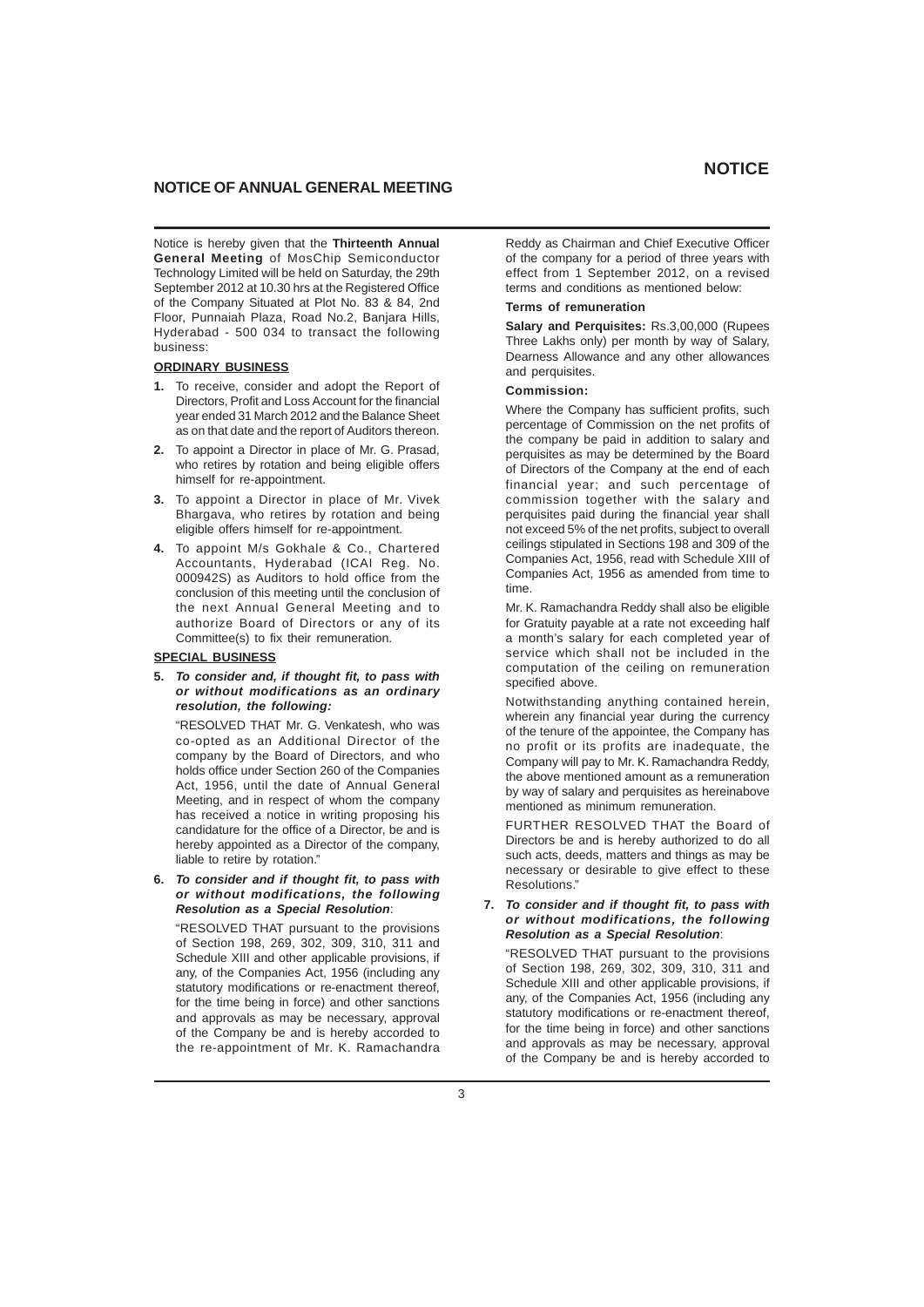## NOTICE OF ANNUAL GENERAL MEETING

Notice is hereby given that the **Thirteenth Annual General Meeting** of MosChip Semiconductor Technology Limited will be held on Saturday, the 29th September 2012 at 10.30 hrs at the Registered Office of the Company Situated at Plot No. 83 & 84, 2nd Floor, Punnaiah Plaza, Road No.2, Banjara Hills, Hyderabad - 500 034 to transact the following business:

**ORDINARY BUSINESS**

1. To receive, consider and adopt the Report of Directors, Profit and Loss Account for the financial year ended 31 March 2012 and the Balance Sheet as on that date and the report of Auditors thereon.
2. To appoint a Director in place of Mr. G. Prasad, who retires by rotation and being eligible offers himself for re-appointment.
3. To appoint a Director in place of Mr. Vivek Bhargava, who retires by rotation and being eligible offers himself for re-appointment.
4. To appoint M/s Gokhale & Co., Chartered Accountants, Hyderabad (ICAI Reg. No. 000942S) as Auditors to hold office from the conclusion of this meeting until the conclusion of the next Annual General Meeting and to authorize Board of Directors or any of its Committee(s) to fix their remuneration.

**SPECIAL BUSINESS**

5. ***To consider and, if thought fit, to pass with or without modifications as an ordinary resolution, the following:***

   "RESOLVED THAT Mr. G. Venkatesh, who was co-opted as an Additional Director of the company by the Board of Directors, and who holds office under Section 260 of the Companies Act, 1956, until the date of Annual General Meeting, and in respect of whom the company has received a notice in writing proposing his candidature for the office of a Director, be and is hereby appointed as a Director of the company, liable to retire by rotation."

6. ***To consider and if thought fit, to pass with or without modifications, the following Resolution as a Special Resolution***:

   "RESOLVED THAT pursuant to the provisions of Section 198, 269, 302, 309, 310, 311 and Schedule XIII and other applicable provisions, if any, of the Companies Act, 1956 (including any statutory modifications or re-enactment thereof, for the time being in force) and other sanctions and approvals as may be necessary, approval of the Company be and is hereby accorded to the re-appointment of Mr. K. Ramachandra Reddy as Chairman and Chief Executive Officer of the company for a period of three years with effect from 1 September 2012, on a revised terms and conditions as mentioned below:

   **Terms of remuneration**

   **Salary and Perquisites:** Rs.3,00,000 (Rupees Three Lakhs only) per month by way of Salary, Dearness Allowance and any other allowances and perquisites.

   **Commission:**

   Where the Company has sufficient profits, such percentage of Commission on the net profits of the company be paid in addition to salary and perquisites as may be determined by the Board of Directors of the Company at the end of each financial year; and such percentage of commission together with the salary and perquisites paid during the financial year shall not exceed 5% of the net profits, subject to overall ceilings stipulated in Sections 198 and 309 of the Companies Act, 1956, read with Schedule XIII of Companies Act, 1956 as amended from time to time.

   Mr. K. Ramachandra Reddy shall also be eligible for Gratuity payable at a rate not exceeding half a month's salary for each completed year of service which shall not be included in the computation of the ceiling on remuneration specified above.

   Notwithstanding anything contained herein, wherein any financial year during the currency of the tenure of the appointee, the Company has no profit or its profits are inadequate, the Company will pay to Mr. K. Ramachandra Reddy, the above mentioned amount as a remuneration by way of salary and perquisites as hereinabove mentioned as minimum remuneration.

   FURTHER RESOLVED THAT the Board of Directors be and is hereby authorized to do all such acts, deeds, matters and things as may be necessary or desirable to give effect to these Resolutions."

7. ***To consider and if thought fit, to pass with or without modifications, the following Resolution as a Special Resolution***:

   "RESOLVED THAT pursuant to the provisions of Section 198, 269, 302, 309, 310, 311 and Schedule XIII and other applicable provisions, if any, of the Companies Act, 1956 (including any statutory modifications or re-enactment thereof, for the time being in force) and other sanctions and approvals as may be necessary, approval of the Company be and is hereby accorded to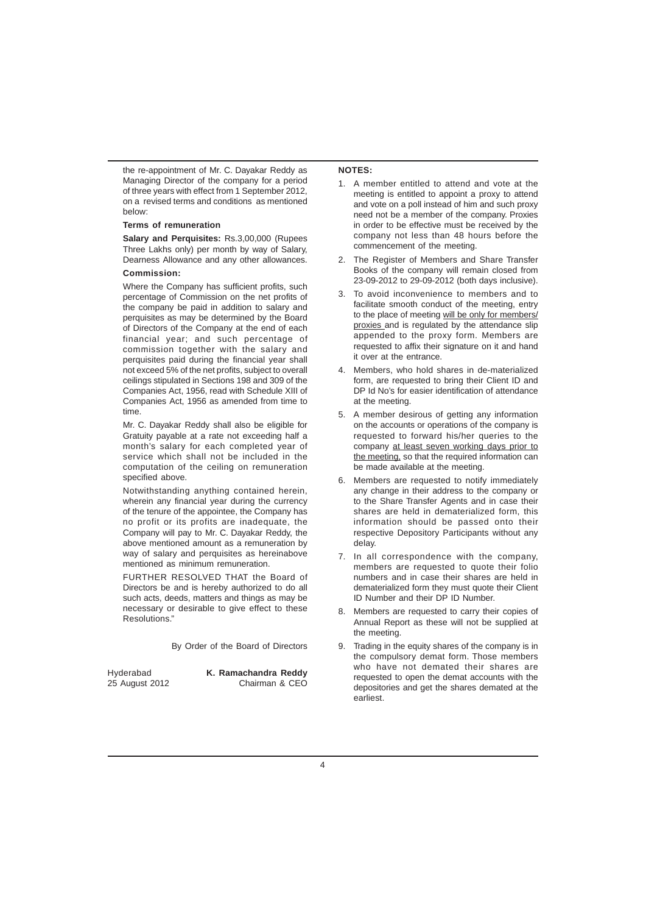the re-appointment of Mr. C. Dayakar Reddy as Managing Director of the company for a period of three years with effect from 1 September 2012, on a revised terms and conditions as mentioned below:

**Terms of remuneration**

**Salary and Perquisites:** Rs.3,00,000 (Rupees Three Lakhs only) per month by way of Salary, Dearness Allowance and any other allowances.

**Commission:**

Where the Company has sufficient profits, such percentage of Commission on the net profits of the company be paid in addition to salary and perquisites as may be determined by the Board of Directors of the Company at the end of each financial year; and such percentage of commission together with the salary and perquisites paid during the financial year shall not exceed 5% of the net profits, subject to overall ceilings stipulated in Sections 198 and 309 of the Companies Act, 1956, read with Schedule XIII of Companies Act, 1956 as amended from time to time.

Mr. C. Dayakar Reddy shall also be eligible for Gratuity payable at a rate not exceeding half a month's salary for each completed year of service which shall not be included in the computation of the ceiling on remuneration specified above.

Notwithstanding anything contained herein, wherein any financial year during the currency of the tenure of the appointee, the Company has no profit or its profits are inadequate, the Company will pay to Mr. C. Dayakar Reddy, the above mentioned amount as a remuneration by way of salary and perquisites as hereinabove mentioned as minimum remuneration.

FURTHER RESOLVED THAT the Board of Directors be and is hereby authorized to do all such acts, deeds, matters and things as may be necessary or desirable to give effect to these Resolutions."

By Order of the Board of Directors

Hyderabad
25 August 2012

**K. Ramachandra Reddy**
Chairman & CEO

**NOTES:**

1. A member entitled to attend and vote at the meeting is entitled to appoint a proxy to attend and vote on a poll instead of him and such proxy need not be a member of the company. Proxies in order to be effective must be received by the company not less than 48 hours before the commencement of the meeting.
2. The Register of Members and Share Transfer Books of the company will remain closed from 23-09-2012 to 29-09-2012 (both days inclusive).
3. To avoid inconvenience to members and to facilitate smooth conduct of the meeting, entry to the place of meeting will be only for members/ proxies and is regulated by the attendance slip appended to the proxy form. Members are requested to affix their signature on it and hand it over at the entrance.
4. Members, who hold shares in de-materialized form, are requested to bring their Client ID and DP Id No's for easier identification of attendance at the meeting.
5. A member desirous of getting any information on the accounts or operations of the company is requested to forward his/her queries to the company at least seven working days prior to the meeting, so that the required information can be made available at the meeting.
6. Members are requested to notify immediately any change in their address to the company or to the Share Transfer Agents and in case their shares are held in dematerialized form, this information should be passed onto their respective Depository Participants without any delay.
7. In all correspondence with the company, members are requested to quote their folio numbers and in case their shares are held in dematerialized form they must quote their Client ID Number and their DP ID Number.
8. Members are requested to carry their copies of Annual Report as these will not be supplied at the meeting.
9. Trading in the equity shares of the company is in the compulsory demat form. Those members who have not demated their shares are requested to open the demat accounts with the depositories and get the shares demated at the earliest.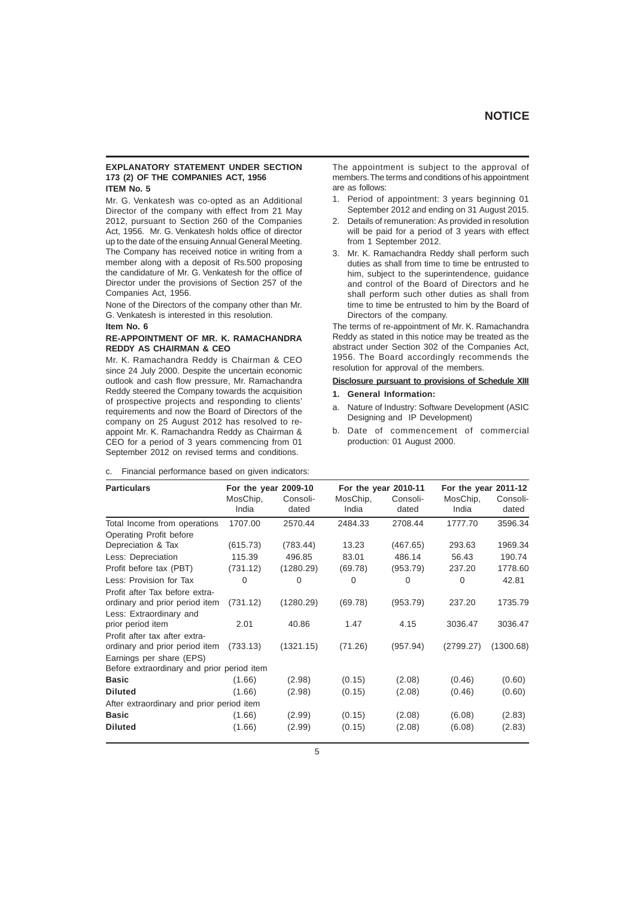## EXPLANATORY STATEMENT UNDER SECTION 173 (2) OF THE COMPANIES ACT, 1956

### ITEM No. 5

Mr. G. Venkatesh was co-opted as an Additional Director of the company with effect from 21 May 2012, pursuant to Section 260 of the Companies Act, 1956. Mr. G. Venkatesh holds office of director up to the date of the ensuing Annual General Meeting. The Company has received notice in writing from a member along with a deposit of Rs.500 proposing the candidature of Mr. G. Venkatesh for the office of Director under the provisions of Section 257 of the Companies Act, 1956.

None of the Directors of the company other than Mr. G. Venkatesh is interested in this resolution.

### Item No. 6

### RE-APPOINTMENT OF MR. K. RAMACHANDRA REDDY AS CHAIRMAN & CEO

Mr. K. Ramachandra Reddy is Chairman & CEO since 24 July 2000. Despite the uncertain economic outlook and cash flow pressure, Mr. Ramachandra Reddy steered the Company towards the acquisition of prospective projects and responding to clients' requirements and now the Board of Directors of the company on 25 August 2012 has resolved to re-appoint Mr. K. Ramachandra Reddy as Chairman & CEO for a period of 3 years commencing from 01 September 2012 on revised terms and conditions.

The appointment is subject to the approval of members. The terms and conditions of his appointment are as follows:

1. Period of appointment: 3 years beginning 01 September 2012 and ending on 31 August 2015.
2. Details of remuneration: As provided in resolution will be paid for a period of 3 years with effect from 1 September 2012.
3. Mr. K. Ramachandra Reddy shall perform such duties as shall from time to time be entrusted to him, subject to the superintendence, guidance and control of the Board of Directors and he shall perform such other duties as shall from time to time be entrusted to him by the Board of Directors of the company.

The terms of re-appointment of Mr. K. Ramachandra Reddy as stated in this notice may be treated as the abstract under Section 302 of the Companies Act, 1956. The Board accordingly recommends the resolution for approval of the members.

**Disclosure pursuant to provisions of Schedule XIII**

**1. General Information:**

a. Nature of Industry: Software Development (ASIC Designing and IP Development)

b. Date of commencement of commercial production: 01 August 2000.

c. Financial performance based on given indicators:

| Particulars | For the year 2009-10 | | For the year 2010-11 | | For the year 2011-12 | |
|---|---|---|---|---|---|---|
| | MosChip, India | Consolidated | MosChip, India | Consolidated | MosChip, India | Consolidated |
| Total Income from operations | 1707.00 | 2570.44 | 2484.33 | 2708.44 | 1777.70 | 3596.34 |
| Operating Profit before Depreciation & Tax | (615.73) | (783.44) | 13.23 | (467.65) | 293.63 | 1969.34 |
| Less: Depreciation | 115.39 | 496.85 | 83.01 | 486.14 | 56.43 | 190.74 |
| Profit before tax (PBT) | (731.12) | (1280.29) | (69.78) | (953.79) | 237.20 | 1778.60 |
| Less: Provision for Tax | 0 | 0 | 0 | 0 | 0 | 42.81 |
| Profit after Tax before extra-ordinary and prior period item | (731.12) | (1280.29) | (69.78) | (953.79) | 237.20 | 1735.79 |
| Less: Extraordinary and prior period item | 2.01 | 40.86 | 1.47 | 4.15 | 3036.47 | 3036.47 |
| Profit after tax after extra-ordinary and prior period item | (733.13) | (1321.15) | (71.26) | (957.94) | (2799.27) | (1300.68) |
| Earnings per share (EPS) | | | | | | |
| Before extraordinary and prior period item | | | | | | |
| **Basic** | (1.66) | (2.98) | (0.15) | (2.08) | (0.46) | (0.60) |
| **Diluted** | (1.66) | (2.98) | (0.15) | (2.08) | (0.46) | (0.60) |
| After extraordinary and prior period item | | | | | | |
| **Basic** | (1.66) | (2.99) | (0.15) | (2.08) | (6.08) | (2.83) |
| **Diluted** | (1.66) | (2.99) | (0.15) | (2.08) | (6.08) | (2.83) |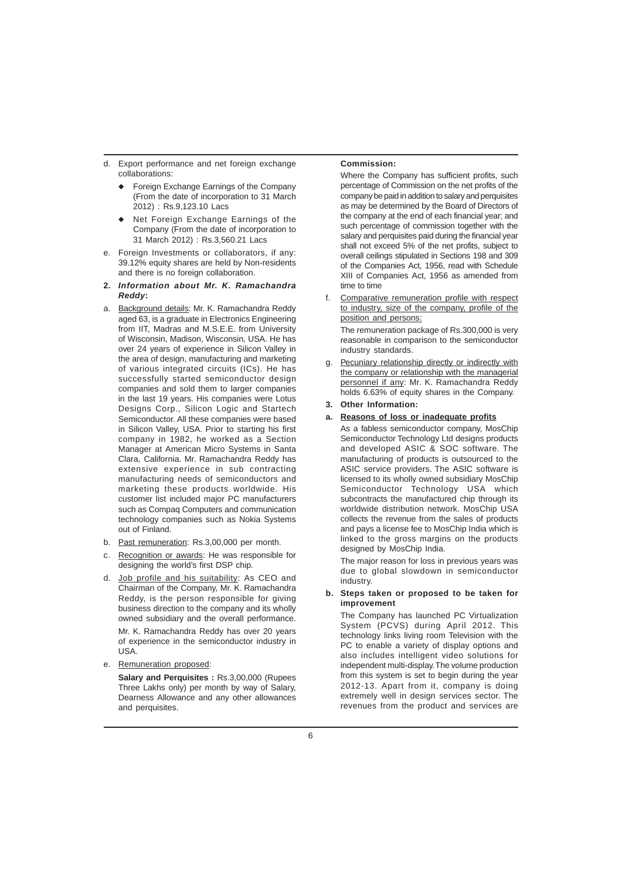d. Export performance and net foreign exchange collaborations:

   - Foreign Exchange Earnings of the Company (From the date of incorporation to 31 March 2012) : Rs.9,123.10 Lacs
   - Net Foreign Exchange Earnings of the Company (From the date of incorporation to 31 March 2012) : Rs.3,560.21 Lacs

e. Foreign Investments or collaborators, if any: 39.12% equity shares are held by Non-residents and there is no foreign collaboration.

**2. *Information about Mr. K. Ramachandra Reddy*:**

a. Background details: Mr. K. Ramachandra Reddy aged 63, is a graduate in Electronics Engineering from IIT, Madras and M.S.E.E. from University of Wisconsin, Madison, Wisconsin, USA. He has over 24 years of experience in Silicon Valley in the area of design, manufacturing and marketing of various integrated circuits (ICs). He has successfully started semiconductor design companies and sold them to larger companies in the last 19 years. His companies were Lotus Designs Corp., Silicon Logic and Startech Semiconductor. All these companies were based in Silicon Valley, USA. Prior to starting his first company in 1982, he worked as a Section Manager at American Micro Systems in Santa Clara, California. Mr. Ramachandra Reddy has extensive experience in sub contracting manufacturing needs of semiconductors and marketing these products worldwide. His customer list included major PC manufacturers such as Compaq Computers and communication technology companies such as Nokia Systems out of Finland.

b. Past remuneration: Rs.3,00,000 per month.

c. Recognition or awards: He was responsible for designing the world's first DSP chip.

d. Job profile and his suitability: As CEO and Chairman of the Company, Mr. K. Ramachandra Reddy, is the person responsible for giving business direction to the company and its wholly owned subsidiary and the overall performance.

   Mr. K. Ramachandra Reddy has over 20 years of experience in the semiconductor industry in USA.

e. Remuneration proposed:

   **Salary and Perquisites :** Rs.3,00,000 (Rupees Three Lakhs only) per month by way of Salary, Dearness Allowance and any other allowances and perquisites.

   **Commission:**

   Where the Company has sufficient profits, such percentage of Commission on the net profits of the company be paid in addition to salary and perquisites as may be determined by the Board of Directors of the company at the end of each financial year; and such percentage of commission together with the salary and perquisites paid during the financial year shall not exceed 5% of the net profits, subject to overall ceilings stipulated in Sections 198 and 309 of the Companies Act, 1956, read with Schedule XIII of Companies Act, 1956 as amended from time to time

f. Comparative remuneration profile with respect to industry, size of the company, profile of the position and persons:

   The remuneration package of Rs.300,000 is very reasonable in comparison to the semiconductor industry standards.

g. Pecuniary relationship directly or indirectly with the company or relationship with the managerial personnel if any: Mr. K. Ramachandra Reddy holds 6.63% of equity shares in the Company.

**3. Other Information:**

**a. Reasons of loss or inadequate profits**

As a fabless semiconductor company, MosChip Semiconductor Technology Ltd designs products and developed ASIC & SOC software. The manufacturing of products is outsourced to the ASIC service providers. The ASIC software is licensed to its wholly owned subsidiary MosChip Semiconductor Technology USA which subcontracts the manufactured chip through its worldwide distribution network. MosChip USA collects the revenue from the sales of products and pays a license fee to MosChip India which is linked to the gross margins on the products designed by MosChip India.

The major reason for loss in previous years was due to global slowdown in semiconductor industry.

**b. Steps taken or proposed to be taken for improvement**

The Company has launched PC Virtualization System (PCVS) during April 2012. This technology links living room Television with the PC to enable a variety of display options and also includes intelligent video solutions for independent multi-display. The volume production from this system is set to begin during the year 2012-13. Apart from it, company is doing extremely well in design services sector. The revenues from the product and services are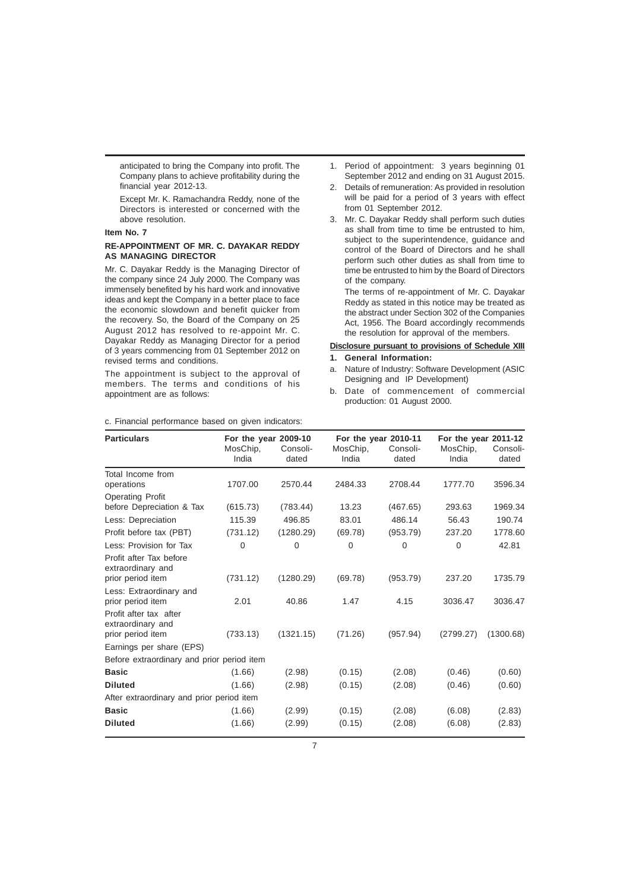anticipated to bring the Company into profit. The Company plans to achieve profitability during the financial year 2012-13.

Except Mr. K. Ramachandra Reddy, none of the Directors is interested or concerned with the above resolution.

**Item No. 7**

**RE-APPOINTMENT OF MR. C. DAYAKAR REDDY AS MANAGING DIRECTOR**

Mr. C. Dayakar Reddy is the Managing Director of the company since 24 July 2000. The Company was immensely benefited by his hard work and innovative ideas and kept the Company in a better place to face the economic slowdown and benefit quicker from the recovery. So, the Board of the Company on 25 August 2012 has resolved to re-appoint Mr. C. Dayakar Reddy as Managing Director for a period of 3 years commencing from 01 September 2012 on revised terms and conditions.

The appointment is subject to the approval of members. The terms and conditions of his appointment are as follows:

1. Period of appointment: 3 years beginning 01 September 2012 and ending on 31 August 2015.
2. Details of remuneration: As provided in resolution will be paid for a period of 3 years with effect from 01 September 2012.
3. Mr. C. Dayakar Reddy shall perform such duties as shall from time to time be entrusted to him, subject to the superintendence, guidance and control of the Board of Directors and he shall perform such other duties as shall from time to time be entrusted to him by the Board of Directors of the company.

   The terms of re-appointment of Mr. C. Dayakar Reddy as stated in this notice may be treated as the abstract under Section 302 of the Companies Act, 1956. The Board accordingly recommends the resolution for approval of the members.

**Disclosure pursuant to provisions of Schedule XIII**

**1. General Information:**

a. Nature of Industry: Software Development (ASIC Designing and IP Development)

b. Date of commencement of commercial production: 01 August 2000.

c. Financial performance based on given indicators:

| Particulars | For the year 2009-10 | | For the year 2010-11 | | For the year 2011-12 | |
|---|---|---|---|---|---|---|
| | MosChip, India | Consolidated | MosChip, India | Consolidated | MosChip, India | Consolidated |
| Total Income from operations | 1707.00 | 2570.44 | 2484.33 | 2708.44 | 1777.70 | 3596.34 |
| Operating Profit before Depreciation & Tax | (615.73) | (783.44) | 13.23 | (467.65) | 293.63 | 1969.34 |
| Less: Depreciation | 115.39 | 496.85 | 83.01 | 486.14 | 56.43 | 190.74 |
| Profit before tax (PBT) | (731.12) | (1280.29) | (69.78) | (953.79) | 237.20 | 1778.60 |
| Less: Provision for Tax | 0 | 0 | 0 | 0 | 0 | 42.81 |
| Profit after Tax before extraordinary and prior period item | (731.12) | (1280.29) | (69.78) | (953.79) | 237.20 | 1735.79 |
| Less: Extraordinary and prior period item | 2.01 | 40.86 | 1.47 | 4.15 | 3036.47 | 3036.47 |
| Profit after tax after extraordinary and prior period item | (733.13) | (1321.15) | (71.26) | (957.94) | (2799.27) | (1300.68) |
| Earnings per share (EPS) | | | | | | |
| Before extraordinary and prior period item | | | | | | |
| **Basic** | (1.66) | (2.98) | (0.15) | (2.08) | (0.46) | (0.60) |
| **Diluted** | (1.66) | (2.98) | (0.15) | (2.08) | (0.46) | (0.60) |
| After extraordinary and prior period item | | | | | | |
| **Basic** | (1.66) | (2.99) | (0.15) | (2.08) | (6.08) | (2.83) |
| **Diluted** | (1.66) | (2.99) | (0.15) | (2.08) | (6.08) | (2.83) |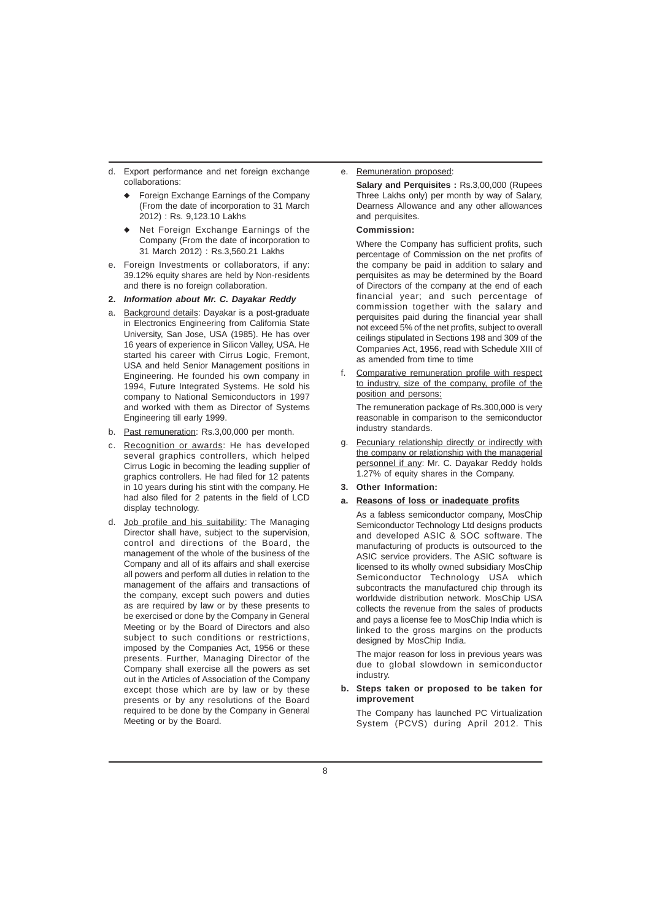d. Export performance and net foreign exchange collaborations:

   - Foreign Exchange Earnings of the Company (From the date of incorporation to 31 March 2012) : Rs. 9,123.10 Lakhs
   - Net Foreign Exchange Earnings of the Company (From the date of incorporation to 31 March 2012) : Rs.3,560.21 Lakhs

e. Foreign Investments or collaborators, if any: 39.12% equity shares are held by Non-residents and there is no foreign collaboration.

**2. *Information about Mr. C. Dayakar Reddy***

a. Background details: Dayakar is a post-graduate in Electronics Engineering from California State University, San Jose, USA (1985). He has over 16 years of experience in Silicon Valley, USA. He started his career with Cirrus Logic, Fremont, USA and held Senior Management positions in Engineering. He founded his own company in 1994, Future Integrated Systems. He sold his company to National Semiconductors in 1997 and worked with them as Director of Systems Engineering till early 1999.

b. Past remuneration: Rs.3,00,000 per month.

c. Recognition or awards: He has developed several graphics controllers, which helped Cirrus Logic in becoming the leading supplier of graphics controllers. He had filed for 12 patents in 10 years during his stint with the company. He had also filed for 2 patents in the field of LCD display technology.

d. Job profile and his suitability: The Managing Director shall have, subject to the supervision, control and directions of the Board, the management of the whole of the business of the Company and all of its affairs and shall exercise all powers and perform all duties in relation to the management of the affairs and transactions of the company, except such powers and duties as are required by law or by these presents to be exercised or done by the Company in General Meeting or by the Board of Directors and also subject to such conditions or restrictions, imposed by the Companies Act, 1956 or these presents. Further, Managing Director of the Company shall exercise all the powers as set out in the Articles of Association of the Company except those which are by law or by these presents or by any resolutions of the Board required to be done by the Company in General Meeting or by the Board.

e. Remuneration proposed:

   **Salary and Perquisites :** Rs.3,00,000 (Rupees Three Lakhs only) per month by way of Salary, Dearness Allowance and any other allowances and perquisites.

   **Commission:**

   Where the Company has sufficient profits, such percentage of Commission on the net profits of the company be paid in addition to salary and perquisites as may be determined by the Board of Directors of the company at the end of each financial year; and such percentage of commission together with the salary and perquisites paid during the financial year shall not exceed 5% of the net profits, subject to overall ceilings stipulated in Sections 198 and 309 of the Companies Act, 1956, read with Schedule XIII of as amended from time to time

f. Comparative remuneration profile with respect to industry, size of the company, profile of the position and persons:

   The remuneration package of Rs.300,000 is very reasonable in comparison to the semiconductor industry standards.

g. Pecuniary relationship directly or indirectly with the company or relationship with the managerial personnel if any: Mr. C. Dayakar Reddy holds 1.27% of equity shares in the Company.

**3. Other Information:**

**a. Reasons of loss or inadequate profits**

As a fabless semiconductor company, MosChip Semiconductor Technology Ltd designs products and developed ASIC & SOC software. The manufacturing of products is outsourced to the ASIC service providers. The ASIC software is licensed to its wholly owned subsidiary MosChip Semiconductor Technology USA which subcontracts the manufactured chip through its worldwide distribution network. MosChip USA collects the revenue from the sales of products and pays a license fee to MosChip India which is linked to the gross margins on the products designed by MosChip India.

The major reason for loss in previous years was due to global slowdown in semiconductor industry.

**b. Steps taken or proposed to be taken for improvement**

The Company has launched PC Virtualization System (PCVS) during April 2012. This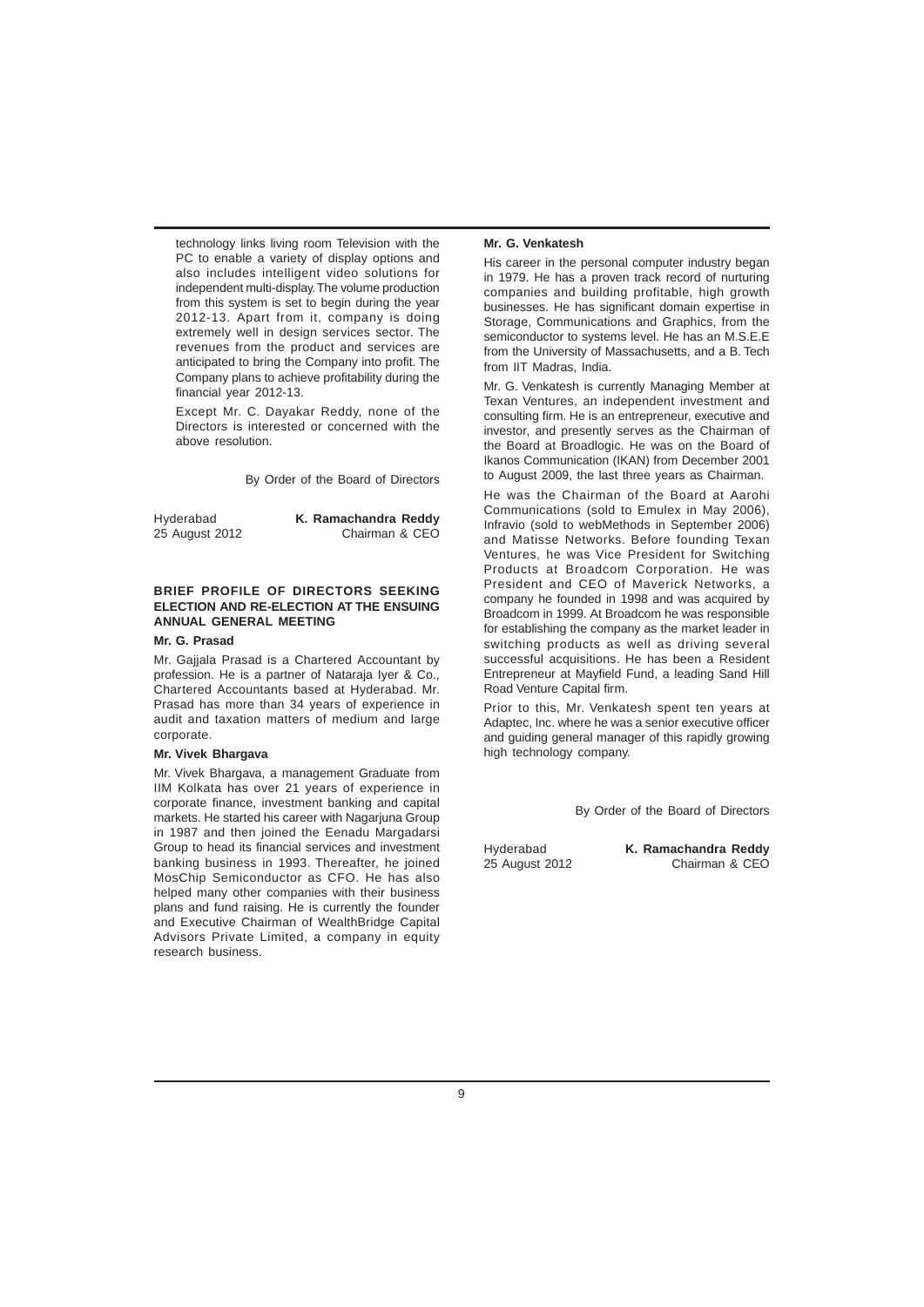technology links living room Television with the PC to enable a variety of display options and also includes intelligent video solutions for independent multi-display. The volume production from this system is set to begin during the year 2012-13. Apart from it, company is doing extremely well in design services sector. The revenues from the product and services are anticipated to bring the Company into profit. The Company plans to achieve profitability during the financial year 2012-13.

Except Mr. C. Dayakar Reddy, none of the Directors is interested or concerned with the above resolution.

By Order of the Board of Directors

Hyderabad
25 August 2012

**K. Ramachandra Reddy**
Chairman & CEO

## BRIEF PROFILE OF DIRECTORS SEEKING ELECTION AND RE-ELECTION AT THE ENSUING ANNUAL GENERAL MEETING

### Mr. G. Prasad

Mr. Gajjala Prasad is a Chartered Accountant by profession. He is a partner of Nataraja Iyer & Co., Chartered Accountants based at Hyderabad. Mr. Prasad has more than 34 years of experience in audit and taxation matters of medium and large corporate.

### Mr. Vivek Bhargava

Mr. Vivek Bhargava, a management Graduate from IIM Kolkata has over 21 years of experience in corporate finance, investment banking and capital markets. He started his career with Nagarjuna Group in 1987 and then joined the Eenadu Margadarsi Group to head its financial services and investment banking business in 1993. Thereafter, he joined MosChip Semiconductor as CFO. He has also helped many other companies with their business plans and fund raising. He is currently the founder and Executive Chairman of WealthBridge Capital Advisors Private Limited, a company in equity research business.

### Mr. G. Venkatesh

His career in the personal computer industry began in 1979. He has a proven track record of nurturing companies and building profitable, high growth businesses. He has significant domain expertise in Storage, Communications and Graphics, from the semiconductor to systems level. He has an M.S.E.E from the University of Massachusetts, and a B. Tech from IIT Madras, India.

Mr. G. Venkatesh is currently Managing Member at Texan Ventures, an independent investment and consulting firm. He is an entrepreneur, executive and investor, and presently serves as the Chairman of the Board at Broadlogic. He was on the Board of Ikanos Communication (IKAN) from December 2001 to August 2009, the last three years as Chairman.

He was the Chairman of the Board at Aarohi Communications (sold to Emulex in May 2006), Infravio (sold to webMethods in September 2006) and Matisse Networks. Before founding Texan Ventures, he was Vice President for Switching Products at Broadcom Corporation. He was President and CEO of Maverick Networks, a company he founded in 1998 and was acquired by Broadcom in 1999. At Broadcom he was responsible for establishing the company as the market leader in switching products as well as driving several successful acquisitions. He has been a Resident Entrepreneur at Mayfield Fund, a leading Sand Hill Road Venture Capital firm.

Prior to this, Mr. Venkatesh spent ten years at Adaptec, Inc. where he was a senior executive officer and guiding general manager of this rapidly growing high technology company.

By Order of the Board of Directors

Hyderabad
25 August 2012

**K. Ramachandra Reddy**
Chairman & CEO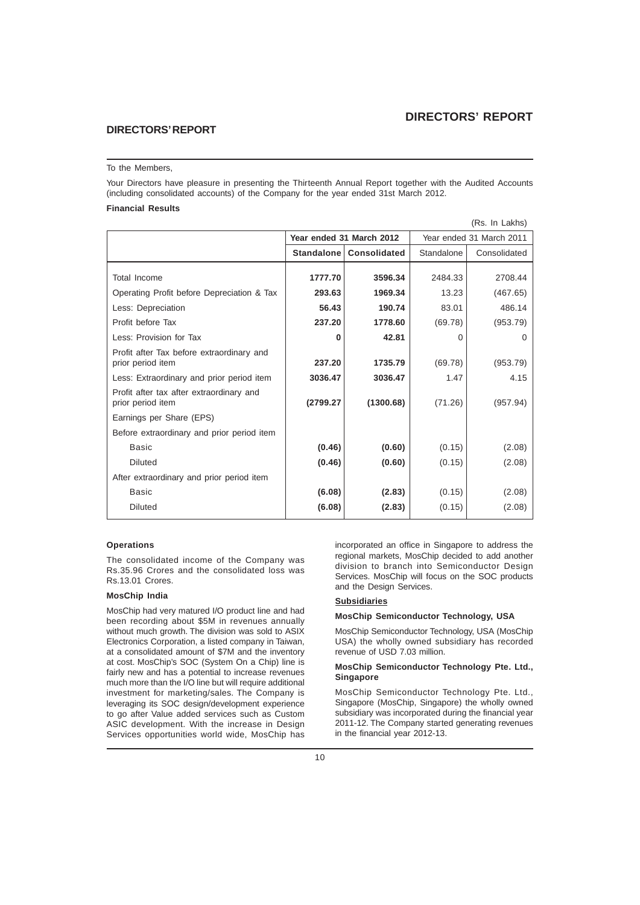# DIRECTORS' REPORT

## DIRECTORS' REPORT

To the Members,

Your Directors have pleasure in presenting the Thirteenth Annual Report together with the Audited Accounts (including consolidated accounts) of the Company for the year ended 31st March 2012.

**Financial Results**

(Rs. In Lakhs)

| | Year ended 31 March 2012 | | Year ended 31 March 2011 | |
|---|---|---|---|---|
| | **Standalone** | **Consolidated** | Standalone | Consolidated |
| Total Income | **1777.70** | **3596.34** | 2484.33 | 2708.44 |
| Operating Profit before Depreciation & Tax | **293.63** | **1969.34** | 13.23 | (467.65) |
| Less: Depreciation | **56.43** | **190.74** | 83.01 | 486.14 |
| Profit before Tax | **237.20** | **1778.60** | (69.78) | (953.79) |
| Less: Provision for Tax | **0** | **42.81** | 0 | 0 |
| Profit after Tax before extraordinary and prior period item | **237.20** | **1735.79** | (69.78) | (953.79) |
| Less: Extraordinary and prior period item | **3036.47** | **3036.47** | 1.47 | 4.15 |
| Profit after tax after extraordinary and prior period item | **(2799.27** | **(1300.68)** | (71.26) | (957.94) |
| Earnings per Share (EPS) | | | | |
| Before extraordinary and prior period item | | | | |
| Basic | **(0.46)** | **(0.60)** | (0.15) | (2.08) |
| Diluted | **(0.46)** | **(0.60)** | (0.15) | (2.08) |
| After extraordinary and prior period item | | | | |
| Basic | **(6.08)** | **(2.83)** | (0.15) | (2.08) |
| Diluted | **(6.08)** | **(2.83)** | (0.15) | (2.08) |

**Operations**

The consolidated income of the Company was Rs.35.96 Crores and the consolidated loss was Rs.13.01 Crores.

**MosChip India**

MosChip had very matured I/O product line and had been recording about $5M in revenues annually without much growth. The division was sold to ASIX Electronics Corporation, a listed company in Taiwan, at a consolidated amount of $7M and the inventory at cost. MosChip's SOC (System On a Chip) line is fairly new and has a potential to increase revenues much more than the I/O line but will require additional investment for marketing/sales. The Company is leveraging its SOC design/development experience to go after Value added services such as Custom ASIC development. With the increase in Design Services opportunities world wide, MosChip has incorporated an office in Singapore to address the regional markets, MosChip decided to add another division to branch into Semiconductor Design Services. MosChip will focus on the SOC products and the Design Services.

**Subsidiaries**

**MosChip Semiconductor Technology, USA**

MosChip Semiconductor Technology, USA (MosChip USA) the wholly owned subsidiary has recorded revenue of USD 7.03 million.

**MosChip Semiconductor Technology Pte. Ltd., Singapore**

MosChip Semiconductor Technology Pte. Ltd., Singapore (MosChip, Singapore) the wholly owned subsidiary was incorporated during the financial year 2011-12. The Company started generating revenues in the financial year 2012-13.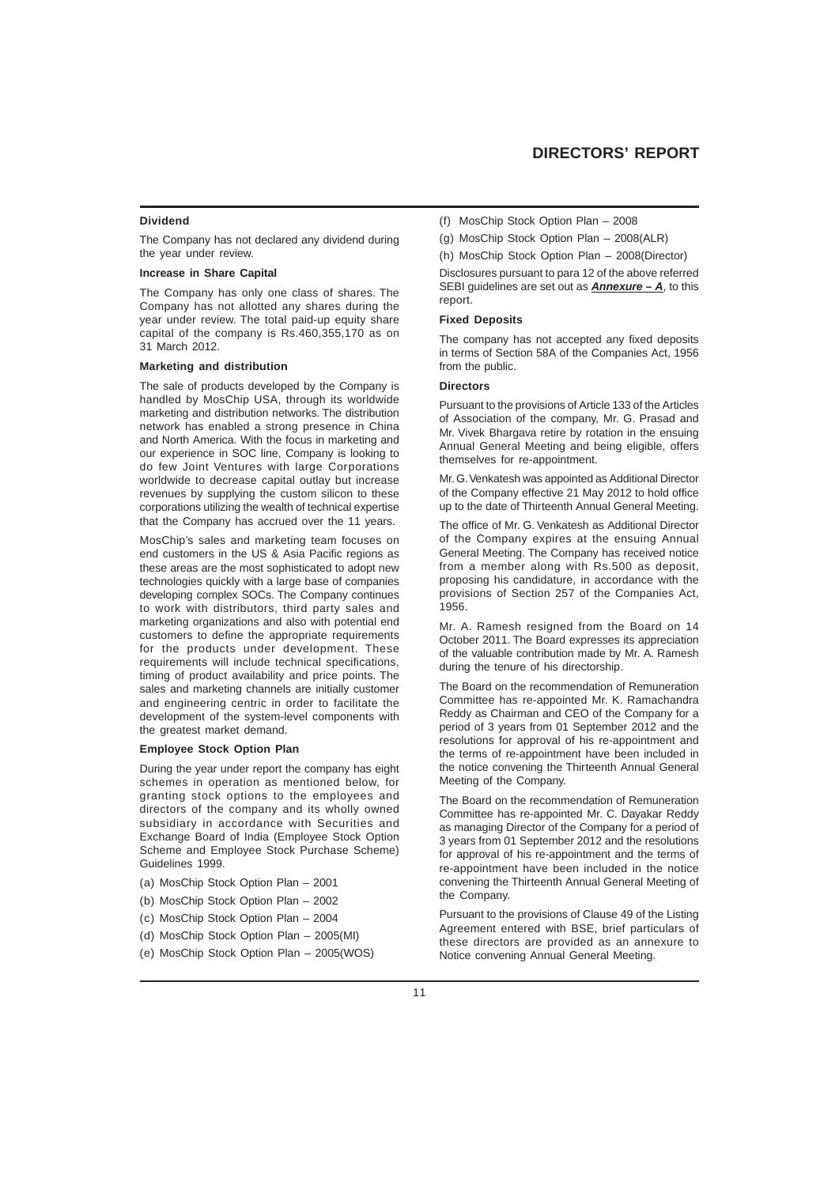### Dividend

The Company has not declared any dividend during the year under review.

### Increase in Share Capital

The Company has only one class of shares. The Company has not allotted any shares during the year under review. The total paid-up equity share capital of the company is Rs.460,355,170 as on 31 March 2012.

### Marketing and distribution

The sale of products developed by the Company is handled by MosChip USA, through its worldwide marketing and distribution networks. The distribution network has enabled a strong presence in China and North America. With the focus in marketing and our experience in SOC line, Company is looking to do few Joint Ventures with large Corporations worldwide to decrease capital outlay but increase revenues by supplying the custom silicon to these corporations utilizing the wealth of technical expertise that the Company has accrued over the 11 years.

MosChip's sales and marketing team focuses on end customers in the US & Asia Pacific regions as these areas are the most sophisticated to adopt new technologies quickly with a large base of companies developing complex SOCs. The Company continues to work with distributors, third party sales and marketing organizations and also with potential end customers to define the appropriate requirements for the products under development. These requirements will include technical specifications, timing of product availability and price points. The sales and marketing channels are initially customer and engineering centric in order to facilitate the development of the system-level components with the greatest market demand.

### Employee Stock Option Plan

During the year under report the company has eight schemes in operation as mentioned below, for granting stock options to the employees and directors of the company and its wholly owned subsidiary in accordance with Securities and Exchange Board of India (Employee Stock Option Scheme and Employee Stock Purchase Scheme) Guidelines 1999.

(a) MosChip Stock Option Plan – 2001

(b) MosChip Stock Option Plan – 2002

(c) MosChip Stock Option Plan – 2004

(d) MosChip Stock Option Plan – 2005(MI)

(e) MosChip Stock Option Plan – 2005(WOS)

(f) MosChip Stock Option Plan – 2008

(g) MosChip Stock Option Plan – 2008(ALR)

(h) MosChip Stock Option Plan – 2008(Director)

Disclosures pursuant to para 12 of the above referred SEBI guidelines are set out as ***Annexure – A***, to this report.

### Fixed Deposits

The company has not accepted any fixed deposits in terms of Section 58A of the Companies Act, 1956 from the public.

### Directors

Pursuant to the provisions of Article 133 of the Articles of Association of the company, Mr. G. Prasad and Mr. Vivek Bhargava retire by rotation in the ensuing Annual General Meeting and being eligible, offers themselves for re-appointment.

Mr. G. Venkatesh was appointed as Additional Director of the Company effective 21 May 2012 to hold office up to the date of Thirteenth Annual General Meeting.

The office of Mr. G. Venkatesh as Additional Director of the Company expires at the ensuing Annual General Meeting. The Company has received notice from a member along with Rs.500 as deposit, proposing his candidature, in accordance with the provisions of Section 257 of the Companies Act, 1956.

Mr. A. Ramesh resigned from the Board on 14 October 2011. The Board expresses its appreciation of the valuable contribution made by Mr. A. Ramesh during the tenure of his directorship.

The Board on the recommendation of Remuneration Committee has re-appointed Mr. K. Ramachandra Reddy as Chairman and CEO of the Company for a period of 3 years from 01 September 2012 and the resolutions for approval of his re-appointment and the terms of re-appointment have been included in the notice convening the Thirteenth Annual General Meeting of the Company.

The Board on the recommendation of Remuneration Committee has re-appointed Mr. C. Dayakar Reddy as managing Director of the Company for a period of 3 years from 01 September 2012 and the resolutions for approval of his re-appointment and the terms of re-appointment have been included in the notice convening the Thirteenth Annual General Meeting of the Company.

Pursuant to the provisions of Clause 49 of the Listing Agreement entered with BSE, brief particulars of these directors are provided as an annexure to Notice convening Annual General Meeting.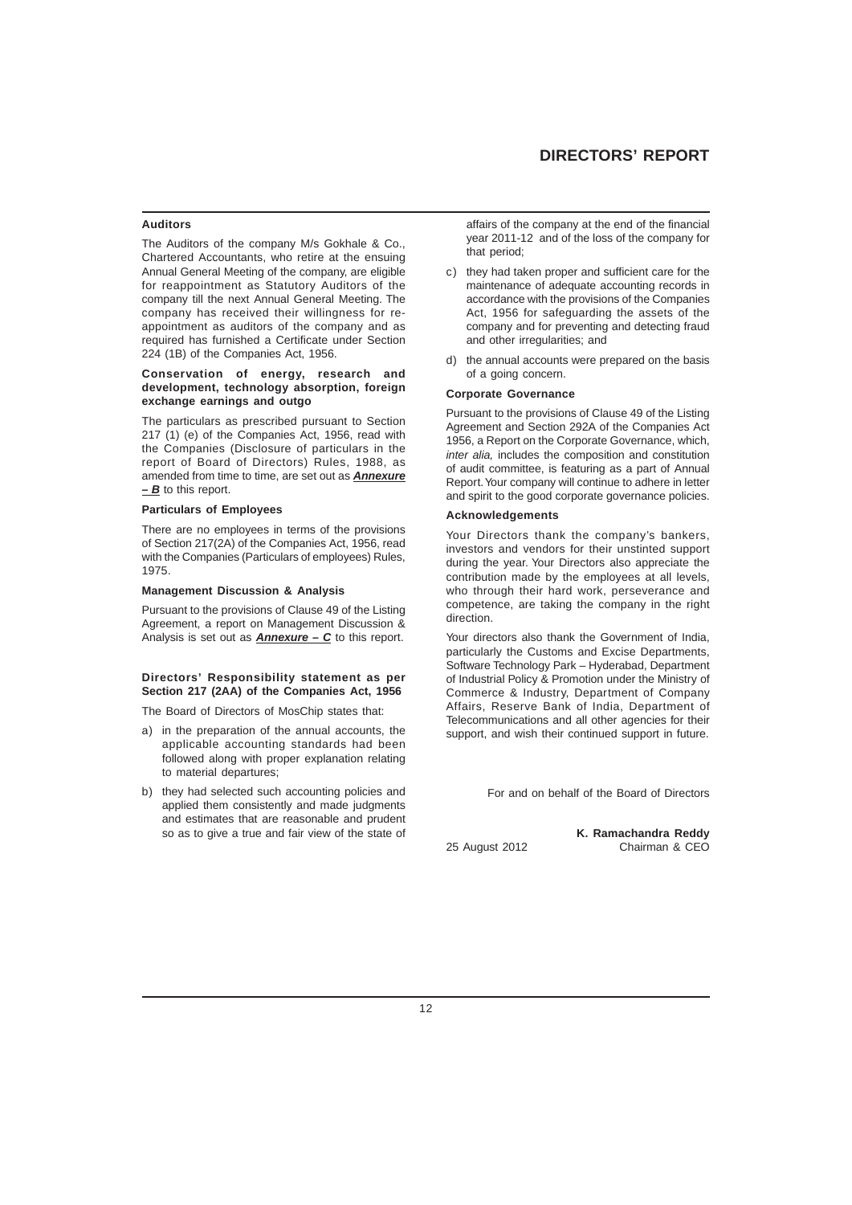### Auditors

The Auditors of the company M/s Gokhale & Co., Chartered Accountants, who retire at the ensuing Annual General Meeting of the company, are eligible for reappointment as Statutory Auditors of the company till the next Annual General Meeting. The company has received their willingness for re-appointment as auditors of the company and as required has furnished a Certificate under Section 224 (1B) of the Companies Act, 1956.

### Conservation of energy, research and development, technology absorption, foreign exchange earnings and outgo

The particulars as prescribed pursuant to Section 217 (1) (e) of the Companies Act, 1956, read with the Companies (Disclosure of particulars in the report of Board of Directors) Rules, 1988, as amended from time to time, are set out as ***Annexure – B*** to this report.

### Particulars of Employees

There are no employees in terms of the provisions of Section 217(2A) of the Companies Act, 1956, read with the Companies (Particulars of employees) Rules, 1975.

### Management Discussion & Analysis

Pursuant to the provisions of Clause 49 of the Listing Agreement, a report on Management Discussion & Analysis is set out as ***Annexure – C*** to this report.

### Directors' Responsibility statement as per Section 217 (2AA) of the Companies Act, 1956

The Board of Directors of MosChip states that:

a) in the preparation of the annual accounts, the applicable accounting standards had been followed along with proper explanation relating to material departures;

b) they had selected such accounting policies and applied them consistently and made judgments and estimates that are reasonable and prudent so as to give a true and fair view of the state of affairs of the company at the end of the financial year 2011-12 and of the loss of the company for that period;

c) they had taken proper and sufficient care for the maintenance of adequate accounting records in accordance with the provisions of the Companies Act, 1956 for safeguarding the assets of the company and for preventing and detecting fraud and other irregularities; and

d) the annual accounts were prepared on the basis of a going concern.

### Corporate Governance

Pursuant to the provisions of Clause 49 of the Listing Agreement and Section 292A of the Companies Act 1956, a Report on the Corporate Governance, which, *inter alia,* includes the composition and constitution of audit committee, is featuring as a part of Annual Report. Your company will continue to adhere in letter and spirit to the good corporate governance policies.

### Acknowledgements

Your Directors thank the company's bankers, investors and vendors for their unstinted support during the year. Your Directors also appreciate the contribution made by the employees at all levels, who through their hard work, perseverance and competence, are taking the company in the right direction.

Your directors also thank the Government of India, particularly the Customs and Excise Departments, Software Technology Park – Hyderabad, Department of Industrial Policy & Promotion under the Ministry of Commerce & Industry, Department of Company Affairs, Reserve Bank of India, Department of Telecommunications and all other agencies for their support, and wish their continued support in future.

For and on behalf of the Board of Directors

25 August 2012

**K. Ramachandra Reddy**
Chairman & CEO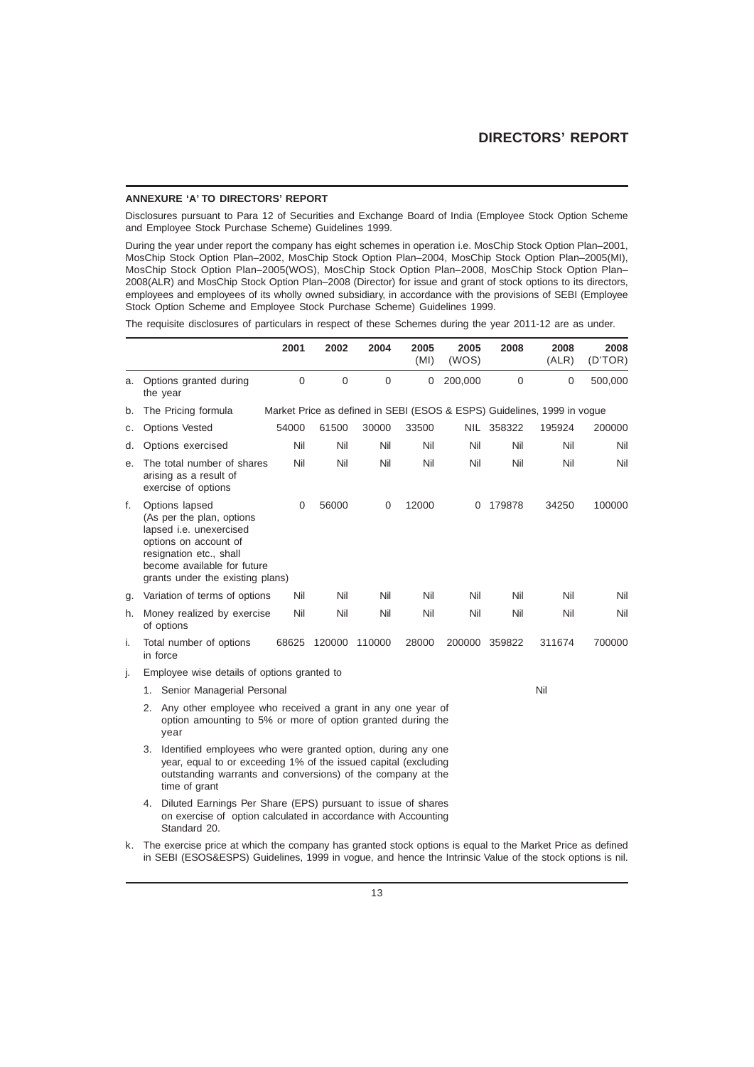## ANNEXURE 'A' TO DIRECTORS' REPORT

Disclosures pursuant to Para 12 of Securities and Exchange Board of India (Employee Stock Option Scheme and Employee Stock Purchase Scheme) Guidelines 1999.

During the year under report the company has eight schemes in operation i.e. MosChip Stock Option Plan–2001, MosChip Stock Option Plan–2002, MosChip Stock Option Plan–2004, MosChip Stock Option Plan–2005(MI), MosChip Stock Option Plan–2005(WOS), MosChip Stock Option Plan–2008, MosChip Stock Option Plan–2008(ALR) and MosChip Stock Option Plan–2008 (Director) for issue and grant of stock options to its directors, employees and employees of its wholly owned subsidiary, in accordance with the provisions of SEBI (Employee Stock Option Scheme and Employee Stock Purchase Scheme) Guidelines 1999.

The requisite disclosures of particulars in respect of these Schemes during the year 2011-12 are as under.

| | | 2001 | 2002 | 2004 | 2005 (MI) | 2005 (WOS) | 2008 | 2008 (ALR) | 2008 (D'TOR) |
|---|---|---|---|---|---|---|---|---|---|
| a. | Options granted during the year | 0 | 0 | 0 | 0 | 200,000 | 0 | 0 | 500,000 |
| b. | The Pricing formula | Market Price as defined in SEBI (ESOS & ESPS) Guidelines, 1999 in vogue | | | | | | | |
| c. | Options Vested | 54000 | 61500 | 30000 | 33500 | NIL | 358322 | 195924 | 200000 |
| d. | Options exercised | Nil | Nil | Nil | Nil | Nil | Nil | Nil | Nil |
| e. | The total number of shares arising as a result of exercise of options | Nil | Nil | Nil | Nil | Nil | Nil | Nil | Nil |
| f. | Options lapsed (As per the plan, options lapsed i.e. unexercised options on account of resignation etc., shall become available for future grants under the existing plans) | 0 | 56000 | 0 | 12000 | 0 | 179878 | 34250 | 100000 |
| g. | Variation of terms of options | Nil | Nil | Nil | Nil | Nil | Nil | Nil | Nil |
| h. | Money realized by exercise of options | Nil | Nil | Nil | Nil | Nil | Nil | Nil | Nil |
| i. | Total number of options in force | 68625 | 120000 | 110000 | 28000 | 200000 | 359822 | 311674 | 700000 |

j. Employee wise details of options granted to

1. Senior Managerial Personal — Nil
2. Any other employee who received a grant in any one year of option amounting to 5% or more of option granted during the year
3. Identified employees who were granted option, during any one year, equal to or exceeding 1% of the issued capital (excluding outstanding warrants and conversions) of the company at the time of grant
4. Diluted Earnings Per Share (EPS) pursuant to issue of shares on exercise of option calculated in accordance with Accounting Standard 20.

k. The exercise price at which the company has granted stock options is equal to the Market Price as defined in SEBI (ESOS&ESPS) Guidelines, 1999 in vogue, and hence the Intrinsic Value of the stock options is nil.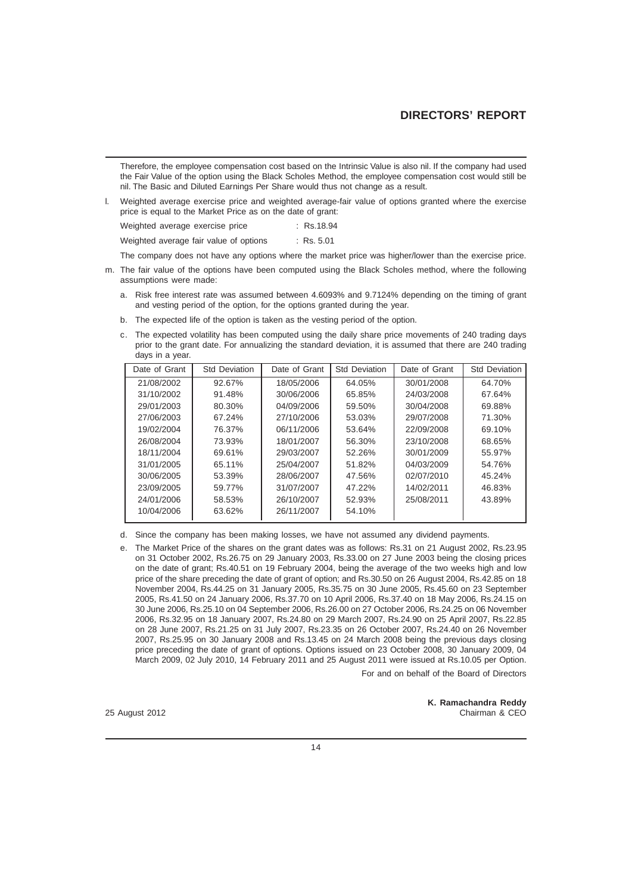Therefore, the employee compensation cost based on the Intrinsic Value is also nil. If the company had used the Fair Value of the option using the Black Scholes Method, the employee compensation cost would still be nil. The Basic and Diluted Earnings Per Share would thus not change as a result.

l. Weighted average exercise price and weighted average-fair value of options granted where the exercise price is equal to the Market Price as on the date of grant:

Weighted average exercise price : Rs.18.94

Weighted average fair value of options : Rs. 5.01

The company does not have any options where the market price was higher/lower than the exercise price.

m. The fair value of the options have been computed using the Black Scholes method, where the following assumptions were made:

   a. Risk free interest rate was assumed between 4.6093% and 9.7124% depending on the timing of grant and vesting period of the option, for the options granted during the year.

   b. The expected life of the option is taken as the vesting period of the option.

   c. The expected volatility has been computed using the daily share price movements of 240 trading days prior to the grant date. For annualizing the standard deviation, it is assumed that there are 240 trading days in a year.

| Date of Grant | Std Deviation | Date of Grant | Std Deviation | Date of Grant | Std Deviation |
|---|---|---|---|---|---|
| 21/08/2002 | 92.67% | 18/05/2006 | 64.05% | 30/01/2008 | 64.70% |
| 31/10/2002 | 91.48% | 30/06/2006 | 65.85% | 24/03/2008 | 67.64% |
| 29/01/2003 | 80.30% | 04/09/2006 | 59.50% | 30/04/2008 | 69.88% |
| 27/06/2003 | 67.24% | 27/10/2006 | 53.03% | 29/07/2008 | 71.30% |
| 19/02/2004 | 76.37% | 06/11/2006 | 53.64% | 22/09/2008 | 69.10% |
| 26/08/2004 | 73.93% | 18/01/2007 | 56.30% | 23/10/2008 | 68.65% |
| 18/11/2004 | 69.61% | 29/03/2007 | 52.26% | 30/01/2009 | 55.97% |
| 31/01/2005 | 65.11% | 25/04/2007 | 51.82% | 04/03/2009 | 54.76% |
| 30/06/2005 | 53.39% | 28/06/2007 | 47.56% | 02/07/2010 | 45.24% |
| 23/09/2005 | 59.77% | 31/07/2007 | 47.22% | 14/02/2011 | 46.83% |
| 24/01/2006 | 58.53% | 26/10/2007 | 52.93% | 25/08/2011 | 43.89% |
| 10/04/2006 | 63.62% | 26/11/2007 | 54.10% | | |

   d. Since the company has been making losses, we have not assumed any dividend payments.

   e. The Market Price of the shares on the grant dates was as follows: Rs.31 on 21 August 2002, Rs.23.95 on 31 October 2002, Rs.26.75 on 29 January 2003, Rs.33.00 on 27 June 2003 being the closing prices on the date of grant; Rs.40.51 on 19 February 2004, being the average of the two weeks high and low price of the share preceding the date of grant of option; and Rs.30.50 on 26 August 2004, Rs.42.85 on 18 November 2004, Rs.44.25 on 31 January 2005, Rs.35.75 on 30 June 2005, Rs.45.60 on 23 September 2005, Rs.41.50 on 24 January 2006, Rs.37.70 on 10 April 2006, Rs.37.40 on 18 May 2006, Rs.24.15 on 30 June 2006, Rs.25.10 on 04 September 2006, Rs.26.00 on 27 October 2006, Rs.24.25 on 06 November 2006, Rs.32.95 on 18 January 2007, Rs.24.80 on 29 March 2007, Rs.24.90 on 25 April 2007, Rs.22.85 on 28 June 2007, Rs.21.25 on 31 July 2007, Rs.23.35 on 26 October 2007, Rs.24.40 on 26 November 2007, Rs.25.95 on 30 January 2008 and Rs.13.45 on 24 March 2008 being the previous days closing price preceding the date of grant of options. Options issued on 23 October 2008, 30 January 2009, 04 March 2009, 02 July 2010, 14 February 2011 and 25 August 2011 were issued at Rs.10.05 per Option.

For and on behalf of the Board of Directors

25 August 2012

**K. Ramachandra Reddy**
Chairman & CEO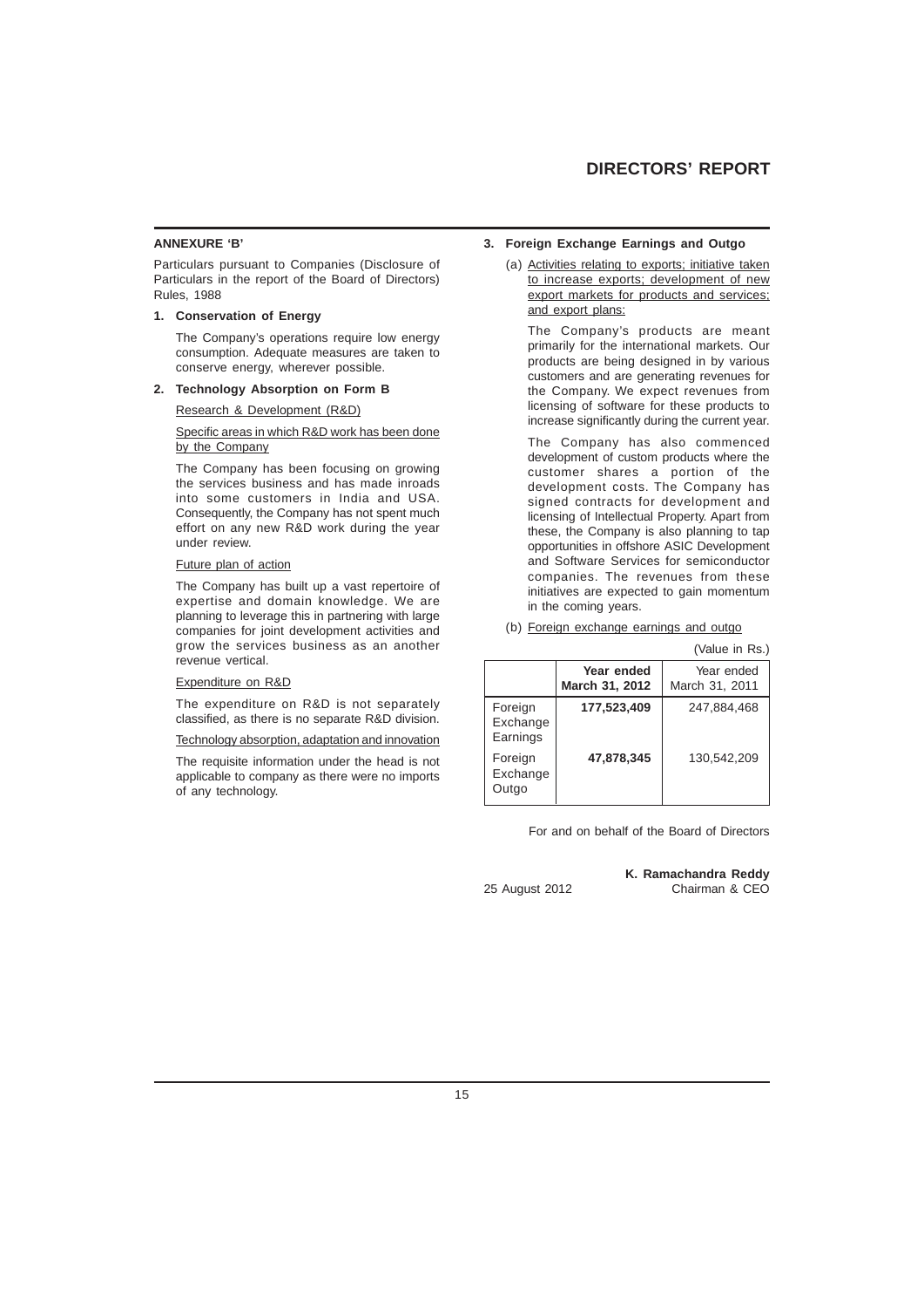## ANNEXURE 'B'

Particulars pursuant to Companies (Disclosure of Particulars in the report of the Board of Directors) Rules, 1988

### 1. Conservation of Energy

The Company's operations require low energy consumption. Adequate measures are taken to conserve energy, wherever possible.

### 2. Technology Absorption on Form B

Research & Development (R&D)

Specific areas in which R&D work has been done by the Company

The Company has been focusing on growing the services business and has made inroads into some customers in India and USA. Consequently, the Company has not spent much effort on any new R&D work during the year under review.

Future plan of action

The Company has built up a vast repertoire of expertise and domain knowledge. We are planning to leverage this in partnering with large companies for joint development activities and grow the services business as an another revenue vertical.

Expenditure on R&D

The expenditure on R&D is not separately classified, as there is no separate R&D division.

Technology absorption, adaptation and innovation

The requisite information under the head is not applicable to company as there were no imports of any technology.

### 3. Foreign Exchange Earnings and Outgo

(a) Activities relating to exports; initiative taken to increase exports; development of new export markets for products and services; and export plans:

The Company's products are meant primarily for the international markets. Our products are being designed in by various customers and are generating revenues for the Company. We expect revenues from licensing of software for these products to increase significantly during the current year.

The Company has also commenced development of custom products where the customer shares a portion of the development costs. The Company has signed contracts for development and licensing of Intellectual Property. Apart from these, the Company is also planning to tap opportunities in offshore ASIC Development and Software Services for semiconductor companies. The revenues from these initiatives are expected to gain momentum in the coming years.

(b) Foreign exchange earnings and outgo

(Value in Rs.)

| | **Year ended March 31, 2012** | Year ended March 31, 2011 |
|---|---|---|
| Foreign Exchange Earnings | **177,523,409** | 247,884,468 |
| Foreign Exchange Outgo | **47,878,345** | 130,542,209 |

For and on behalf of the Board of Directors

25 August 2012

**K. Ramachandra Reddy**
Chairman & CEO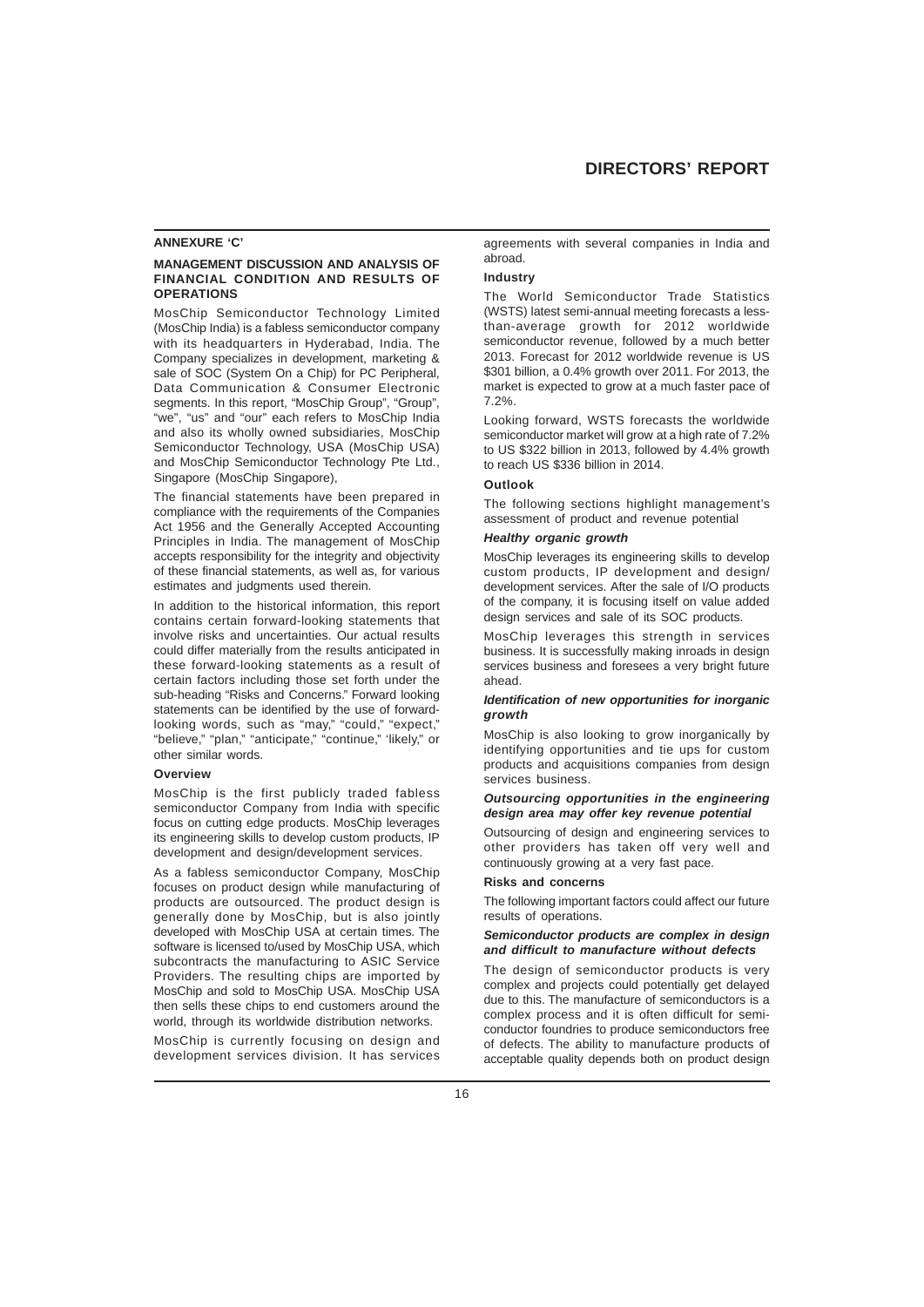**ANNEXURE 'C'**

## MANAGEMENT DISCUSSION AND ANALYSIS OF FINANCIAL CONDITION AND RESULTS OF OPERATIONS

MosChip Semiconductor Technology Limited (MosChip India) is a fabless semiconductor company with its headquarters in Hyderabad, India. The Company specializes in development, marketing & sale of SOC (System On a Chip) for PC Peripheral, Data Communication & Consumer Electronic segments. In this report, "MosChip Group", "Group", "we", "us" and "our" each refers to MosChip India and also its wholly owned subsidiaries, MosChip Semiconductor Technology, USA (MosChip USA) and MosChip Semiconductor Technology Pte Ltd., Singapore (MosChip Singapore),

The financial statements have been prepared in compliance with the requirements of the Companies Act 1956 and the Generally Accepted Accounting Principles in India. The management of MosChip accepts responsibility for the integrity and objectivity of these financial statements, as well as, for various estimates and judgments used therein.

In addition to the historical information, this report contains certain forward-looking statements that involve risks and uncertainties. Our actual results could differ materially from the results anticipated in these forward-looking statements as a result of certain factors including those set forth under the sub-heading "Risks and Concerns." Forward looking statements can be identified by the use of forward-looking words, such as "may," "could," "expect," "believe," "plan," "anticipate," "continue," 'likely," or other similar words.

### Overview

MosChip is the first publicly traded fabless semiconductor Company from India with specific focus on cutting edge products. MosChip leverages its engineering skills to develop custom products, IP development and design/development services.

As a fabless semiconductor Company, MosChip focuses on product design while manufacturing of products are outsourced. The product design is generally done by MosChip, but is also jointly developed with MosChip USA at certain times. The software is licensed to/used by MosChip USA, which subcontracts the manufacturing to ASIC Service Providers. The resulting chips are imported by MosChip and sold to MosChip USA. MosChip USA then sells these chips to end customers around the world, through its worldwide distribution networks.

MosChip is currently focusing on design and development services division. It has services agreements with several companies in India and abroad.

### Industry

The World Semiconductor Trade Statistics (WSTS) latest semi-annual meeting forecasts a less-than-average growth for 2012 worldwide semiconductor revenue, followed by a much better 2013. Forecast for 2012 worldwide revenue is US $301 billion, a 0.4% growth over 2011. For 2013, the market is expected to grow at a much faster pace of 7.2%.

Looking forward, WSTS forecasts the worldwide semiconductor market will grow at a high rate of 7.2% to US $322 billion in 2013, followed by 4.4% growth to reach US $336 billion in 2014.

### Outlook

The following sections highlight management's assessment of product and revenue potential

#### *Healthy organic growth*

MosChip leverages its engineering skills to develop custom products, IP development and design/ development services. After the sale of I/O products of the company, it is focusing itself on value added design services and sale of its SOC products.

MosChip leverages this strength in services business. It is successfully making inroads in design services business and foresees a very bright future ahead.

#### *Identification of new opportunities for inorganic growth*

MosChip is also looking to grow inorganically by identifying opportunities and tie ups for custom products and acquisitions companies from design services business.

#### *Outsourcing opportunities in the engineering design area may offer key revenue potential*

Outsourcing of design and engineering services to other providers has taken off very well and continuously growing at a very fast pace.

### Risks and concerns

The following important factors could affect our future results of operations.

#### *Semiconductor products are complex in design and difficult to manufacture without defects*

The design of semiconductor products is very complex and projects could potentially get delayed due to this. The manufacture of semiconductors is a complex process and it is often difficult for semi-conductor foundries to produce semiconductors free of defects. The ability to manufacture products of acceptable quality depends both on product design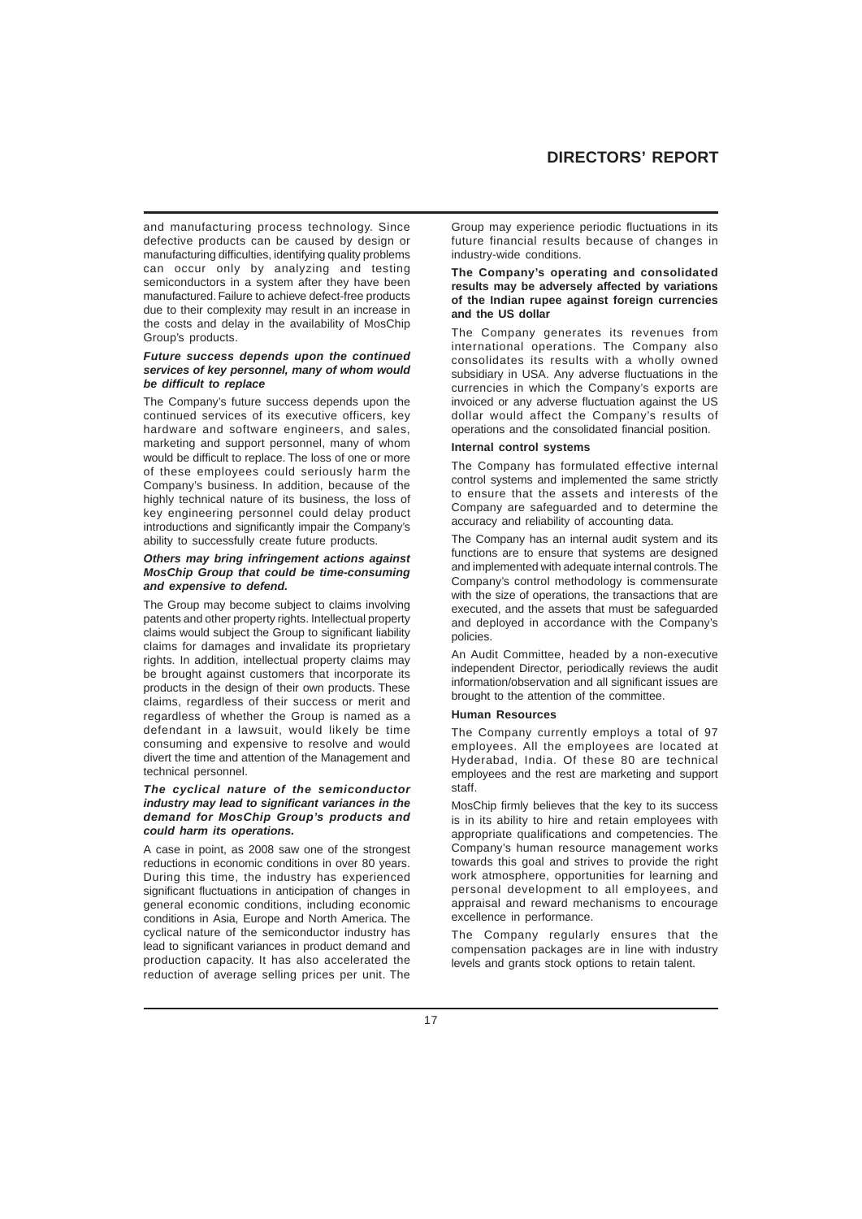and manufacturing process technology. Since defective products can be caused by design or manufacturing difficulties, identifying quality problems can occur only by analyzing and testing semiconductors in a system after they have been manufactured. Failure to achieve defect-free products due to their complexity may result in an increase in the costs and delay in the availability of MosChip Group's products.

***Future success depends upon the continued services of key personnel, many of whom would be difficult to replace***

The Company's future success depends upon the continued services of its executive officers, key hardware and software engineers, and sales, marketing and support personnel, many of whom would be difficult to replace. The loss of one or more of these employees could seriously harm the Company's business. In addition, because of the highly technical nature of its business, the loss of key engineering personnel could delay product introductions and significantly impair the Company's ability to successfully create future products.

***Others may bring infringement actions against MosChip Group that could be time-consuming and expensive to defend.***

The Group may become subject to claims involving patents and other property rights. Intellectual property claims would subject the Group to significant liability claims for damages and invalidate its proprietary rights. In addition, intellectual property claims may be brought against customers that incorporate its products in the design of their own products. These claims, regardless of their success or merit and regardless of whether the Group is named as a defendant in a lawsuit, would likely be time consuming and expensive to resolve and would divert the time and attention of the Management and technical personnel.

***The cyclical nature of the semiconductor industry may lead to significant variances in the demand for MosChip Group's products and could harm its operations.***

A case in point, as 2008 saw one of the strongest reductions in economic conditions in over 80 years. During this time, the industry has experienced significant fluctuations in anticipation of changes in general economic conditions, including economic conditions in Asia, Europe and North America. The cyclical nature of the semiconductor industry has lead to significant variances in product demand and production capacity. It has also accelerated the reduction of average selling prices per unit. The Group may experience periodic fluctuations in its future financial results because of changes in industry-wide conditions.

**The Company's operating and consolidated results may be adversely affected by variations of the Indian rupee against foreign currencies and the US dollar**

The Company generates its revenues from international operations. The Company also consolidates its results with a wholly owned subsidiary in USA. Any adverse fluctuations in the currencies in which the Company's exports are invoiced or any adverse fluctuation against the US dollar would affect the Company's results of operations and the consolidated financial position.

**Internal control systems**

The Company has formulated effective internal control systems and implemented the same strictly to ensure that the assets and interests of the Company are safeguarded and to determine the accuracy and reliability of accounting data.

The Company has an internal audit system and its functions are to ensure that systems are designed and implemented with adequate internal controls. The Company's control methodology is commensurate with the size of operations, the transactions that are executed, and the assets that must be safeguarded and deployed in accordance with the Company's policies.

An Audit Committee, headed by a non-executive independent Director, periodically reviews the audit information/observation and all significant issues are brought to the attention of the committee.

**Human Resources**

The Company currently employs a total of 97 employees. All the employees are located at Hyderabad, India. Of these 80 are technical employees and the rest are marketing and support staff.

MosChip firmly believes that the key to its success is in its ability to hire and retain employees with appropriate qualifications and competencies. The Company's human resource management works towards this goal and strives to provide the right work atmosphere, opportunities for learning and personal development to all employees, and appraisal and reward mechanisms to encourage excellence in performance.

The Company regularly ensures that the compensation packages are in line with industry levels and grants stock options to retain talent.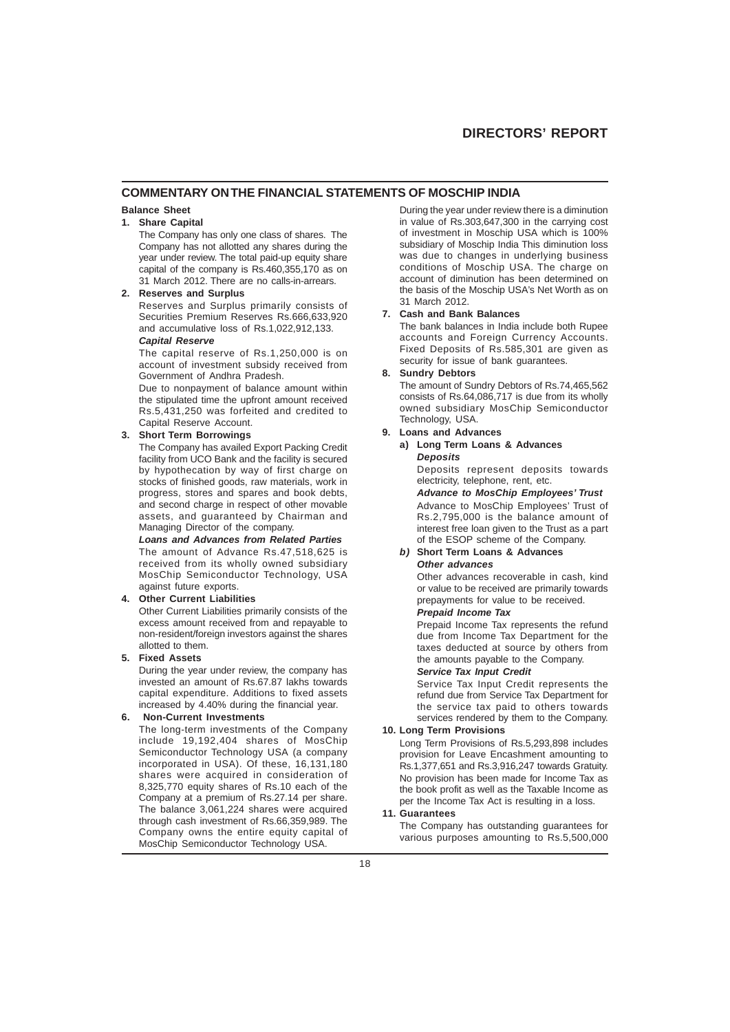## COMMENTARY ON THE FINANCIAL STATEMENTS OF MOSCHIP INDIA

### Balance Sheet

**1. Share Capital**

The Company has only one class of shares. The Company has not allotted any shares during the year under review. The total paid-up equity share capital of the company is Rs.460,355,170 as on 31 March 2012. There are no calls-in-arrears.

**2. Reserves and Surplus**

Reserves and Surplus primarily consists of Securities Premium Reserves Rs.666,633,920 and accumulative loss of Rs.1,022,912,133.

***Capital Reserve***

The capital reserve of Rs.1,250,000 is on account of investment subsidy received from Government of Andhra Pradesh.

Due to nonpayment of balance amount within the stipulated time the upfront amount received Rs.5,431,250 was forfeited and credited to Capital Reserve Account.

**3. Short Term Borrowings**

The Company has availed Export Packing Credit facility from UCO Bank and the facility is secured by hypothecation by way of first charge on stocks of finished goods, raw materials, work in progress, stores and spares and book debts, and second charge in respect of other movable assets, and guaranteed by Chairman and Managing Director of the company.

***Loans and Advances from Related Parties***

The amount of Advance Rs.47,518,625 is received from its wholly owned subsidiary MosChip Semiconductor Technology, USA against future exports.

**4. Other Current Liabilities**

Other Current Liabilities primarily consists of the excess amount received from and repayable to non-resident/foreign investors against the shares allotted to them.

**5. Fixed Assets**

During the year under review, the company has invested an amount of Rs.67.87 lakhs towards capital expenditure. Additions to fixed assets increased by 4.40% during the financial year.

**6. Non-Current Investments**

The long-term investments of the Company include 19,192,404 shares of MosChip Semiconductor Technology USA (a company incorporated in USA). Of these, 16,131,180 shares were acquired in consideration of 8,325,770 equity shares of Rs.10 each of the Company at a premium of Rs.27.14 per share. The balance 3,061,224 shares were acquired through cash investment of Rs.66,359,989. The Company owns the entire equity capital of MosChip Semiconductor Technology USA.

During the year under review there is a diminution in value of Rs.303,647,300 in the carrying cost of investment in Moschip USA which is 100% subsidiary of Moschip India This diminution loss was due to changes in underlying business conditions of Moschip USA. The charge on account of diminution has been determined on the basis of the Moschip USA's Net Worth as on 31 March 2012.

**7. Cash and Bank Balances**

The bank balances in India include both Rupee accounts and Foreign Currency Accounts. Fixed Deposits of Rs.585,301 are given as security for issue of bank guarantees.

**8. Sundry Debtors**

The amount of Sundry Debtors of Rs.74,465,562 consists of Rs.64,086,717 is due from its wholly owned subsidiary MosChip Semiconductor Technology, USA.

**9. Loans and Advances**

**a) Long Term Loans & Advances**

***Deposits***

Deposits represent deposits towards electricity, telephone, rent, etc.

***Advance to MosChip Employees' Trust***

Advance to MosChip Employees' Trust of Rs.2,795,000 is the balance amount of interest free loan given to the Trust as a part of the ESOP scheme of the Company.

***b)* Short Term Loans & Advances**

***Other advances***

Other advances recoverable in cash, kind or value to be received are primarily towards prepayments for value to be received.

***Prepaid Income Tax***

Prepaid Income Tax represents the refund due from Income Tax Department for the taxes deducted at source by others from the amounts payable to the Company.

***Service Tax Input Credit***

Service Tax Input Credit represents the refund due from Service Tax Department for the service tax paid to others towards services rendered by them to the Company.

**10. Long Term Provisions**

Long Term Provisions of Rs.5,293,898 includes provision for Leave Encashment amounting to Rs.1,377,651 and Rs.3,916,247 towards Gratuity. No provision has been made for Income Tax as the book profit as well as the Taxable Income as per the Income Tax Act is resulting in a loss.

**11. Guarantees**

The Company has outstanding guarantees for various purposes amounting to Rs.5,500,000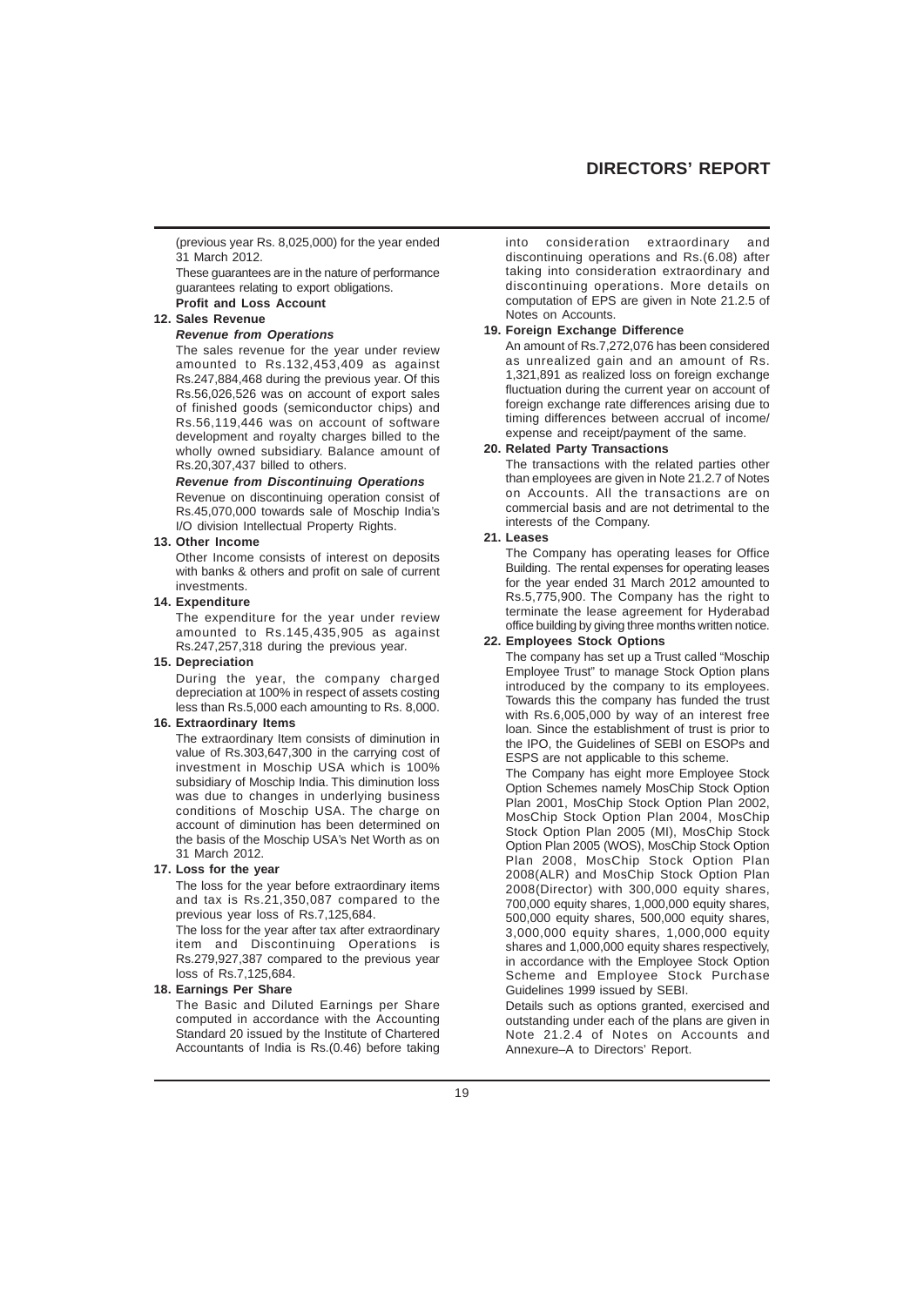(previous year Rs. 8,025,000) for the year ended 31 March 2012.

These guarantees are in the nature of performance guarantees relating to export obligations.

**Profit and Loss Account**

**12. Sales Revenue**

***Revenue from Operations***

The sales revenue for the year under review amounted to Rs.132,453,409 as against Rs.247,884,468 during the previous year. Of this Rs.56,026,526 was on account of export sales of finished goods (semiconductor chips) and Rs.56,119,446 was on account of software development and royalty charges billed to the wholly owned subsidiary. Balance amount of Rs.20,307,437 billed to others.

***Revenue from Discontinuing Operations***

Revenue on discontinuing operation consist of Rs.45,070,000 towards sale of Moschip India's I/O division Intellectual Property Rights.

**13. Other Income**

Other Income consists of interest on deposits with banks & others and profit on sale of current investments.

**14. Expenditure**

The expenditure for the year under review amounted to Rs.145,435,905 as against Rs.247,257,318 during the previous year.

**15. Depreciation**

During the year, the company charged depreciation at 100% in respect of assets costing less than Rs.5,000 each amounting to Rs. 8,000.

**16. Extraordinary Items**

The extraordinary Item consists of diminution in value of Rs.303,647,300 in the carrying cost of investment in Moschip USA which is 100% subsidiary of Moschip India. This diminution loss was due to changes in underlying business conditions of Moschip USA. The charge on account of diminution has been determined on the basis of the Moschip USA's Net Worth as on 31 March 2012.

**17. Loss for the year**

The loss for the year before extraordinary items and tax is Rs.21,350,087 compared to the previous year loss of Rs.7,125,684.

The loss for the year after tax after extraordinary item and Discontinuing Operations is Rs.279,927,387 compared to the previous year loss of Rs.7,125,684.

**18. Earnings Per Share**

The Basic and Diluted Earnings per Share computed in accordance with the Accounting Standard 20 issued by the Institute of Chartered Accountants of India is Rs.(0.46) before taking into consideration extraordinary and discontinuing operations and Rs.(6.08) after taking into consideration extraordinary and discontinuing operations. More details on computation of EPS are given in Note 21.2.5 of Notes on Accounts.

**19. Foreign Exchange Difference**

An amount of Rs.7,272,076 has been considered as unrealized gain and an amount of Rs. 1,321,891 as realized loss on foreign exchange fluctuation during the current year on account of foreign exchange rate differences arising due to timing differences between accrual of income/ expense and receipt/payment of the same.

**20. Related Party Transactions**

The transactions with the related parties other than employees are given in Note 21.2.7 of Notes on Accounts. All the transactions are on commercial basis and are not detrimental to the interests of the Company.

**21. Leases**

The Company has operating leases for Office Building. The rental expenses for operating leases for the year ended 31 March 2012 amounted to Rs.5,775,900. The Company has the right to terminate the lease agreement for Hyderabad office building by giving three months written notice.

**22. Employees Stock Options**

The company has set up a Trust called "Moschip Employee Trust" to manage Stock Option plans introduced by the company to its employees. Towards this the company has funded the trust with Rs.6,005,000 by way of an interest free loan. Since the establishment of trust is prior to the IPO, the Guidelines of SEBI on ESOPs and ESPS are not applicable to this scheme.

The Company has eight more Employee Stock Option Schemes namely MosChip Stock Option Plan 2001, MosChip Stock Option Plan 2002, MosChip Stock Option Plan 2004, MosChip Stock Option Plan 2005 (MI), MosChip Stock Option Plan 2005 (WOS), MosChip Stock Option Plan 2008, MosChip Stock Option Plan 2008(ALR) and MosChip Stock Option Plan 2008(Director) with 300,000 equity shares, 700,000 equity shares, 1,000,000 equity shares, 500,000 equity shares, 500,000 equity shares, 3,000,000 equity shares, 1,000,000 equity shares and 1,000,000 equity shares respectively, in accordance with the Employee Stock Option Scheme and Employee Stock Purchase Guidelines 1999 issued by SEBI.

Details such as options granted, exercised and outstanding under each of the plans are given in Note 21.2.4 of Notes on Accounts and Annexure–A to Directors' Report.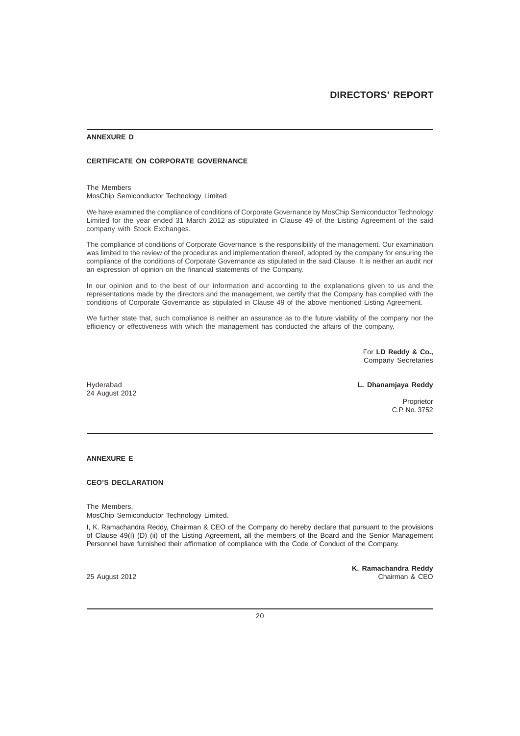## ANNEXURE D

### CERTIFICATE ON CORPORATE GOVERNANCE

The Members
MosChip Semiconductor Technology Limited

We have examined the compliance of conditions of Corporate Governance by MosChip Semiconductor Technology Limited for the year ended 31 March 2012 as stipulated in Clause 49 of the Listing Agreement of the said company with Stock Exchanges.

The compliance of conditions of Corporate Governance is the responsibility of the management. Our examination was limited to the review of the procedures and implementation thereof, adopted by the company for ensuring the compliance of the conditions of Corporate Governance as stipulated in the said Clause. It is neither an audit nor an expression of opinion on the financial statements of the Company.

In our opinion and to the best of our information and according to the explanations given to us and the representations made by the directors and the management, we certify that the Company has complied with the conditions of Corporate Governance as stipulated in Clause 49 of the above mentioned Listing Agreement.

We further state that, such compliance is neither an assurance as to the future viability of the company nor the efficiency or effectiveness with which the management has conducted the affairs of the company.

For **LD Reddy & Co.,**
Company Secretaries

Hyderabad
24 August 2012

**L. Dhanamjaya Reddy**
Proprietor
C.P. No. 3752

## ANNEXURE E

### CEO'S DECLARATION

The Members,
MosChip Semiconductor Technology Limited.

I, K. Ramachandra Reddy, Chairman & CEO of the Company do hereby declare that pursuant to the provisions of Clause 49(I) (D) (ii) of the Listing Agreement, all the members of the Board and the Senior Management Personnel have furnished their affirmation of compliance with the Code of Conduct of the Company.

25 August 2012

**K. Ramachandra Reddy**
Chairman & CEO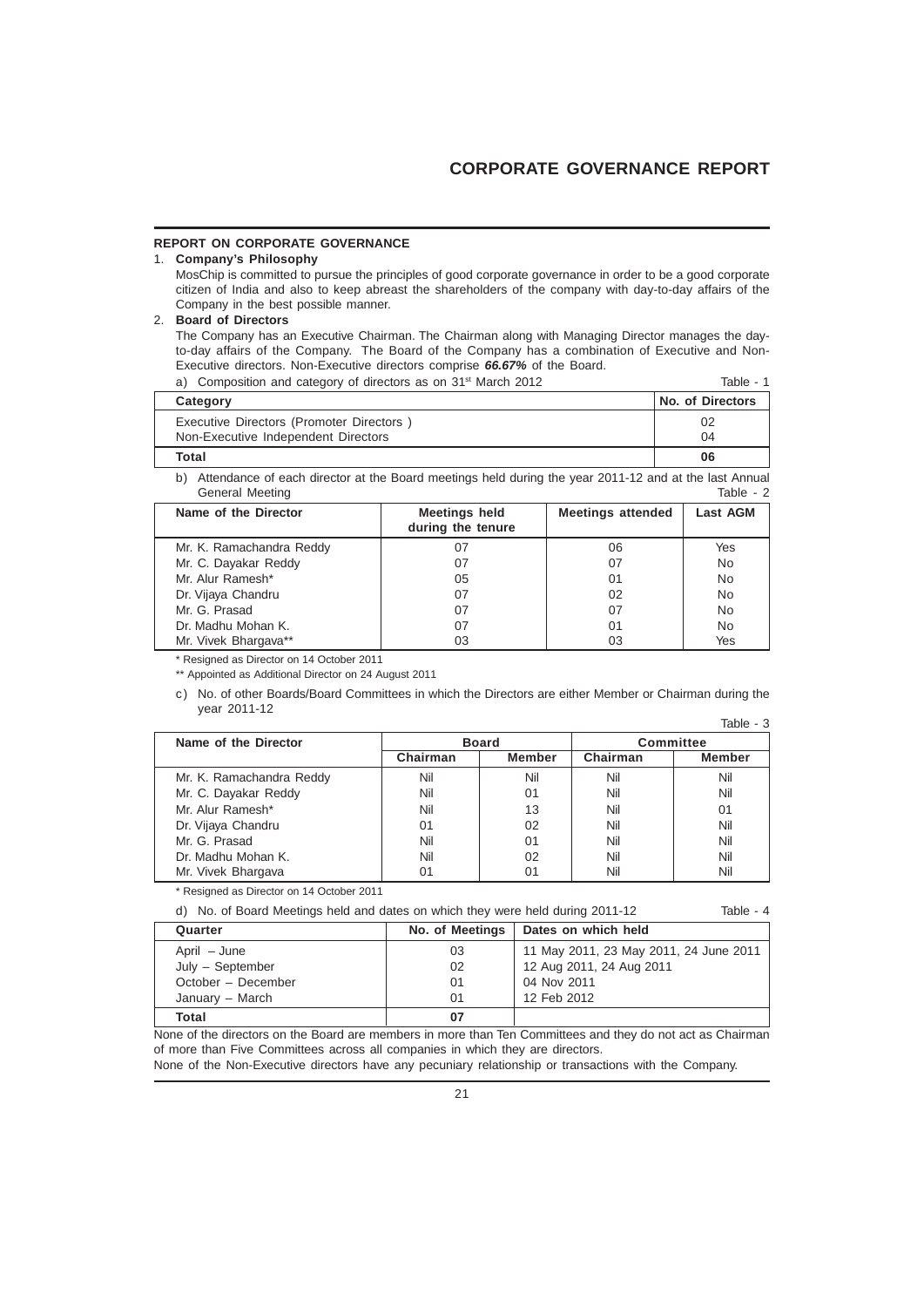# CORPORATE GOVERNANCE REPORT

## REPORT ON CORPORATE GOVERNANCE

1. **Company's Philosophy**

   MosChip is committed to pursue the principles of good corporate governance in order to be a good corporate citizen of India and also to keep abreast the shareholders of the company with day-to-day affairs of the Company in the best possible manner.

2. **Board of Directors**

   The Company has an Executive Chairman. The Chairman along with Managing Director manages the day-to-day affairs of the Company. The Board of the Company has a combination of Executive and Non-Executive directors. Non-Executive directors comprise ***66.67%*** of the Board.

   a) Composition and category of directors as on 31st March 2012 Table - 1

| Category | No. of Directors |
|---|---|
| Executive Directors (Promoter Directors ) | 02 |
| Non-Executive Independent Directors | 04 |
| **Total** | **06** |

   b) Attendance of each director at the Board meetings held during the year 2011-12 and at the last Annual General Meeting Table - 2

| Name of the Director | Meetings held during the tenure | Meetings attended | Last AGM |
|---|---|---|---|
| Mr. K. Ramachandra Reddy | 07 | 06 | Yes |
| Mr. C. Dayakar Reddy | 07 | 07 | No |
| Mr. Alur Ramesh* | 05 | 01 | No |
| Dr. Vijaya Chandru | 07 | 02 | No |
| Mr. G. Prasad | 07 | 07 | No |
| Dr. Madhu Mohan K. | 07 | 01 | No |
| Mr. Vivek Bhargava** | 03 | 03 | Yes |

   \* Resigned as Director on 14 October 2011

   \*\* Appointed as Additional Director on 24 August 2011

   c) No. of other Boards/Board Committees in which the Directors are either Member or Chairman during the year 2011-12 Table - 3

| Name of the Director | Board | | Committee | |
|---|---|---|---|---|
| | Chairman | Member | Chairman | Member |
| Mr. K. Ramachandra Reddy | Nil | Nil | Nil | Nil |
| Mr. C. Dayakar Reddy | Nil | 01 | Nil | Nil |
| Mr. Alur Ramesh* | Nil | 13 | Nil | 01 |
| Dr. Vijaya Chandru | 01 | 02 | Nil | Nil |
| Mr. G. Prasad | Nil | 01 | Nil | Nil |
| Dr. Madhu Mohan K. | Nil | 02 | Nil | Nil |
| Mr. Vivek Bhargava | 01 | 01 | Nil | Nil |

   \* Resigned as Director on 14 October 2011

   d) No. of Board Meetings held and dates on which they were held during 2011-12 Table - 4

| Quarter | No. of Meetings | Dates on which held |
|---|---|---|
| April – June | 03 | 11 May 2011, 23 May 2011, 24 June 2011 |
| July – September | 02 | 12 Aug 2011, 24 Aug 2011 |
| October – December | 01 | 04 Nov 2011 |
| January – March | 01 | 12 Feb 2012 |
| **Total** | **07** | |

None of the directors on the Board are members in more than Ten Committees and they do not act as Chairman of more than Five Committees across all companies in which they are directors.

None of the Non-Executive directors have any pecuniary relationship or transactions with the Company.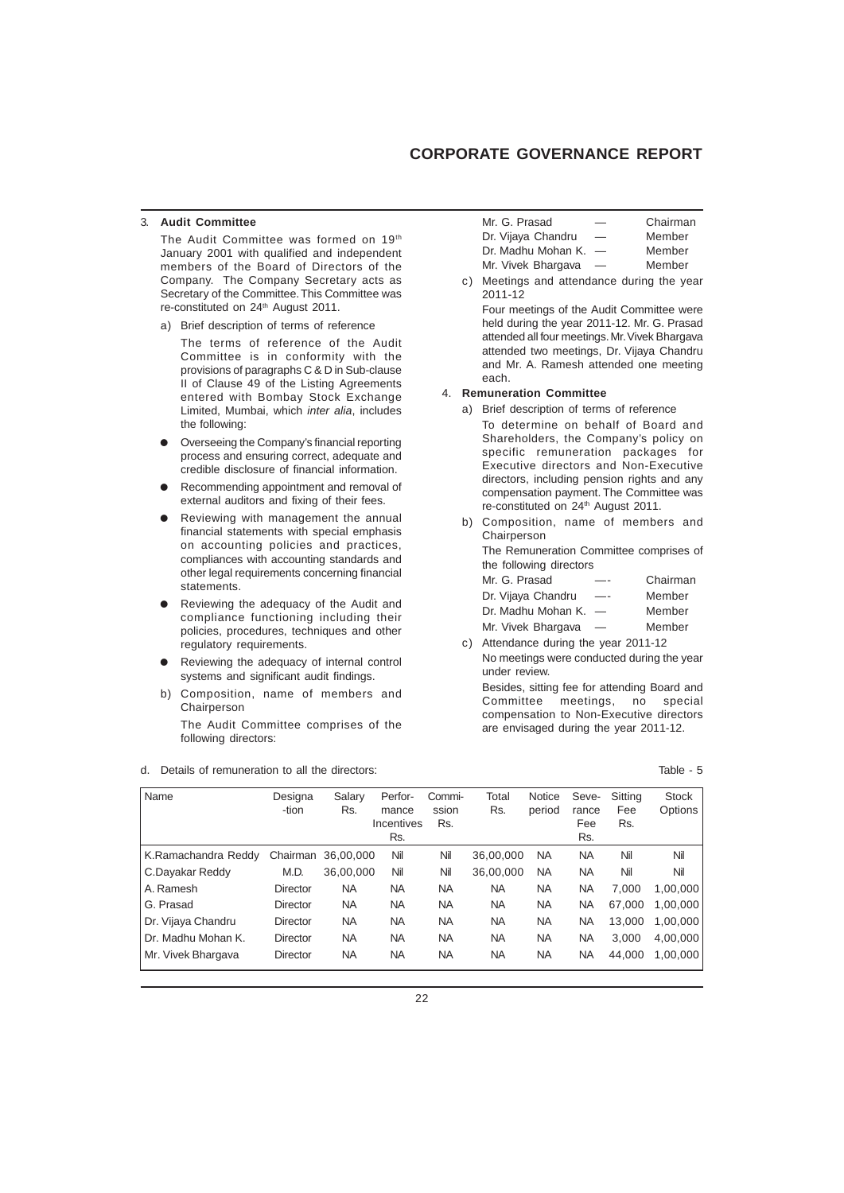# CORPORATE GOVERNANCE REPORT

3. **Audit Committee**

The Audit Committee was formed on 19th January 2001 with qualified and independent members of the Board of Directors of the Company. The Company Secretary acts as Secretary of the Committee. This Committee was re-constituted on 24th August 2011.

a) Brief description of terms of reference

The terms of reference of the Audit Committee is in conformity with the provisions of paragraphs C & D in Sub-clause II of Clause 49 of the Listing Agreements entered with Bombay Stock Exchange Limited, Mumbai, which *inter alia*, includes the following:

- Overseeing the Company's financial reporting process and ensuring correct, adequate and credible disclosure of financial information.
- Recommending appointment and removal of external auditors and fixing of their fees.
- Reviewing with management the annual financial statements with special emphasis on accounting policies and practices, compliances with accounting standards and other legal requirements concerning financial statements.
- Reviewing the adequacy of the Audit and compliance functioning including their policies, procedures, techniques and other regulatory requirements.
- Reviewing the adequacy of internal control systems and significant audit findings.

b) Composition, name of members and Chairperson

The Audit Committee comprises of the following directors:

| | | |
|---|---|---|
| Mr. G. Prasad | — | Chairman |
| Dr. Vijaya Chandru | — | Member |
| Dr. Madhu Mohan K. | — | Member |
| Mr. Vivek Bhargava | — | Member |

c) Meetings and attendance during the year 2011-12

Four meetings of the Audit Committee were held during the year 2011-12. Mr. G. Prasad attended all four meetings. Mr. Vivek Bhargava attended two meetings, Dr. Vijaya Chandru and Mr. A. Ramesh attended one meeting each.

4. **Remuneration Committee**

a) Brief description of terms of reference

To determine on behalf of Board and Shareholders, the Company's policy on specific remuneration packages for Executive directors and Non-Executive directors, including pension rights and any compensation payment. The Committee was re-constituted on 24th August 2011.

b) Composition, name of members and Chairperson

The Remuneration Committee comprises of the following directors

| | | |
|---|---|---|
| Mr. G. Prasad | —- | Chairman |
| Dr. Vijaya Chandru | —- | Member |
| Dr. Madhu Mohan K. | — | Member |
| Mr. Vivek Bhargava | — | Member |

c) Attendance during the year 2011-12

No meetings were conducted during the year under review.

Besides, sitting fee for attending Board and Committee meetings, no special compensation to Non-Executive directors are envisaged during the year 2011-12.

d. Details of remuneration to all the directors: Table - 5

| Name | Designa-tion | Salary Rs. | Perfor-mance Incentives Rs. | Commi-ssion Rs. | Total Rs. | Notice period | Seve-rance Fee Rs. | Sitting Fee Rs. | Stock Options |
|---|---|---|---|---|---|---|---|---|---|
| K.Ramachandra Reddy | Chairman | 36,00,000 | Nil | Nil | 36,00,000 | NA | NA | Nil | Nil |
| C.Dayakar Reddy | M.D. | 36,00,000 | Nil | Nil | 36,00,000 | NA | NA | Nil | Nil |
| A. Ramesh | Director | NA | NA | NA | NA | NA | NA | 7,000 | 1,00,000 |
| G. Prasad | Director | NA | NA | NA | NA | NA | NA | 67,000 | 1,00,000 |
| Dr. Vijaya Chandru | Director | NA | NA | NA | NA | NA | NA | 13,000 | 1,00,000 |
| Dr. Madhu Mohan K. | Director | NA | NA | NA | NA | NA | NA | 3,000 | 4,00,000 |
| Mr. Vivek Bhargava | Director | NA | NA | NA | NA | NA | NA | 44,000 | 1,00,000 |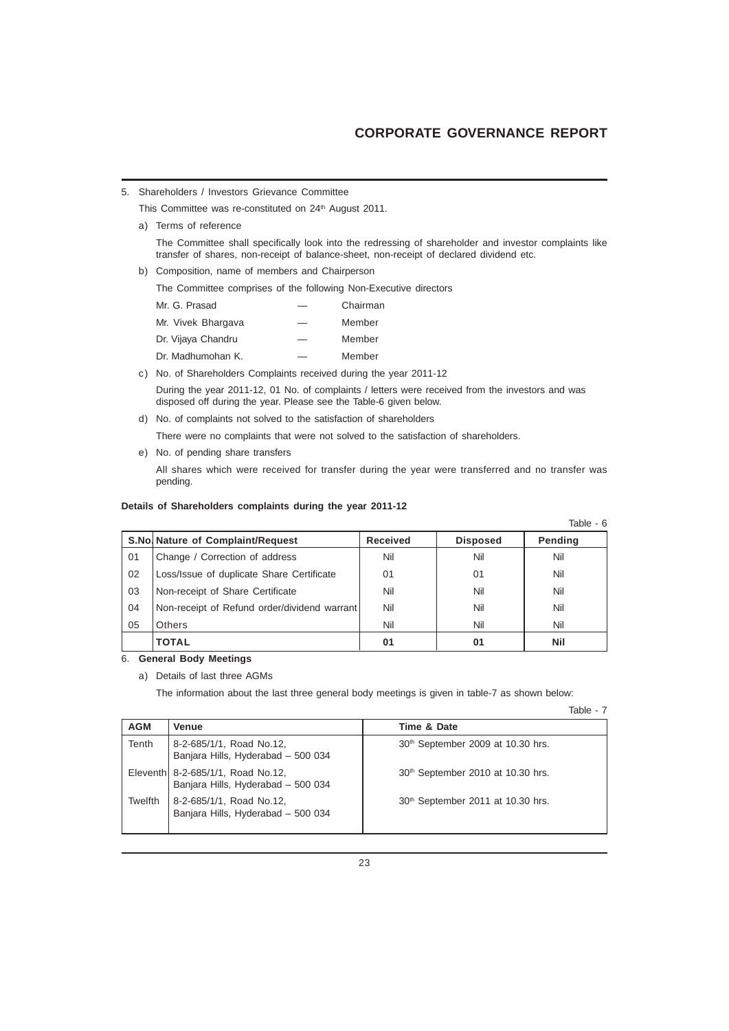5. Shareholders / Investors Grievance Committee

   This Committee was re-constituted on 24th August 2011.

   a) Terms of reference

      The Committee shall specifically look into the redressing of shareholder and investor complaints like transfer of shares, non-receipt of balance-sheet, non-receipt of declared dividend etc.

   b) Composition, name of members and Chairperson

      The Committee comprises of the following Non-Executive directors

      | | | |
      |---|---|---|
      | Mr. G. Prasad | — | Chairman |
      | Mr. Vivek Bhargava | — | Member |
      | Dr. Vijaya Chandru | — | Member |
      | Dr. Madhumohan K. | — | Member |

   c) No. of Shareholders Complaints received during the year 2011-12

      During the year 2011-12, 01 No. of complaints / letters were received from the investors and was disposed off during the year. Please see the Table-6 given below.

   d) No. of complaints not solved to the satisfaction of shareholders

      There were no complaints that were not solved to the satisfaction of shareholders.

   e) No. of pending share transfers

      All shares which were received for transfer during the year were transferred and no transfer was pending.

**Details of Shareholders complaints during the year 2011-12**

Table - 6

| S.No. | Nature of Complaint/Request | Received | Disposed | Pending |
|---|---|---|---|---|
| 01 | Change / Correction of address | Nil | Nil | Nil |
| 02 | Loss/Issue of duplicate Share Certificate | 01 | 01 | Nil |
| 03 | Non-receipt of Share Certificate | Nil | Nil | Nil |
| 04 | Non-receipt of Refund order/dividend warrant | Nil | Nil | Nil |
| 05 | Others | Nil | Nil | Nil |
| | **TOTAL** | **01** | **01** | **Nil** |

6. **General Body Meetings**

   a) Details of last three AGMs

      The information about the last three general body meetings is given in table-7 as shown below:

Table - 7

| AGM | Venue | Time & Date |
|---|---|---|
| Tenth | 8-2-685/1/1, Road No.12, Banjara Hills, Hyderabad – 500 034 | 30th September 2009 at 10.30 hrs. |
| Eleventh | 8-2-685/1/1, Road No.12, Banjara Hills, Hyderabad – 500 034 | 30th September 2010 at 10.30 hrs. |
| Twelfth | 8-2-685/1/1, Road No.12, Banjara Hills, Hyderabad – 500 034 | 30th September 2011 at 10.30 hrs. |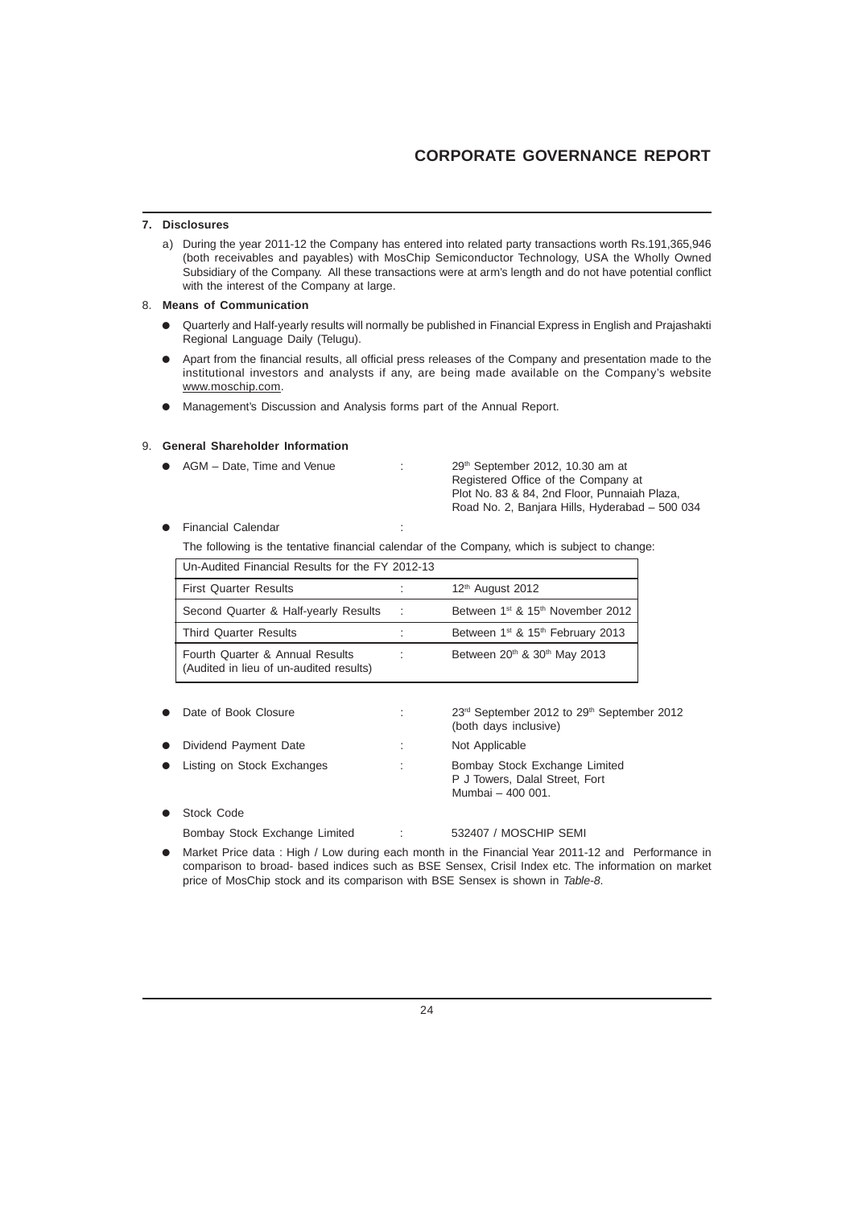# CORPORATE GOVERNANCE REPORT

## 7. Disclosures

a) During the year 2011-12 the Company has entered into related party transactions worth Rs.191,365,946 (both receivables and payables) with MosChip Semiconductor Technology, USA the Wholly Owned Subsidiary of the Company. All these transactions were at arm's length and do not have potential conflict with the interest of the Company at large.

## 8. Means of Communication

- Quarterly and Half-yearly results will normally be published in Financial Express in English and Prajashakti Regional Language Daily (Telugu).
- Apart from the financial results, all official press releases of the Company and presentation made to the institutional investors and analysts if any, are being made available on the Company's website www.moschip.com.
- Management's Discussion and Analysis forms part of the Annual Report.

## 9. General Shareholder Information

- AGM – Date, Time and Venue : 29th September 2012, 10.30 am at Registered Office of the Company at Plot No. 83 & 84, 2nd Floor, Punnaiah Plaza, Road No. 2, Banjara Hills, Hyderabad – 500 034
- Financial Calendar :

  The following is the tentative financial calendar of the Company, which is subject to change:

| Un-Audited Financial Results for the FY 2012-13 | | |
|---|---|---|
| First Quarter Results | : | 12th August 2012 |
| Second Quarter & Half-yearly Results | : | Between 1st & 15th November 2012 |
| Third Quarter Results | : | Between 1st & 15th February 2013 |
| Fourth Quarter & Annual Results (Audited in lieu of un-audited results) | : | Between 20th & 30th May 2013 |

- Date of Book Closure : 23rd September 2012 to 29th September 2012 (both days inclusive)
- Dividend Payment Date : Not Applicable
- Listing on Stock Exchanges : Bombay Stock Exchange Limited, P J Towers, Dalal Street, Fort, Mumbai – 400 001.
- Stock Code

  Bombay Stock Exchange Limited : 532407 / MOSCHIP SEMI
- Market Price data : High / Low during each month in the Financial Year 2011-12 and Performance in comparison to broad- based indices such as BSE Sensex, Crisil Index etc. The information on market price of MosChip stock and its comparison with BSE Sensex is shown in *Table-8*.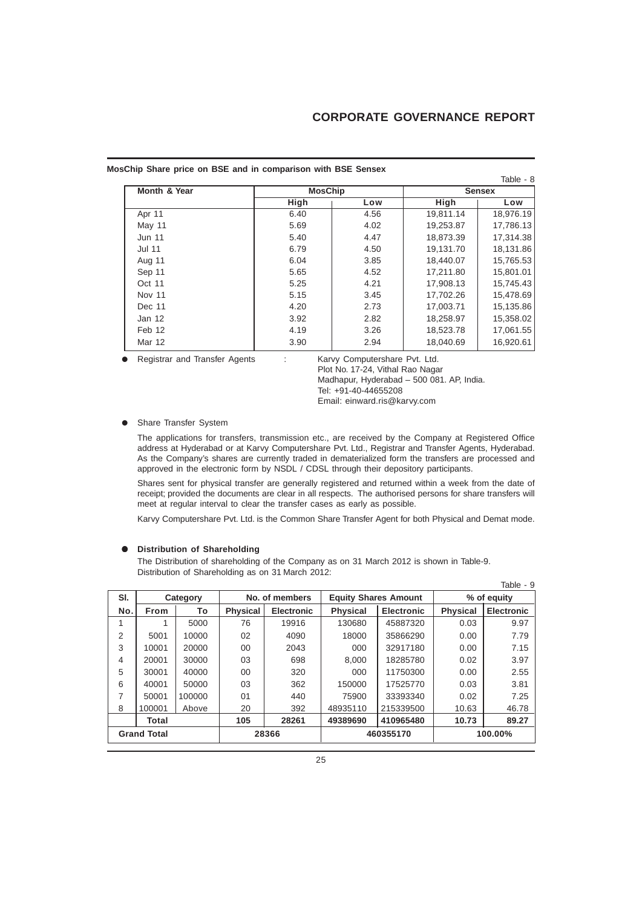**MosChip Share price on BSE and in comparison with BSE Sensex**

Table - 8

| Month & Year | MosChip | | Sensex | |
|---|---|---|---|---|
| | High | Low | High | Low |
| Apr 11 | 6.40 | 4.56 | 19,811.14 | 18,976.19 |
| May 11 | 5.69 | 4.02 | 19,253.87 | 17,786.13 |
| Jun 11 | 5.40 | 4.47 | 18,873.39 | 17,314.38 |
| Jul 11 | 6.79 | 4.50 | 19,131.70 | 18,131.86 |
| Aug 11 | 6.04 | 3.85 | 18,440.07 | 15,765.53 |
| Sep 11 | 5.65 | 4.52 | 17,211.80 | 15,801.01 |
| Oct 11 | 5.25 | 4.21 | 17,908.13 | 15,745.43 |
| Nov 11 | 5.15 | 3.45 | 17,702.26 | 15,478.69 |
| Dec 11 | 4.20 | 2.73 | 17,003.71 | 15,135.86 |
| Jan 12 | 3.92 | 2.82 | 18,258.97 | 15,358.02 |
| Feb 12 | 4.19 | 3.26 | 18,523.78 | 17,061.55 |
| Mar 12 | 3.90 | 2.94 | 18,040.69 | 16,920.61 |

- Registrar and Transfer Agents : Karvy Computershare Pvt. Ltd.
  Plot No. 17-24, Vithal Rao Nagar
  Madhapur, Hyderabad – 500 081. AP, India.
  Tel: +91-40-44655208
  Email: einward.ris@karvy.com

- Share Transfer System

  The applications for transfers, transmission etc., are received by the Company at Registered Office address at Hyderabad or at Karvy Computershare Pvt. Ltd., Registrar and Transfer Agents, Hyderabad. As the Company's shares are currently traded in dematerialized form the transfers are processed and approved in the electronic form by NSDL / CDSL through their depository participants.

  Shares sent for physical transfer are generally registered and returned within a week from the date of receipt; provided the documents are clear in all respects. The authorised persons for share transfers will meet at regular interval to clear the transfer cases as early as possible.

  Karvy Computershare Pvt. Ltd. is the Common Share Transfer Agent for both Physical and Demat mode.

- **Distribution of Shareholding**

  The Distribution of shareholding of the Company as on 31 March 2012 is shown in Table-9.
  Distribution of Shareholding as on 31 March 2012:

Table - 9

| Sl. | Category | | No. of members | | Equity Shares Amount | | % of equity | |
|---|---|---|---|---|---|---|---|---|
| No. | From | To | Physical | Electronic | Physical | Electronic | Physical | Electronic |
| 1 | 1 | 5000 | 76 | 19916 | 130680 | 45887320 | 0.03 | 9.97 |
| 2 | 5001 | 10000 | 02 | 4090 | 18000 | 35866290 | 0.00 | 7.79 |
| 3 | 10001 | 20000 | 00 | 2043 | 000 | 32917180 | 0.00 | 7.15 |
| 4 | 20001 | 30000 | 03 | 698 | 8,000 | 18285780 | 0.02 | 3.97 |
| 5 | 30001 | 40000 | 00 | 320 | 000 | 11750300 | 0.00 | 2.55 |
| 6 | 40001 | 50000 | 03 | 362 | 150000 | 17525770 | 0.03 | 3.81 |
| 7 | 50001 | 100000 | 01 | 440 | 75900 | 33393340 | 0.02 | 7.25 |
| 8 | 100001 | Above | 20 | 392 | 48935110 | 215339500 | 10.63 | 46.78 |
| | Total | | 105 | 28261 | 49389690 | 410965480 | 10.73 | 89.27 |
| Grand Total | | | 28366 | | 460355170 | | 100.00% | |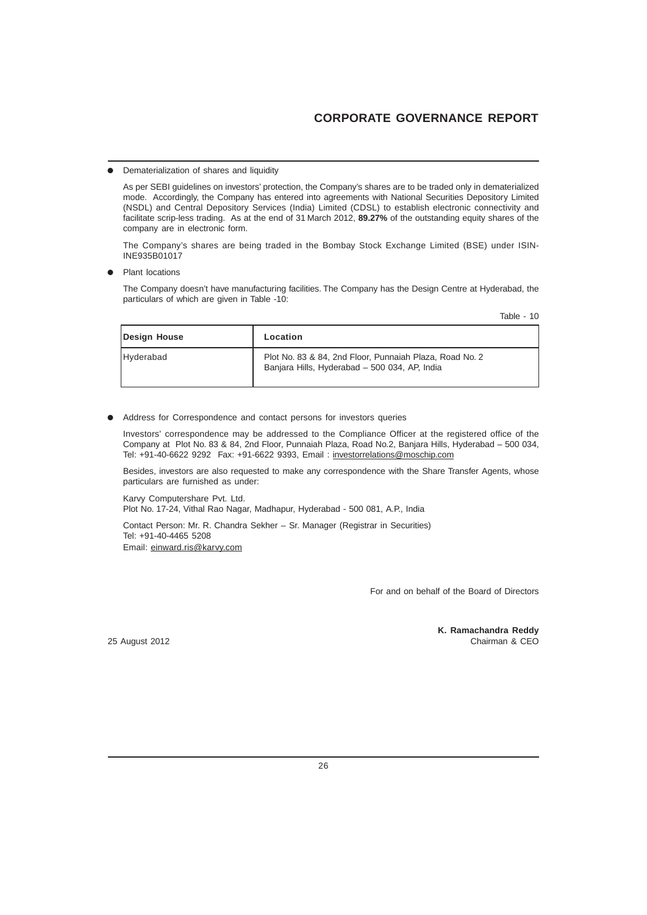- Dematerialization of shares and liquidity

  As per SEBI guidelines on investors' protection, the Company's shares are to be traded only in dematerialized mode. Accordingly, the Company has entered into agreements with National Securities Depository Limited (NSDL) and Central Depository Services (India) Limited (CDSL) to establish electronic connectivity and facilitate scrip-less trading. As at the end of 31 March 2012, **89.27%** of the outstanding equity shares of the company are in electronic form.

  The Company's shares are being traded in the Bombay Stock Exchange Limited (BSE) under ISIN-INE935B01017

- Plant locations

  The Company doesn't have manufacturing facilities. The Company has the Design Centre at Hyderabad, the particulars of which are given in Table -10:

Table - 10

| Design House | Location |
|---|---|
| Hyderabad | Plot No. 83 & 84, 2nd Floor, Punnaiah Plaza, Road No. 2 Banjara Hills, Hyderabad – 500 034, AP, India |

- Address for Correspondence and contact persons for investors queries

  Investors' correspondence may be addressed to the Compliance Officer at the registered office of the Company at Plot No. 83 & 84, 2nd Floor, Punnaiah Plaza, Road No.2, Banjara Hills, Hyderabad – 500 034, Tel: +91-40-6622 9292 Fax: +91-6622 9393, Email : investorrelations@moschip.com

  Besides, investors are also requested to make any correspondence with the Share Transfer Agents, whose particulars are furnished as under:

  Karvy Computershare Pvt. Ltd.
  Plot No. 17-24, Vithal Rao Nagar, Madhapur, Hyderabad - 500 081, A.P., India

  Contact Person: Mr. R. Chandra Sekher – Sr. Manager (Registrar in Securities)
  Tel: +91-40-4465 5208
  Email: einward.ris@karvy.com

For and on behalf of the Board of Directors

25 August 2012

**K. Ramachandra Reddy**
Chairman & CEO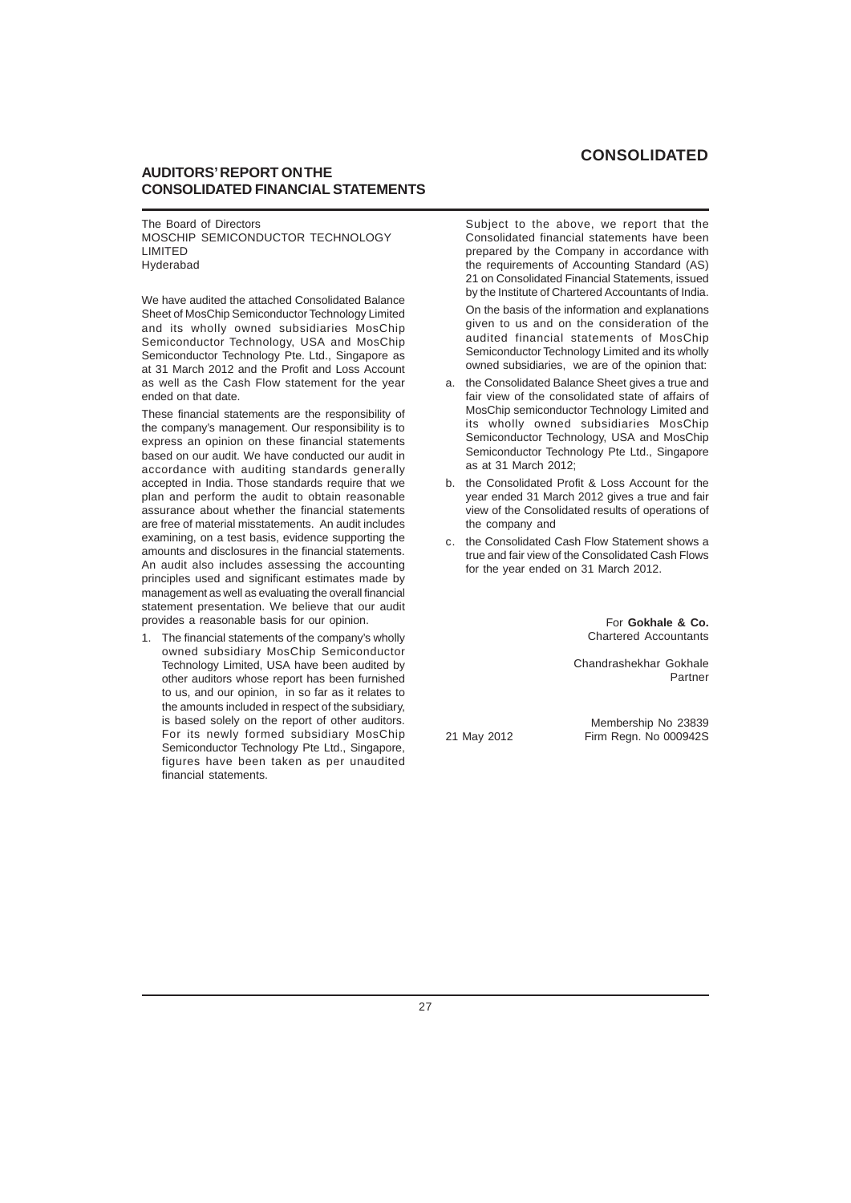# CONSOLIDATED

## AUDITORS' REPORT ON THE CONSOLIDATED FINANCIAL STATEMENTS

The Board of Directors
MOSCHIP SEMICONDUCTOR TECHNOLOGY LIMITED
Hyderabad

We have audited the attached Consolidated Balance Sheet of MosChip Semiconductor Technology Limited and its wholly owned subsidiaries MosChip Semiconductor Technology, USA and MosChip Semiconductor Technology Pte. Ltd., Singapore as at 31 March 2012 and the Profit and Loss Account as well as the Cash Flow statement for the year ended on that date.

These financial statements are the responsibility of the company's management. Our responsibility is to express an opinion on these financial statements based on our audit. We have conducted our audit in accordance with auditing standards generally accepted in India. Those standards require that we plan and perform the audit to obtain reasonable assurance about whether the financial statements are free of material misstatements. An audit includes examining, on a test basis, evidence supporting the amounts and disclosures in the financial statements. An audit also includes assessing the accounting principles used and significant estimates made by management as well as evaluating the overall financial statement presentation. We believe that our audit provides a reasonable basis for our opinion.

1. The financial statements of the company's wholly owned subsidiary MosChip Semiconductor Technology Limited, USA have been audited by other auditors whose report has been furnished to us, and our opinion, in so far as it relates to the amounts included in respect of the subsidiary, is based solely on the report of other auditors. For its newly formed subsidiary MosChip Semiconductor Technology Pte Ltd., Singapore, figures have been taken as per unaudited financial statements.

Subject to the above, we report that the Consolidated financial statements have been prepared by the Company in accordance with the requirements of Accounting Standard (AS) 21 on Consolidated Financial Statements, issued by the Institute of Chartered Accountants of India.

On the basis of the information and explanations given to us and on the consideration of the audited financial statements of MosChip Semiconductor Technology Limited and its wholly owned subsidiaries, we are of the opinion that:

a. the Consolidated Balance Sheet gives a true and fair view of the consolidated state of affairs of MosChip semiconductor Technology Limited and its wholly owned subsidiaries MosChip Semiconductor Technology, USA and MosChip Semiconductor Technology Pte Ltd., Singapore as at 31 March 2012;

b. the Consolidated Profit & Loss Account for the year ended 31 March 2012 gives a true and fair view of the Consolidated results of operations of the company and

c. the Consolidated Cash Flow Statement shows a true and fair view of the Consolidated Cash Flows for the year ended on 31 March 2012.

For **Gokhale & Co.**
Chartered Accountants

Chandrashekhar Gokhale
Partner

Membership No 23839
Firm Regn. No 000942S

21 May 2012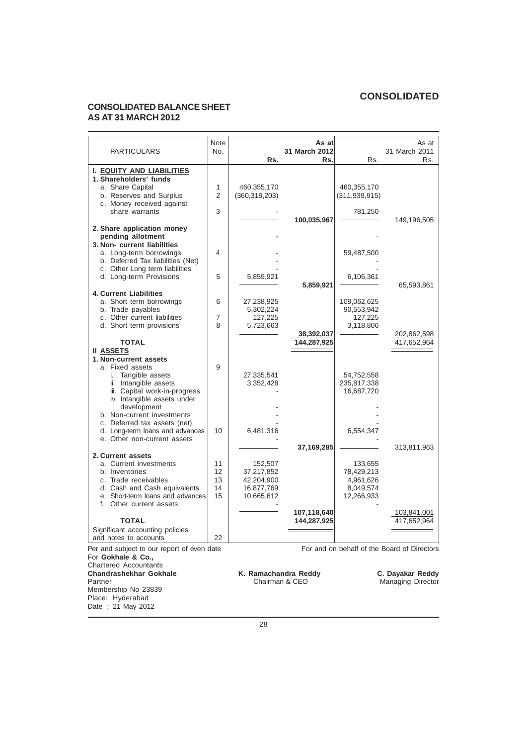# CONSOLIDATED

## CONSOLIDATED BALANCE SHEET
## AS AT 31 MARCH 2012

| PARTICULARS | Note No. | Rs. | As at 31 March 2012 Rs. | Rs. | As at 31 March 2011 Rs. |
|---|---|---|---|---|---|
| **I. EQUITY AND LIABILITIES** | | | | | |
| **1. Shareholders' funds** | | | | | |
| a. Share Capital | 1 | 460,355,170 | | 460,355,170 | |
| b. Reserves and Surplus | 2 | (360,319,203) | | (311,939,915) | |
| c. Money received against share warrants | 3 | - | | 781,250 | |
| | | | **100,035,967** | | 149,196,505 |
| **2. Share application money pending allotment** | | **-** | | - | |
| **3. Non- current liabilities** | | | | | |
| a. Long-term borrowings | 4 | - | | 59,487,500 | |
| b. Deferred Tax liabilities (Net) | | - | | - | |
| c. Other Long term liabilities | | - | | - | |
| d. Long-term Provisions | 5 | 5,859,921 | | 6,106,361 | |
| | | | **5,859,921** | | 65,593,861 |
| **4. Current Liabilities** | | | | | |
| a. Short term borrowings | 6 | 27,238,925 | | 109,062,625 | |
| b. Trade payables | | 5,302,224 | | 90,553,942 | |
| c. Other current liabilities | 7 | 127,225 | | 127,225 | |
| d. Short term provisions | 8 | 5,723,663 | | 3,118,806 | |
| | | | **38,392,037** | | 202,862,598 |
| **TOTAL** | | | **144,287,925** | | 417,652,964 |
| **II ASSETS** | | | | | |
| **1. Non-current assets** | | | | | |
| a. Fixed assets | 9 | | | | |
| i. Tangible assets | | 27,335,541 | | 54,752,558 | |
| ii. Intangible assets | | 3,352,428 | | 235,817,338 | |
| iii. Capital work-in-progress | | - | | 16,687,720 | |
| iv. Intangible assets under development | | - | | - | |
| b. Non-current investments | | - | | - | |
| c. Deferred tax assets (net) | | - | | - | |
| d. Long-term loans and advances | 10 | 6,481,316 | | 6,554,347 | |
| e. Other non-current assets | | - | | - | |
| | | | **37,169,285** | | 313,811,963 |
| **2. Current assets** | | | | | |
| a. Current investments | 11 | 152,507 | | 133,655 | |
| b. Inventories | 12 | 37,217,852 | | 78,429,213 | |
| c. Trade receivables | 13 | 42,204,900 | | 4,961,626 | |
| d. Cash and Cash equivalents | 14 | 16,877,769 | | 8,049,574 | |
| e. Short-term loans and advances | 15 | 10,665,612 | | 12,266,933 | |
| f. Other current assets | | - | | - | |
| | | | **107,118,640** | | 103,841,001 |
| **TOTAL** | | | **144,287,925** | | 417,652,964 |
| Significant accounting policies and notes to accounts | 22 | | | | |

Per and subject to our report of even date

For **Gokhale & Co.,**
Chartered Accountants
**Chandrashekhar Gokhale**
Partner
Membership No 23839
Place: Hyderabad
Date : 21 May 2012

For and on behalf of the Board of Directors

**K. Ramachandra Reddy**
Chairman & CEO

**C. Dayakar Reddy**
Managing Director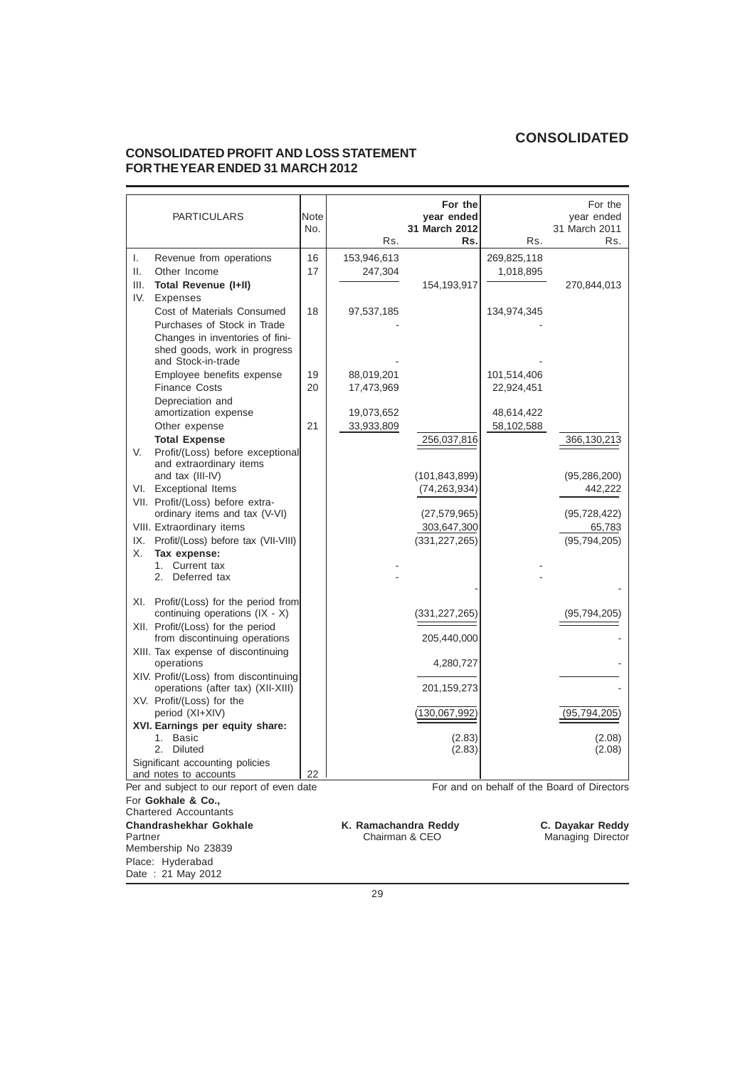# CONSOLIDATED

## CONSOLIDATED PROFIT AND LOSS STATEMENT FOR THE YEAR ENDED 31 MARCH 2012

| PARTICULARS | Note No. | Rs. | For the year ended 31 March 2012 Rs. | Rs. | For the year ended 31 March 2011 Rs. |
|---|---|---|---|---|---|
| I. Revenue from operations | 16 | 153,946,613 | | 269,825,118 | |
| II. Other Income | 17 | 247,304 | | 1,018,895 | |
| III. **Total Revenue (I+II)** | | | 154,193,917 | | 270,844,013 |
| IV. Expenses | | | | | |
| Cost of Materials Consumed | 18 | 97,537,185 | | 134,974,345 | |
| Purchases of Stock in Trade | | - | | - | |
| Changes in inventories of finished goods, work in progress and Stock-in-trade | | - | | - | |
| Employee benefits expense | 19 | 88,019,201 | | 101,514,406 | |
| Finance Costs | 20 | 17,473,969 | | 22,924,451 | |
| Depreciation and amortization expense | | 19,073,652 | | 48,614,422 | |
| Other expense | 21 | 33,933,809 | | 58,102,588 | |
| **Total Expense** | | | 256,037,816 | | 366,130,213 |
| V. Profit/(Loss) before exceptional and extraordinary items and tax (III-IV) | | | (101,843,899) | | (95,286,200) |
| VI. Exceptional Items | | | (74,263,934) | | 442,222 |
| VII. Profit/(Loss) before extraordinary items and tax (V-VI) | | | (27,579,965) | | (95,728,422) |
| VIII. Extraordinary items | | | 303,647,300 | | 65,783 |
| IX. Profit/(Loss) before tax (VII-VIII) | | | (331,227,265) | | (95,794,205) |
| X. **Tax expense:** | | | | | |
| 1. Current tax | | - | | - | |
| 2. Deferred tax | | - | | - | |
| | | | - | | - |
| XI. Profit/(Loss) for the period from continuing operations (IX - X) | | | (331,227,265) | | (95,794,205) |
| XII. Profit/(Loss) for the period from discontinuing operations | | | 205,440,000 | | - |
| XIII. Tax expense of discontinuing operations | | | 4,280,727 | | - |
| XIV. Profit/(Loss) from discontinuing operations (after tax) (XII-XIII) | | | 201,159,273 | | - |
| XV. Profit/(Loss) for the period (XI+XIV) | | | (130,067,992) | | (95,794,205) |
| **XVI. Earnings per equity share:** | | | | | |
| 1. Basic | | | (2.83) | | (2.08) |
| 2. Diluted | | | (2.83) | | (2.08) |
| Significant accounting policies and notes to accounts | 22 | | | | |

Per and subject to our report of even date

For **Gokhale & Co.,**
Chartered Accountants

**Chandrashekhar Gokhale**
Partner
Membership No 23839
Place: Hyderabad
Date : 21 May 2012

For and on behalf of the Board of Directors

**K. Ramachandra Reddy**
Chairman & CEO

**C. Dayakar Reddy**
Managing Director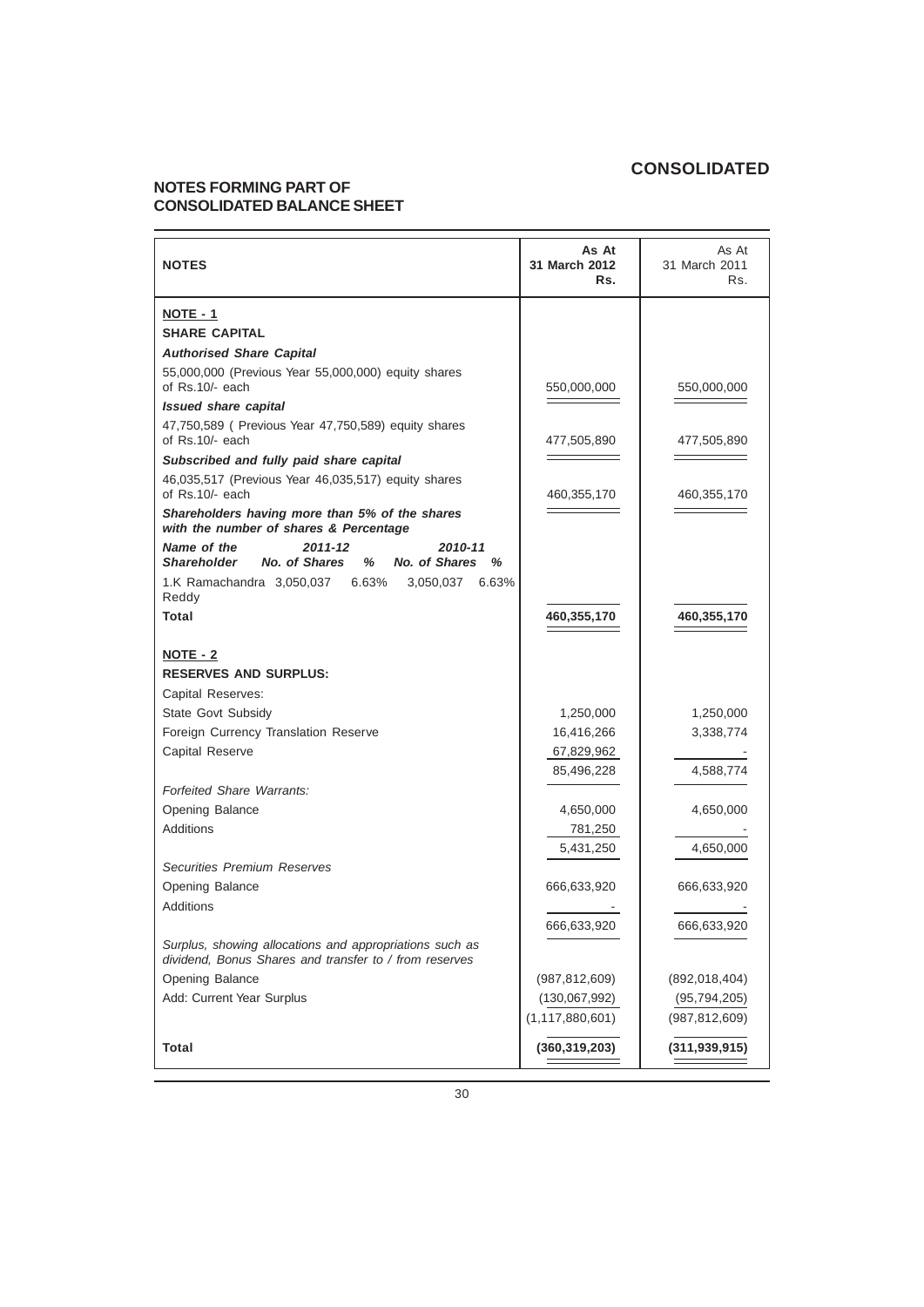## CONSOLIDATED

## NOTES FORMING PART OF CONSOLIDATED BALANCE SHEET

| NOTES | As At 31 March 2012 Rs. | As At 31 March 2011 Rs. |
|---|---|---|
| **NOTE - 1** | | |
| **SHARE CAPITAL** | | |
| ***Authorised Share Capital*** | | |
| 55,000,000 (Previous Year 55,000,000) equity shares of Rs.10/- each | 550,000,000 | 550,000,000 |
| ***Issued share capital*** | | |
| 47,750,589 ( Previous Year 47,750,589) equity shares of Rs.10/- each | 477,505,890 | 477,505,890 |
| ***Subscribed and fully paid share capital*** | | |
| 46,035,517 (Previous Year 46,035,517) equity shares of Rs.10/- each | 460,355,170 | 460,355,170 |
| ***Shareholders having more than 5% of the shares with the number of shares & Percentage*** | | |
| ***Name of the Shareholder — 2011-12: No. of Shares, % — 2010-11: No. of Shares, %*** | | |
| 1.K Ramachandra Reddy — 3,050,037, 6.63% — 3,050,037, 6.63% | | |
| **Total** | **460,355,170** | **460,355,170** |
| **NOTE - 2** | | |
| **RESERVES AND SURPLUS:** | | |
| Capital Reserves: | | |
| State Govt Subsidy | 1,250,000 | 1,250,000 |
| Foreign Currency Translation Reserve | 16,416,266 | 3,338,774 |
| Capital Reserve | 67,829,962 | - |
| | 85,496,228 | 4,588,774 |
| *Forfeited Share Warrants:* | | |
| Opening Balance | 4,650,000 | 4,650,000 |
| Additions | 781,250 | - |
| | 5,431,250 | 4,650,000 |
| *Securities Premium Reserves* | | |
| Opening Balance | 666,633,920 | 666,633,920 |
| Additions | - | - |
| | 666,633,920 | 666,633,920 |
| *Surplus, showing allocations and appropriations such as dividend, Bonus Shares and transfer to / from reserves* | | |
| Opening Balance | (987,812,609) | (892,018,404) |
| Add: Current Year Surplus | (130,067,992) | (95,794,205) |
| | (1,117,880,601) | (987,812,609) |
| **Total** | **(360,319,203)** | **(311,939,915)** |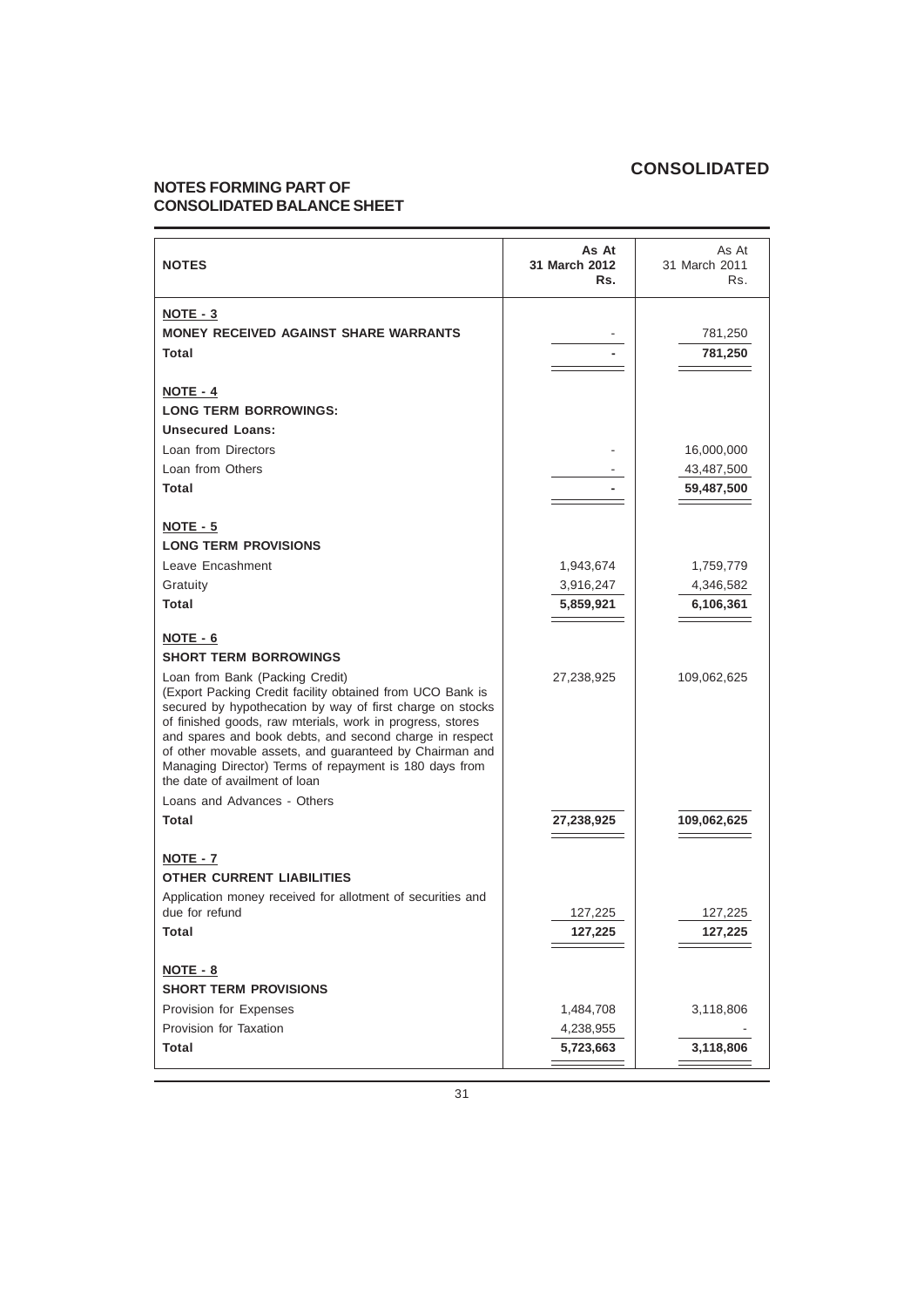# CONSOLIDATED

## NOTES FORMING PART OF CONSOLIDATED BALANCE SHEET

| NOTES | As At 31 March 2012 Rs. | As At 31 March 2011 Rs. |
|---|---|---|
| **NOTE - 3** | | |
| **MONEY RECEIVED AGAINST SHARE WARRANTS** | - | 781,250 |
| **Total** | **-** | **781,250** |
| **NOTE - 4** | | |
| **LONG TERM BORROWINGS:** | | |
| **Unsecured Loans:** | | |
| Loan from Directors | - | 16,000,000 |
| Loan from Others | - | 43,487,500 |
| **Total** | **-** | **59,487,500** |
| **NOTE - 5** | | |
| **LONG TERM PROVISIONS** | | |
| Leave Encashment | 1,943,674 | 1,759,779 |
| Gratuity | 3,916,247 | 4,346,582 |
| **Total** | **5,859,921** | **6,106,361** |
| **NOTE - 6** | | |
| **SHORT TERM BORROWINGS** | | |
| Loan from Bank (Packing Credit) (Export Packing Credit facility obtained from UCO Bank is secured by hypothecation by way of first charge on stocks of finished goods, raw mterials, work in progress, stores and spares and book debts, and second charge in respect of other movable assets, and guaranteed by Chairman and Managing Director) Terms of repayment is 180 days from the date of availment of loan | 27,238,925 | 109,062,625 |
| Loans and Advances - Others | | |
| **Total** | **27,238,925** | **109,062,625** |
| **NOTE - 7** | | |
| **OTHER CURRENT LIABILITIES** | | |
| Application money received for allotment of securities and due for refund | 127,225 | 127,225 |
| **Total** | **127,225** | **127,225** |
| **NOTE - 8** | | |
| **SHORT TERM PROVISIONS** | | |
| Provision for Expenses | 1,484,708 | 3,118,806 |
| Provision for Taxation | 4,238,955 | - |
| **Total** | **5,723,663** | **3,118,806** |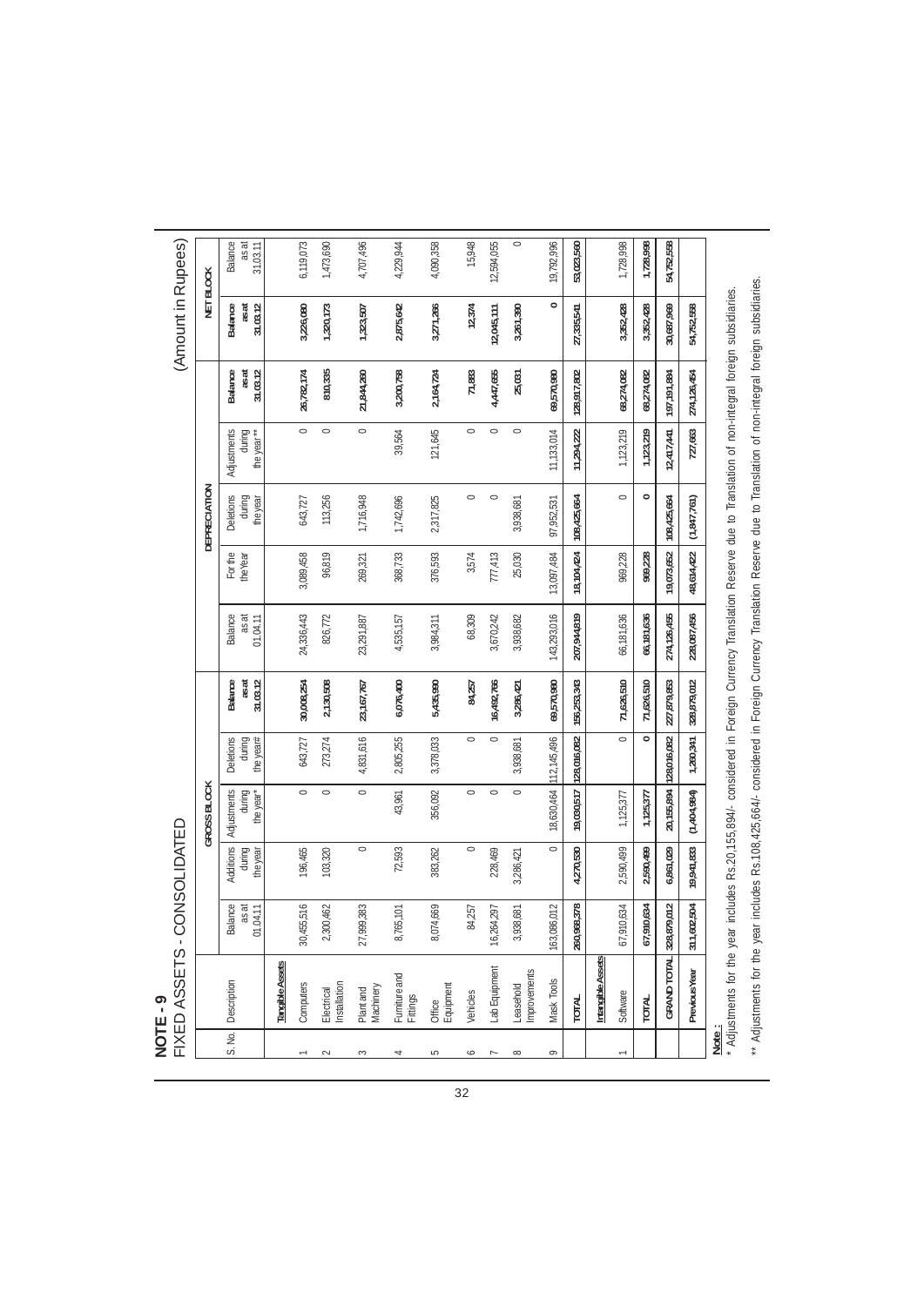# NOTE - 9

## FIXED ASSETS - CONSOLIDATED

(Amount in Rupees)

| S. No. | Description | GROSS BLOCK | | | | | DEPRECIATION | | | | | NET BLOCK | |
|---|---|---|---|---|---|---|---|---|---|---|---|---|---|
| | | Balance as at 01.04.11 | Additions during the year | Adjustments during the year* | Deletions during the year# | Balance as at 31.03.12 | Balance as at 01.04.11 | For the the Year | Deletions during the year | Adjustments during the year** | Balance as at 31.03.12 | Balance as at 31.03.12 | Balance as at 31.03.11 |
| | **Tangible Assets** | | | | | | | | | | | | |
| 1 | Computers | 30,455,516 | 196,465 | 0 | 643,727 | **30,008,254** | 24,336,443 | 3,089,458 | 643,727 | 0 | **26,782,174** | **3,226,080** | 6,119,073 |
| 2 | Electrical Installation | 2,300,462 | 103,320 | 0 | 273,274 | **2,130,508** | 826,772 | 96,819 | 113,256 | 0 | **810,335** | **1,320,173** | 1,473,690 |
| 3 | Plant and Machinery | 27,999,383 | 0 | 0 | 4,831,616 | **23,167,767** | 23,291,887 | 269,321 | 1,716,948 | 0 | **21,844,260** | **1,323,507** | 4,707,496 |
| 4 | Furniture and Fittings | 8,765,101 | 72,593 | 43,961 | 2,805,255 | **6,076,400** | 4,535,157 | 368,733 | 1,742,696 | 39,564 | **3,200,758** | **2,875,642** | 4,229,944 |
| 5 | Office Equipment | 8,074,669 | 383,262 | 356,092 | 3,378,033 | **5,435,990** | 3,984,311 | 376,593 | 2,317,825 | 121,645 | **2,164,724** | **3,271,266** | 4,090,358 |
| 6 | Vehicles | 84,257 | 0 | 0 | 0 | **84,257** | 68,309 | 3,574 | 0 | 0 | **71,883** | **12,374** | 15,948 |
| 7 | Lab Equipment | 16,264,297 | 228,469 | 0 | 0 | **16,492,766** | 3,670,242 | 777,413 | 0 | 0 | **4,447,655** | **12,045,111** | 12,594,055 |
| 8 | Leasehold Improvements | 3,938,681 | 3,286,421 | 0 | 3,938,681 | **3,286,421** | 3,938,682 | 25,030 | 3,938,681 | 0 | **25,031** | **3,261,390** | 0 |
| 9 | Mask Tools | 163,086,012 | 0 | 18,630,464 | 112,145,496 | **69,570,980** | 143,293,016 | 13,097,484 | 97,952,531 | 11,133,014 | **69,570,980** | **0** | 19,792,996 |
| | **TOTAL** | **260,968,378** | **4,270,530** | **19,030,517** | **128,016,082** | **156,253,343** | **207,944,819** | **18,104,424** | **108,425,664** | **11,294,222** | **128,917,802** | **27,335,541** | **53,023,560** |
| | **Intangible Assets** | | | | | | | | | | | | |
| 1 | Software | 67,910,634 | 2,590,499 | 1,125,377 | 0 | **71,626,510** | 66,181,636 | 969,228 | 0 | 1,123,219 | **68,274,082** | **3,352,428** | 1,728,998 |
| | **TOTAL** | **67,910,634** | **2,590,499** | **1,125,377** | **0** | **71,626,510** | **66,181,636** | **969,228** | **0** | **1,123,219** | **68,274,082** | **3,352,428** | **1,728,998** |
| | **GRAND TOTAL** | **328,879,012** | **6,861,029** | **20,155,894** | **128,016,082** | **227,879,853** | **274,126,455** | **19,073,652** | **108,425,664** | **12,417,441** | **197,191,884** | **30,687,969** | **54,752,558** |
| | **Previous Year** | **311,602,504** | **19,941,833** | **(1,404,984)** | **1,260,341** | **328,879,012** | **228,087,455** | **48,614,422** | **(1,847,761)** | **727,663** | **274,126,454** | **54,752,558** | |

**Note :**

\* Adjustments for the year includes Rs.20,155,894/- considered in Foreign Currency Translation Reserve due to Translation of non-integral foreign subsidiaries.

\*\* Adjustments for the year includes Rs.108,425,664/- considered in Foreign Currency Translation Reserve due to Translation of non-integral foreign subsidiaries.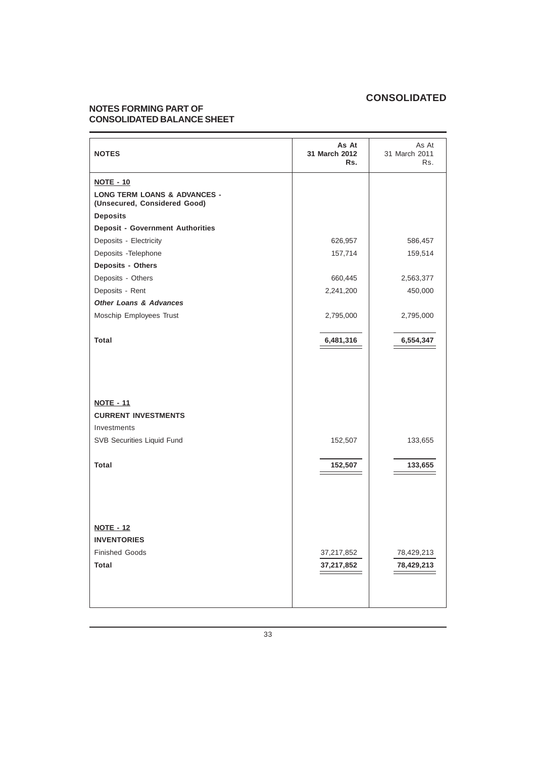## CONSOLIDATED

## NOTES FORMING PART OF CONSOLIDATED BALANCE SHEET

| NOTES | As At 31 March 2012 Rs. | As At 31 March 2011 Rs. |
|---|---|---|
| **NOTE - 10** | | |
| **LONG TERM LOANS & ADVANCES - (Unsecured, Considered Good)** | | |
| **Deposits** | | |
| **Deposit - Government Authorities** | | |
| Deposits - Electricity | 626,957 | 586,457 |
| Deposits -Telephone | 157,714 | 159,514 |
| **Deposits - Others** | | |
| Deposits - Others | 660,445 | 2,563,377 |
| Deposits - Rent | 2,241,200 | 450,000 |
| ***Other Loans & Advances*** | | |
| Moschip Employees Trust | 2,795,000 | 2,795,000 |
| **Total** | **6,481,316** | **6,554,347** |
| **NOTE - 11** | | |
| **CURRENT INVESTMENTS** | | |
| Investments | | |
| SVB Securities Liquid Fund | 152,507 | 133,655 |
| **Total** | **152,507** | **133,655** |
| **NOTE - 12** | | |
| **INVENTORIES** | | |
| Finished Goods | 37,217,852 | 78,429,213 |
| **Total** | **37,217,852** | **78,429,213** |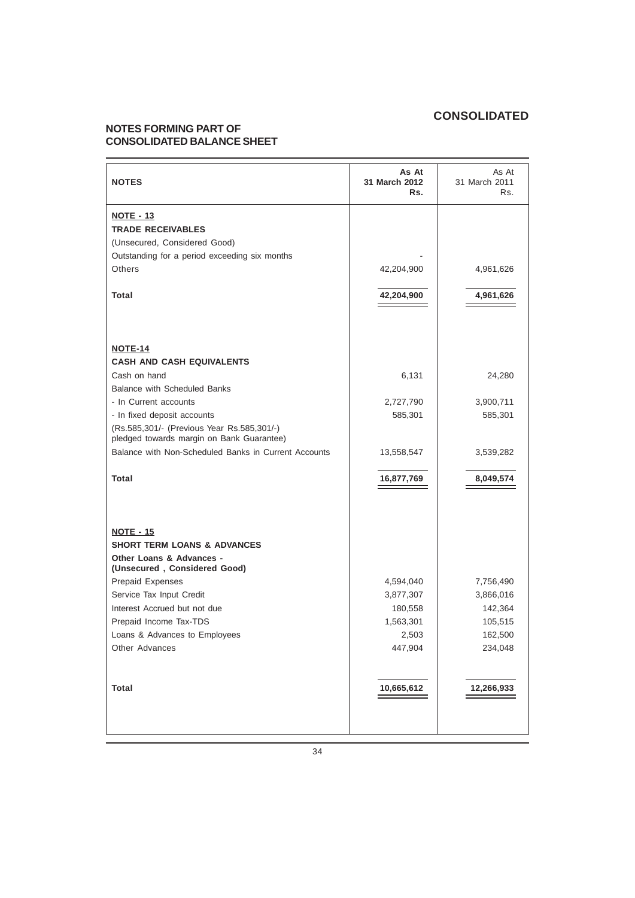# CONSOLIDATED

## NOTES FORMING PART OF CONSOLIDATED BALANCE SHEET

| NOTES | As At 31 March 2012 Rs. | As At 31 March 2011 Rs. |
|---|---|---|
| **NOTE - 13** | | |
| **TRADE RECEIVABLES** | | |
| (Unsecured, Considered Good) | | |
| Outstanding for a period exceeding six months | - | |
| Others | 42,204,900 | 4,961,626 |
| **Total** | **42,204,900** | **4,961,626** |
| **NOTE-14** | | |
| **CASH AND CASH EQUIVALENTS** | | |
| Cash on hand | 6,131 | 24,280 |
| Balance with Scheduled Banks | | |
| - In Current accounts | 2,727,790 | 3,900,711 |
| - In fixed deposit accounts | 585,301 | 585,301 |
| (Rs.585,301/- (Previous Year Rs.585,301/-) pledged towards margin on Bank Guarantee) | | |
| Balance with Non-Scheduled Banks in Current Accounts | 13,558,547 | 3,539,282 |
| **Total** | **16,877,769** | **8,049,574** |
| **NOTE - 15** | | |
| **SHORT TERM LOANS & ADVANCES** | | |
| **Other Loans & Advances - (Unsecured , Considered Good)** | | |
| Prepaid Expenses | 4,594,040 | 7,756,490 |
| Service Tax Input Credit | 3,877,307 | 3,866,016 |
| Interest Accrued but not due | 180,558 | 142,364 |
| Prepaid Income Tax-TDS | 1,563,301 | 105,515 |
| Loans & Advances to Employees | 2,503 | 162,500 |
| Other Advances | 447,904 | 234,048 |
| **Total** | **10,665,612** | **12,266,933** |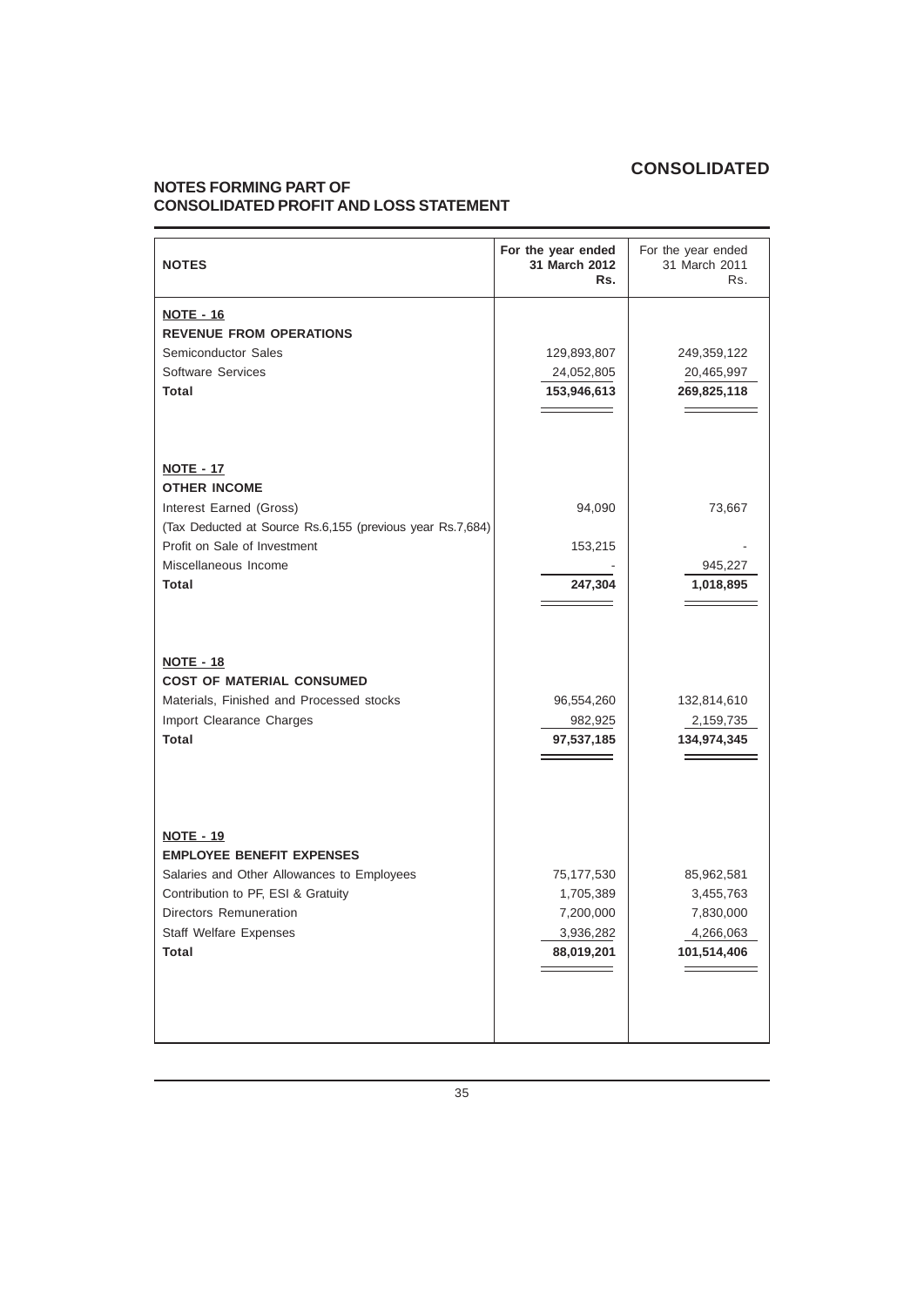# CONSOLIDATED

## NOTES FORMING PART OF CONSOLIDATED PROFIT AND LOSS STATEMENT

| NOTES | For the year ended 31 March 2012 Rs. | For the year ended 31 March 2011 Rs. |
|---|---|---|
| **NOTE - 16** | | |
| **REVENUE FROM OPERATIONS** | | |
| Semiconductor Sales | 129,893,807 | 249,359,122 |
| Software Services | 24,052,805 | 20,465,997 |
| **Total** | **153,946,613** | **269,825,118** |
| **NOTE - 17** | | |
| **OTHER INCOME** | | |
| Interest Earned (Gross) | 94,090 | 73,667 |
| (Tax Deducted at Source Rs.6,155 (previous year Rs.7,684) | | |
| Profit on Sale of Investment | 153,215 | - |
| Miscellaneous Income | - | 945,227 |
| **Total** | **247,304** | **1,018,895** |
| **NOTE - 18** | | |
| **COST OF MATERIAL CONSUMED** | | |
| Materials, Finished and Processed stocks | 96,554,260 | 132,814,610 |
| Import Clearance Charges | 982,925 | 2,159,735 |
| **Total** | **97,537,185** | **134,974,345** |
| **NOTE - 19** | | |
| **EMPLOYEE BENEFIT EXPENSES** | | |
| Salaries and Other Allowances to Employees | 75,177,530 | 85,962,581 |
| Contribution to PF, ESI & Gratuity | 1,705,389 | 3,455,763 |
| Directors Remuneration | 7,200,000 | 7,830,000 |
| Staff Welfare Expenses | 3,936,282 | 4,266,063 |
| **Total** | **88,019,201** | **101,514,406** |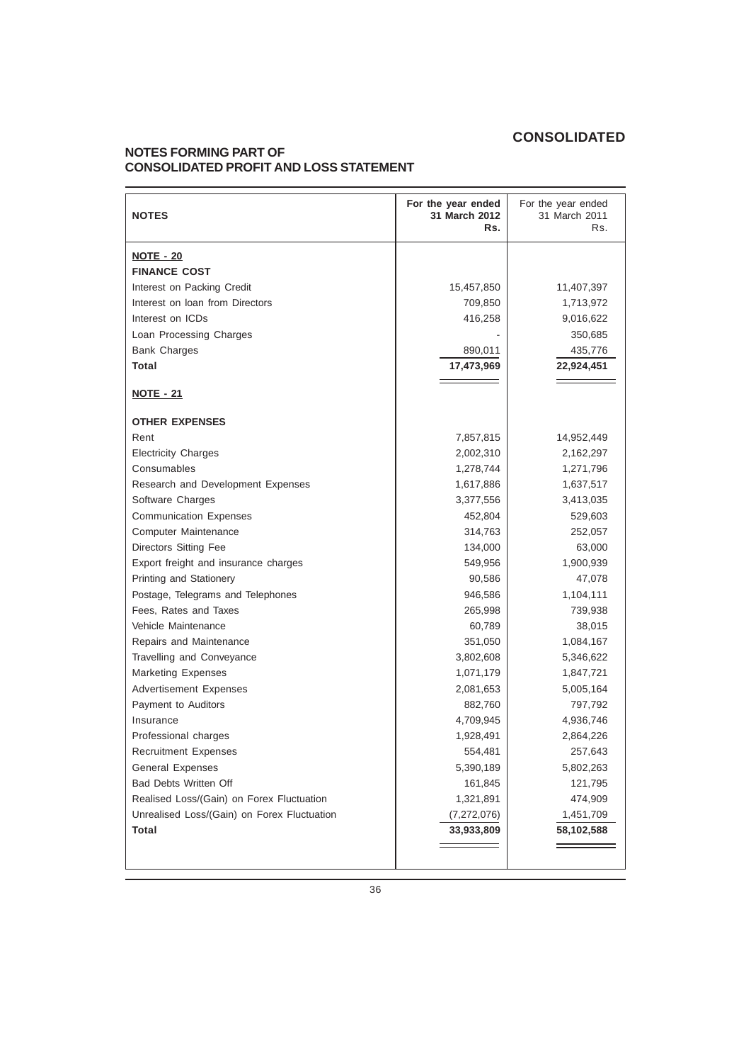# CONSOLIDATED

## NOTES FORMING PART OF CONSOLIDATED PROFIT AND LOSS STATEMENT

| NOTES | For the year ended 31 March 2012 Rs. | For the year ended 31 March 2011 Rs. |
|---|---|---|
| **NOTE - 20** | | |
| **FINANCE COST** | | |
| Interest on Packing Credit | 15,457,850 | 11,407,397 |
| Interest on loan from Directors | 709,850 | 1,713,972 |
| Interest on ICDs | 416,258 | 9,016,622 |
| Loan Processing Charges | - | 350,685 |
| Bank Charges | 890,011 | 435,776 |
| **Total** | **17,473,969** | **22,924,451** |
| **NOTE - 21** | | |
| **OTHER EXPENSES** | | |
| Rent | 7,857,815 | 14,952,449 |
| Electricity Charges | 2,002,310 | 2,162,297 |
| Consumables | 1,278,744 | 1,271,796 |
| Research and Development Expenses | 1,617,886 | 1,637,517 |
| Software Charges | 3,377,556 | 3,413,035 |
| Communication Expenses | 452,804 | 529,603 |
| Computer Maintenance | 314,763 | 252,057 |
| Directors Sitting Fee | 134,000 | 63,000 |
| Export freight and insurance charges | 549,956 | 1,900,939 |
| Printing and Stationery | 90,586 | 47,078 |
| Postage, Telegrams and Telephones | 946,586 | 1,104,111 |
| Fees, Rates and Taxes | 265,998 | 739,938 |
| Vehicle Maintenance | 60,789 | 38,015 |
| Repairs and Maintenance | 351,050 | 1,084,167 |
| Travelling and Conveyance | 3,802,608 | 5,346,622 |
| Marketing Expenses | 1,071,179 | 1,847,721 |
| Advertisement Expenses | 2,081,653 | 5,005,164 |
| Payment to Auditors | 882,760 | 797,792 |
| Insurance | 4,709,945 | 4,936,746 |
| Professional charges | 1,928,491 | 2,864,226 |
| Recruitment Expenses | 554,481 | 257,643 |
| General Expenses | 5,390,189 | 5,802,263 |
| Bad Debts Written Off | 161,845 | 121,795 |
| Realised Loss/(Gain) on Forex Fluctuation | 1,321,891 | 474,909 |
| Unrealised Loss/(Gain) on Forex Fluctuation | (7,272,076) | 1,451,709 |
| **Total** | **33,933,809** | **58,102,588** |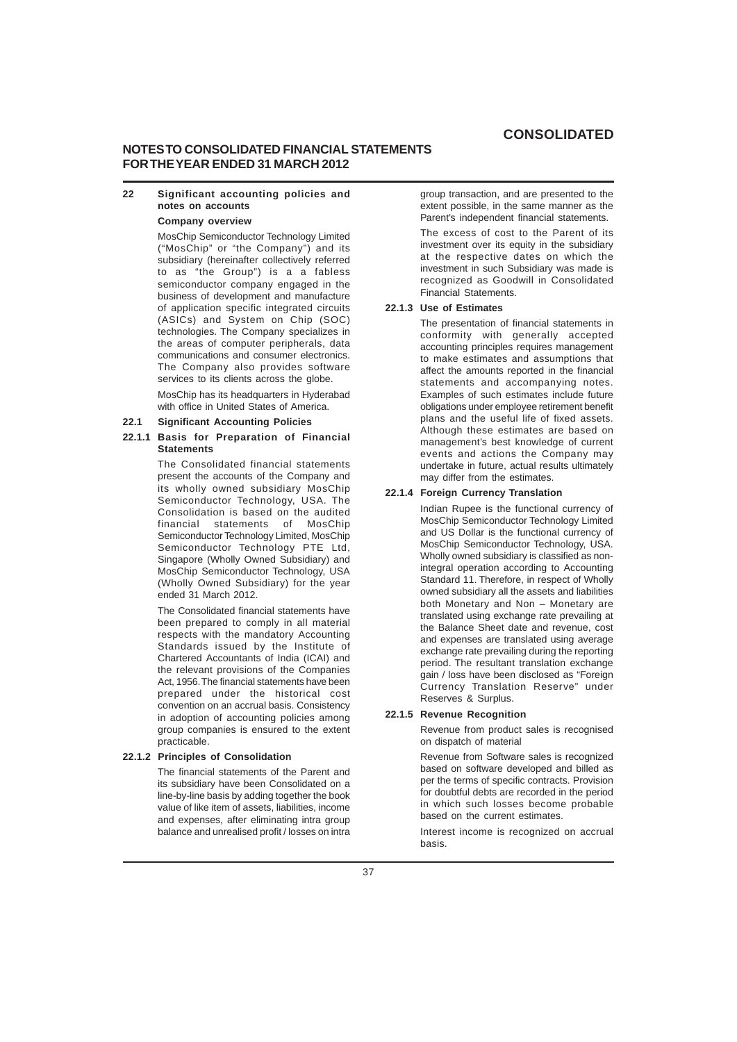# NOTES TO CONSOLIDATED FINANCIAL STATEMENTS FOR THE YEAR ENDED 31 MARCH 2012

## 22 Significant accounting policies and notes on accounts

### Company overview

MosChip Semiconductor Technology Limited ("MosChip" or "the Company") and its subsidiary (hereinafter collectively referred to as "the Group") is a a fabless semiconductor company engaged in the business of development and manufacture of application specific integrated circuits (ASICs) and System on Chip (SOC) technologies. The Company specializes in the areas of computer peripherals, data communications and consumer electronics. The Company also provides software services to its clients across the globe.

MosChip has its headquarters in Hyderabad with office in United States of America.

### 22.1 Significant Accounting Policies

#### 22.1.1 Basis for Preparation of Financial Statements

The Consolidated financial statements present the accounts of the Company and its wholly owned subsidiary MosChip Semiconductor Technology, USA. The Consolidation is based on the audited financial statements of MosChip Semiconductor Technology Limited, MosChip Semiconductor Technology PTE Ltd, Singapore (Wholly Owned Subsidiary) and MosChip Semiconductor Technology, USA (Wholly Owned Subsidiary) for the year ended 31 March 2012.

The Consolidated financial statements have been prepared to comply in all material respects with the mandatory Accounting Standards issued by the Institute of Chartered Accountants of India (ICAI) and the relevant provisions of the Companies Act, 1956. The financial statements have been prepared under the historical cost convention on an accrual basis. Consistency in adoption of accounting policies among group companies is ensured to the extent practicable.

#### 22.1.2 Principles of Consolidation

The financial statements of the Parent and its subsidiary have been Consolidated on a line-by-line basis by adding together the book value of like item of assets, liabilities, income and expenses, after eliminating intra group balance and unrealised profit / losses on intra group transaction, and are presented to the extent possible, in the same manner as the Parent's independent financial statements.

The excess of cost to the Parent of its investment over its equity in the subsidiary at the respective dates on which the investment in such Subsidiary was made is recognized as Goodwill in Consolidated Financial Statements.

#### 22.1.3 Use of Estimates

The presentation of financial statements in conformity with generally accepted accounting principles requires management to make estimates and assumptions that affect the amounts reported in the financial statements and accompanying notes. Examples of such estimates include future obligations under employee retirement benefit plans and the useful life of fixed assets. Although these estimates are based on management's best knowledge of current events and actions the Company may undertake in future, actual results ultimately may differ from the estimates.

#### 22.1.4 Foreign Currency Translation

Indian Rupee is the functional currency of MosChip Semiconductor Technology Limited and US Dollar is the functional currency of MosChip Semiconductor Technology, USA. Wholly owned subsidiary is classified as non-integral operation according to Accounting Standard 11. Therefore, in respect of Wholly owned subsidiary all the assets and liabilities both Monetary and Non – Monetary are translated using exchange rate prevailing at the Balance Sheet date and revenue, cost and expenses are translated using average exchange rate prevailing during the reporting period. The resultant translation exchange gain / loss have been disclosed as "Foreign Currency Translation Reserve" under Reserves & Surplus.

#### 22.1.5 Revenue Recognition

Revenue from product sales is recognised on dispatch of material

Revenue from Software sales is recognized based on software developed and billed as per the terms of specific contracts. Provision for doubtful debts are recorded in the period in which such losses become probable based on the current estimates.

Interest income is recognized on accrual basis.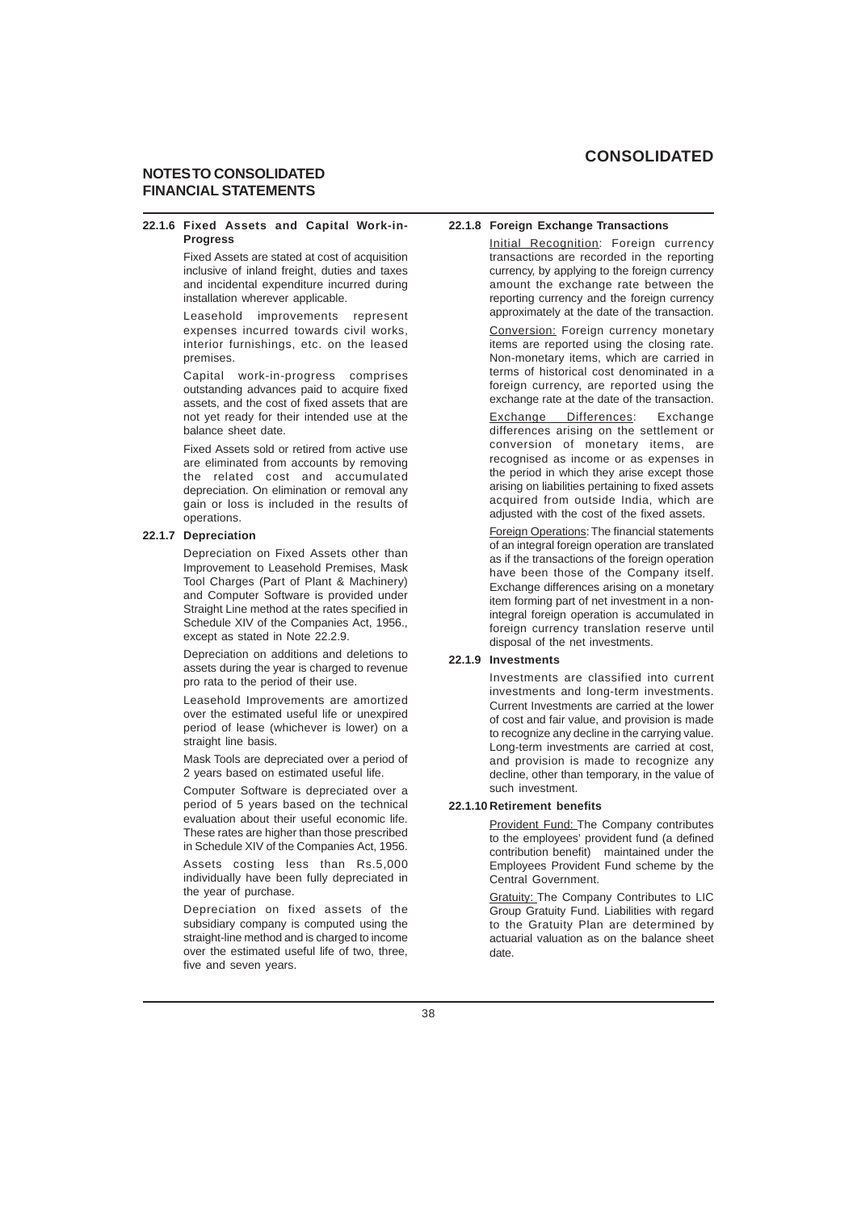# CONSOLIDATED

## NOTES TO CONSOLIDATED FINANCIAL STATEMENTS

### 22.1.6 Fixed Assets and Capital Work-in-Progress

Fixed Assets are stated at cost of acquisition inclusive of inland freight, duties and taxes and incidental expenditure incurred during installation wherever applicable.

Leasehold improvements represent expenses incurred towards civil works, interior furnishings, etc. on the leased premises.

Capital work-in-progress comprises outstanding advances paid to acquire fixed assets, and the cost of fixed assets that are not yet ready for their intended use at the balance sheet date.

Fixed Assets sold or retired from active use are eliminated from accounts by removing the related cost and accumulated depreciation. On elimination or removal any gain or loss is included in the results of operations.

### 22.1.7 Depreciation

Depreciation on Fixed Assets other than Improvement to Leasehold Premises, Mask Tool Charges (Part of Plant & Machinery) and Computer Software is provided under Straight Line method at the rates specified in Schedule XIV of the Companies Act, 1956., except as stated in Note 22.2.9.

Depreciation on additions and deletions to assets during the year is charged to revenue pro rata to the period of their use.

Leasehold Improvements are amortized over the estimated useful life or unexpired period of lease (whichever is lower) on a straight line basis.

Mask Tools are depreciated over a period of 2 years based on estimated useful life.

Computer Software is depreciated over a period of 5 years based on the technical evaluation about their useful economic life. These rates are higher than those prescribed in Schedule XIV of the Companies Act, 1956.

Assets costing less than Rs.5,000 individually have been fully depreciated in the year of purchase.

Depreciation on fixed assets of the subsidiary company is computed using the straight-line method and is charged to income over the estimated useful life of two, three, five and seven years.

### 22.1.8 Foreign Exchange Transactions

Initial Recognition: Foreign currency transactions are recorded in the reporting currency, by applying to the foreign currency amount the exchange rate between the reporting currency and the foreign currency approximately at the date of the transaction.

Conversion: Foreign currency monetary items are reported using the closing rate. Non-monetary items, which are carried in terms of historical cost denominated in a foreign currency, are reported using the exchange rate at the date of the transaction.

Exchange Differences: Exchange differences arising on the settlement or conversion of monetary items, are recognised as income or as expenses in the period in which they arise except those arising on liabilities pertaining to fixed assets acquired from outside India, which are adjusted with the cost of the fixed assets.

Foreign Operations: The financial statements of an integral foreign operation are translated as if the transactions of the foreign operation have been those of the Company itself. Exchange differences arising on a monetary item forming part of net investment in a non-integral foreign operation is accumulated in foreign currency translation reserve until disposal of the net investments.

### 22.1.9 Investments

Investments are classified into current investments and long-term investments. Current Investments are carried at the lower of cost and fair value, and provision is made to recognize any decline in the carrying value. Long-term investments are carried at cost, and provision is made to recognize any decline, other than temporary, in the value of such investment.

### 22.1.10 Retirement benefits

Provident Fund: The Company contributes to the employees' provident fund (a defined contribution benefit) maintained under the Employees Provident Fund scheme by the Central Government.

Gratuity: The Company Contributes to LIC Group Gratuity Fund. Liabilities with regard to the Gratuity Plan are determined by actuarial valuation as on the balance sheet date.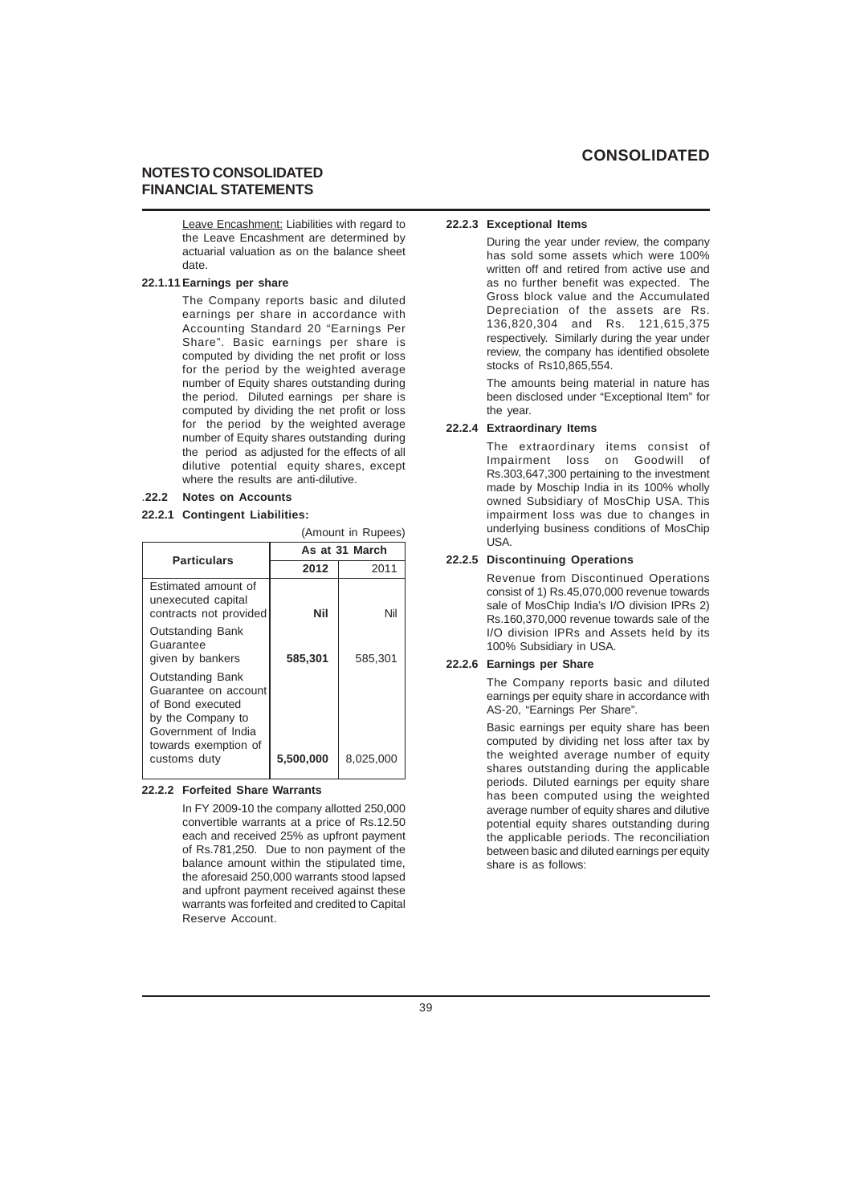## NOTES TO CONSOLIDATED FINANCIAL STATEMENTS

<u>Leave Encashment:</u> Liabilities with regard to the Leave Encashment are determined by actuarial valuation as on the balance sheet date.

**22.1.11 Earnings per share**

The Company reports basic and diluted earnings per share in accordance with Accounting Standard 20 "Earnings Per Share". Basic earnings per share is computed by dividing the net profit or loss for the period by the weighted average number of Equity shares outstanding during the period. Diluted earnings per share is computed by dividing the net profit or loss for the period by the weighted average number of Equity shares outstanding during the period as adjusted for the effects of all dilutive potential equity shares, except where the results are anti-dilutive.

**.22.2 Notes on Accounts**

**22.2.1 Contingent Liabilities:**

(Amount in Rupees)

| Particulars | As at 31 March | |
|---|---|---|
| | **2012** | 2011 |
| Estimated amount of unexecuted capital contracts not provided | **Nil** | Nil |
| Outstanding Bank Guarantee given by bankers | **585,301** | 585,301 |
| Outstanding Bank Guarantee on account of Bond executed by the Company to Government of India towards exemption of customs duty | **5,500,000** | 8,025,000 |

**22.2.2 Forfeited Share Warrants**

In FY 2009-10 the company allotted 250,000 convertible warrants at a price of Rs.12.50 each and received 25% as upfront payment of Rs.781,250. Due to non payment of the balance amount within the stipulated time, the aforesaid 250,000 warrants stood lapsed and upfront payment received against these warrants was forfeited and credited to Capital Reserve Account.

**22.2.3 Exceptional Items**

During the year under review, the company has sold some assets which were 100% written off and retired from active use and as no further benefit was expected. The Gross block value and the Accumulated Depreciation of the assets are Rs. 136,820,304 and Rs. 121,615,375 respectively. Similarly during the year under review, the company has identified obsolete stocks of Rs10,865,554.

The amounts being material in nature has been disclosed under "Exceptional Item" for the year.

**22.2.4 Extraordinary Items**

The extraordinary items consist of Impairment loss on Goodwill of Rs.303,647,300 pertaining to the investment made by Moschip India in its 100% wholly owned Subsidiary of MosChip USA. This impairment loss was due to changes in underlying business conditions of MosChip USA.

**22.2.5 Discontinuing Operations**

Revenue from Discontinued Operations consist of 1) Rs.45,070,000 revenue towards sale of MosChip India's I/O division IPRs 2) Rs.160,370,000 revenue towards sale of the I/O division IPRs and Assets held by its 100% Subsidiary in USA.

**22.2.6 Earnings per Share**

The Company reports basic and diluted earnings per equity share in accordance with AS-20, "Earnings Per Share".

Basic earnings per equity share has been computed by dividing net loss after tax by the weighted average number of equity shares outstanding during the applicable periods. Diluted earnings per equity share has been computed using the weighted average number of equity shares and dilutive potential equity shares outstanding during the applicable periods. The reconciliation between basic and diluted earnings per equity share is as follows: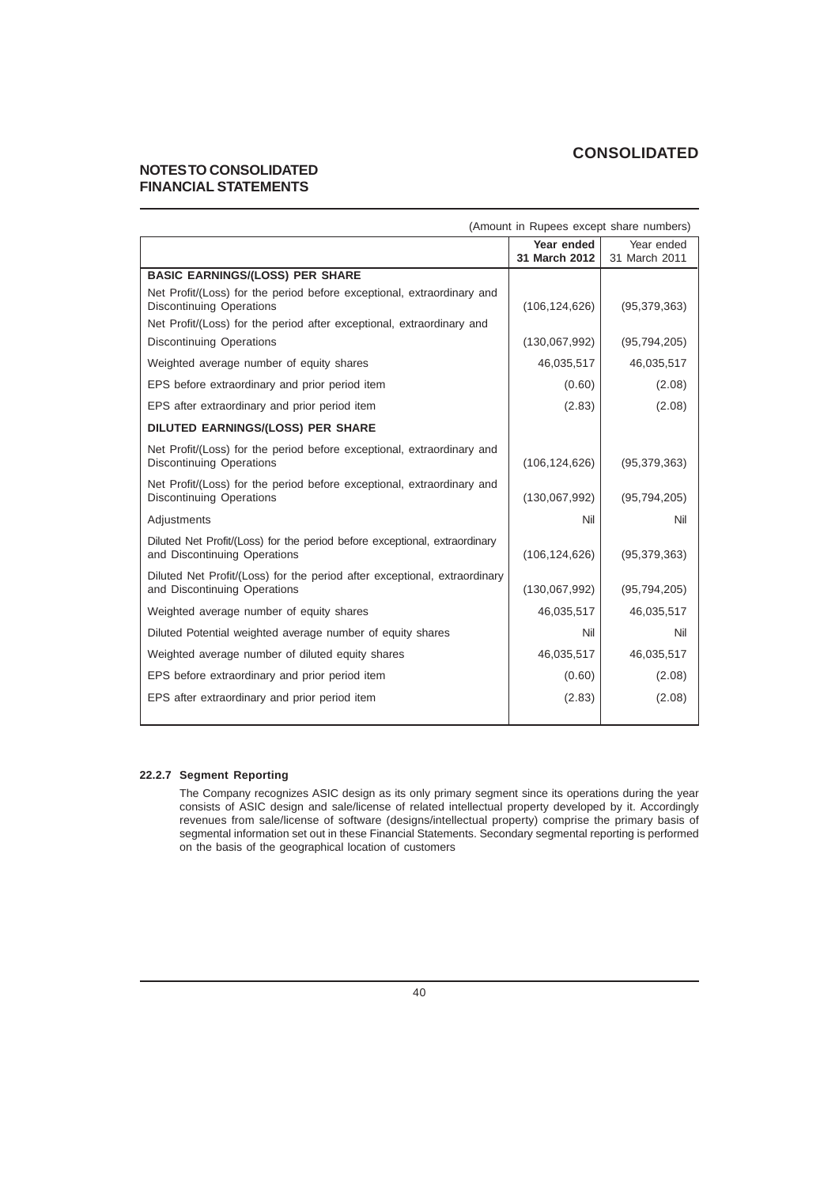# NOTES TO CONSOLIDATED FINANCIAL STATEMENTS

(Amount in Rupees except share numbers)

| | **Year ended 31 March 2012** | Year ended 31 March 2011 |
|---|---|---|
| **BASIC EARNINGS/(LOSS) PER SHARE** | | |
| Net Profit/(Loss) for the period before exceptional, extraordinary and Discontinuing Operations | (106,124,626) | (95,379,363) |
| Net Profit/(Loss) for the period after exceptional, extraordinary and Discontinuing Operations | (130,067,992) | (95,794,205) |
| Weighted average number of equity shares | 46,035,517 | 46,035,517 |
| EPS before extraordinary and prior period item | (0.60) | (2.08) |
| EPS after extraordinary and prior period item | (2.83) | (2.08) |
| **DILUTED EARNINGS/(LOSS) PER SHARE** | | |
| Net Profit/(Loss) for the period before exceptional, extraordinary and Discontinuing Operations | (106,124,626) | (95,379,363) |
| Net Profit/(Loss) for the period before exceptional, extraordinary and Discontinuing Operations | (130,067,992) | (95,794,205) |
| Adjustments | Nil | Nil |
| Diluted Net Profit/(Loss) for the period before exceptional, extraordinary and Discontinuing Operations | (106,124,626) | (95,379,363) |
| Diluted Net Profit/(Loss) for the period after exceptional, extraordinary and Discontinuing Operations | (130,067,992) | (95,794,205) |
| Weighted average number of equity shares | 46,035,517 | 46,035,517 |
| Diluted Potential weighted average number of equity shares | Nil | Nil |
| Weighted average number of diluted equity shares | 46,035,517 | 46,035,517 |
| EPS before extraordinary and prior period item | (0.60) | (2.08) |
| EPS after extraordinary and prior period item | (2.83) | (2.08) |

**22.2.7 Segment Reporting**

The Company recognizes ASIC design as its only primary segment since its operations during the year consists of ASIC design and sale/license of related intellectual property developed by it. Accordingly revenues from sale/license of software (designs/intellectual property) comprise the primary basis of segmental information set out in these Financial Statements. Secondary segmental reporting is performed on the basis of the geographical location of customers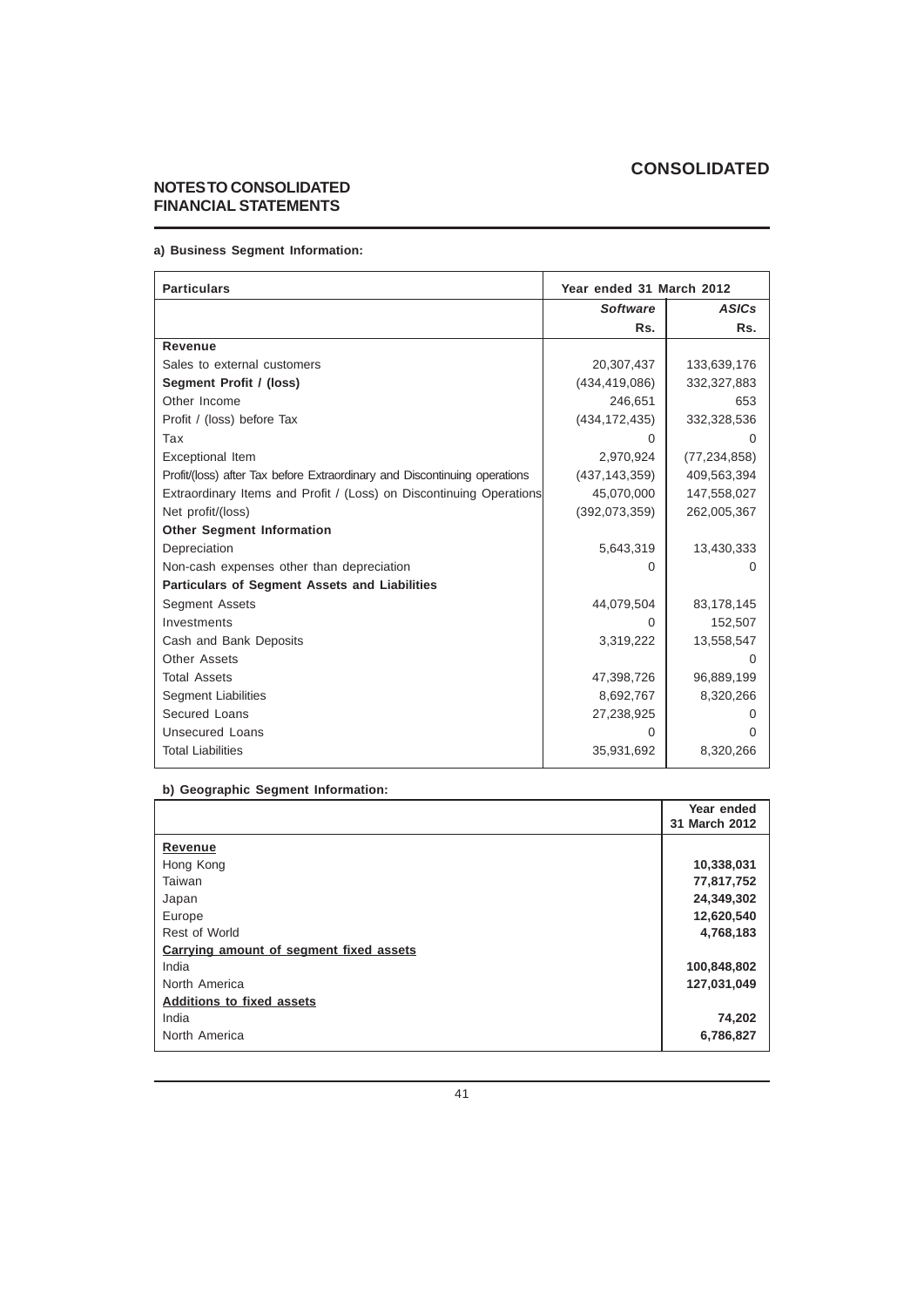# CONSOLIDATED

## NOTES TO CONSOLIDATED FINANCIAL STATEMENTS

**a) Business Segment Information:**

| Particulars | Year ended 31 March 2012 | |
|---|---|---|
| | ***Software*** | ***ASICs*** |
| | **Rs.** | **Rs.** |
| **Revenue** | | |
| Sales to external customers | 20,307,437 | 133,639,176 |
| **Segment Profit / (loss)** | (434,419,086) | 332,327,883 |
| Other Income | 246,651 | 653 |
| Profit / (loss) before Tax | (434,172,435) | 332,328,536 |
| Tax | 0 | 0 |
| Exceptional Item | 2,970,924 | (77,234,858) |
| Profit/(loss) after Tax before Extraordinary and Discontinuing operations | (437,143,359) | 409,563,394 |
| Extraordinary Items and Profit / (Loss) on Discontinuing Operations | 45,070,000 | 147,558,027 |
| Net profit/(loss) | (392,073,359) | 262,005,367 |
| **Other Segment Information** | | |
| Depreciation | 5,643,319 | 13,430,333 |
| Non-cash expenses other than depreciation | 0 | 0 |
| **Particulars of Segment Assets and Liabilities** | | |
| Segment Assets | 44,079,504 | 83,178,145 |
| Investments | 0 | 152,507 |
| Cash and Bank Deposits | 3,319,222 | 13,558,547 |
| Other Assets | | 0 |
| Total Assets | 47,398,726 | 96,889,199 |
| Segment Liabilities | 8,692,767 | 8,320,266 |
| Secured Loans | 27,238,925 | 0 |
| Unsecured Loans | 0 | 0 |
| Total Liabilities | 35,931,692 | 8,320,266 |

**b) Geographic Segment Information:**

| | **Year ended 31 March 2012** |
|---|---|
| **Revenue** | |
| Hong Kong | **10,338,031** |
| Taiwan | **77,817,752** |
| Japan | **24,349,302** |
| Europe | **12,620,540** |
| Rest of World | **4,768,183** |
| **Carrying amount of segment fixed assets** | |
| India | **100,848,802** |
| North America | **127,031,049** |
| **Additions to fixed assets** | |
| India | **74,202** |
| North America | **6,786,827** |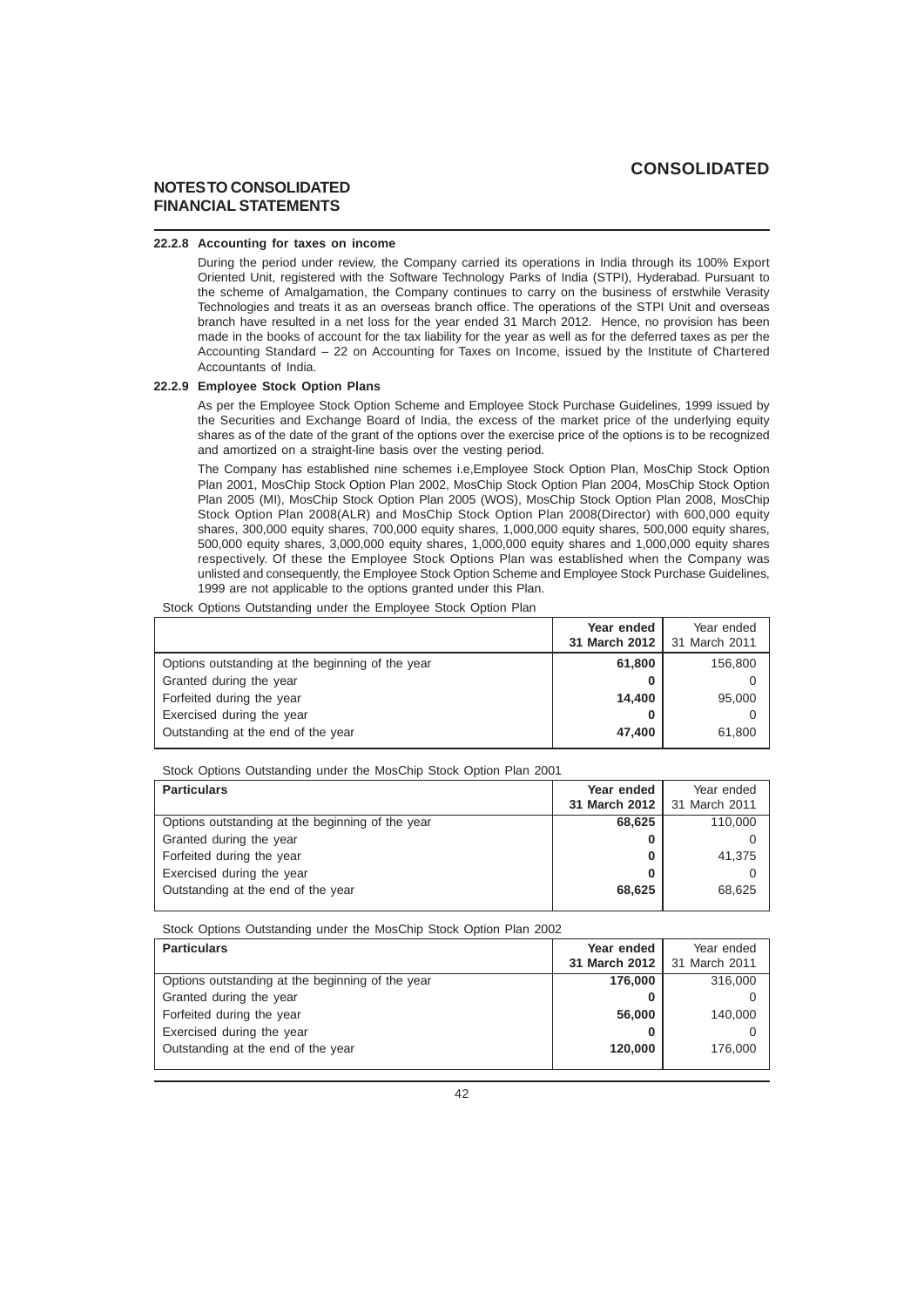# NOTES TO CONSOLIDATED FINANCIAL STATEMENTS

### 22.2.8 Accounting for taxes on income

During the period under review, the Company carried its operations in India through its 100% Export Oriented Unit, registered with the Software Technology Parks of India (STPI), Hyderabad. Pursuant to the scheme of Amalgamation, the Company continues to carry on the business of erstwhile Verasity Technologies and treats it as an overseas branch office. The operations of the STPI Unit and overseas branch have resulted in a net loss for the year ended 31 March 2012. Hence, no provision has been made in the books of account for the tax liability for the year as well as for the deferred taxes as per the Accounting Standard – 22 on Accounting for Taxes on Income, issued by the Institute of Chartered Accountants of India.

### 22.2.9 Employee Stock Option Plans

As per the Employee Stock Option Scheme and Employee Stock Purchase Guidelines, 1999 issued by the Securities and Exchange Board of India, the excess of the market price of the underlying equity shares as of the date of the grant of the options over the exercise price of the options is to be recognized and amortized on a straight-line basis over the vesting period.

The Company has established nine schemes i.e,Employee Stock Option Plan, MosChip Stock Option Plan 2001, MosChip Stock Option Plan 2002, MosChip Stock Option Plan 2004, MosChip Stock Option Plan 2005 (MI), MosChip Stock Option Plan 2005 (WOS), MosChip Stock Option Plan 2008, MosChip Stock Option Plan 2008(ALR) and MosChip Stock Option Plan 2008(Director) with 600,000 equity shares, 300,000 equity shares, 700,000 equity shares, 1,000,000 equity shares, 500,000 equity shares, 500,000 equity shares, 3,000,000 equity shares, 1,000,000 equity shares and 1,000,000 equity shares respectively. Of these the Employee Stock Options Plan was established when the Company was unlisted and consequently, the Employee Stock Option Scheme and Employee Stock Purchase Guidelines, 1999 are not applicable to the options granted under this Plan.

Stock Options Outstanding under the Employee Stock Option Plan

| | **Year ended 31 March 2012** | Year ended 31 March 2011 |
|---|---|---|
| Options outstanding at the beginning of the year | **61,800** | 156,800 |
| Granted during the year | **0** | 0 |
| Forfeited during the year | **14,400** | 95,000 |
| Exercised during the year | **0** | 0 |
| Outstanding at the end of the year | **47,400** | 61,800 |

Stock Options Outstanding under the MosChip Stock Option Plan 2001

| **Particulars** | **Year ended 31 March 2012** | Year ended 31 March 2011 |
|---|---|---|
| Options outstanding at the beginning of the year | **68,625** | 110,000 |
| Granted during the year | **0** | 0 |
| Forfeited during the year | **0** | 41,375 |
| Exercised during the year | **0** | 0 |
| Outstanding at the end of the year | **68,625** | 68,625 |

Stock Options Outstanding under the MosChip Stock Option Plan 2002

| **Particulars** | **Year ended 31 March 2012** | Year ended 31 March 2011 |
|---|---|---|
| Options outstanding at the beginning of the year | **176,000** | 316,000 |
| Granted during the year | **0** | 0 |
| Forfeited during the year | **56,000** | 140,000 |
| Exercised during the year | **0** | 0 |
| Outstanding at the end of the year | **120,000** | 176,000 |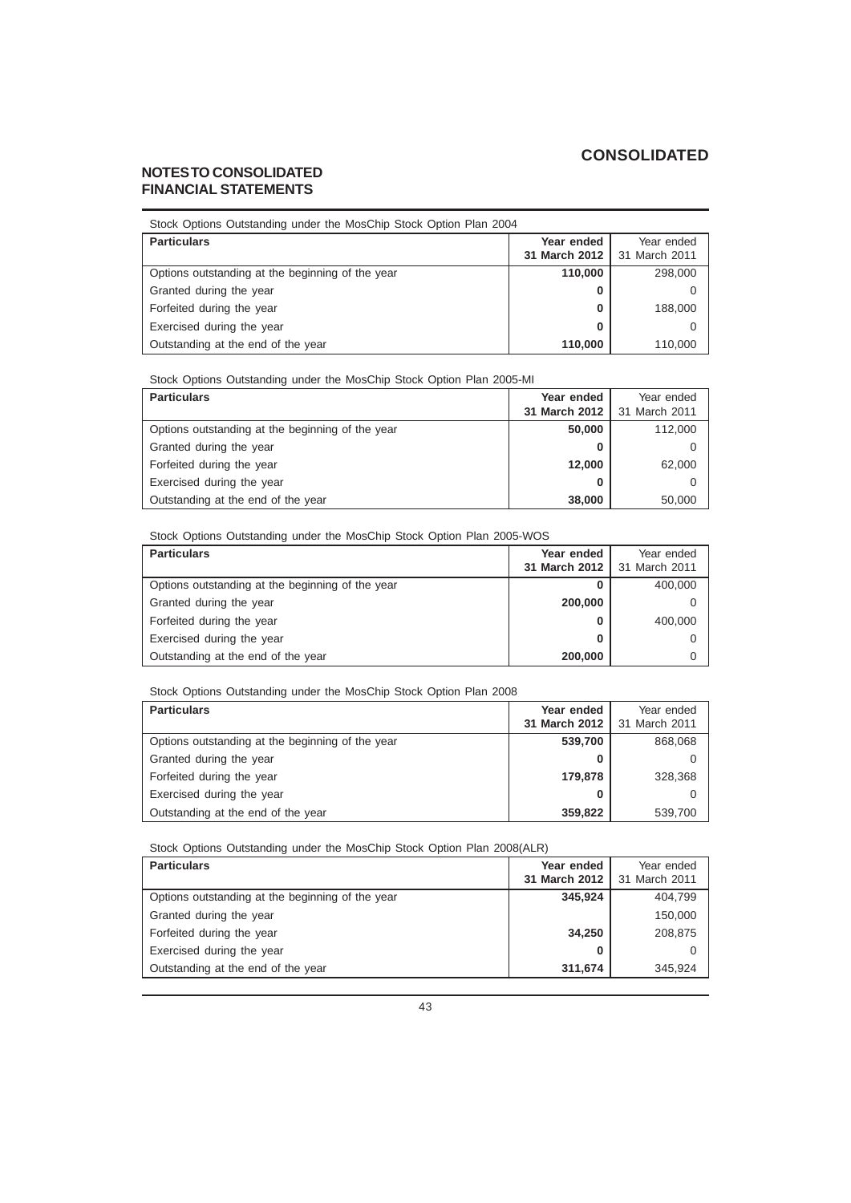# CONSOLIDATED

## NOTES TO CONSOLIDATED FINANCIAL STATEMENTS

Stock Options Outstanding under the MosChip Stock Option Plan 2004

| Particulars | Year ended 31 March 2012 | Year ended 31 March 2011 |
|---|---|---|
| Options outstanding at the beginning of the year | **110,000** | 298,000 |
| Granted during the year | **0** | 0 |
| Forfeited during the year | **0** | 188,000 |
| Exercised during the year | **0** | 0 |
| Outstanding at the end of the year | **110,000** | 110,000 |

Stock Options Outstanding under the MosChip Stock Option Plan 2005-MI

| Particulars | Year ended 31 March 2012 | Year ended 31 March 2011 |
|---|---|---|
| Options outstanding at the beginning of the year | **50,000** | 112,000 |
| Granted during the year | **0** | 0 |
| Forfeited during the year | **12,000** | 62,000 |
| Exercised during the year | **0** | 0 |
| Outstanding at the end of the year | **38,000** | 50,000 |

Stock Options Outstanding under the MosChip Stock Option Plan 2005-WOS

| Particulars | Year ended 31 March 2012 | Year ended 31 March 2011 |
|---|---|---|
| Options outstanding at the beginning of the year | **0** | 400,000 |
| Granted during the year | **200,000** | 0 |
| Forfeited during the year | **0** | 400,000 |
| Exercised during the year | **0** | 0 |
| Outstanding at the end of the year | **200,000** | 0 |

Stock Options Outstanding under the MosChip Stock Option Plan 2008

| Particulars | Year ended 31 March 2012 | Year ended 31 March 2011 |
|---|---|---|
| Options outstanding at the beginning of the year | **539,700** | 868,068 |
| Granted during the year | **0** | 0 |
| Forfeited during the year | **179,878** | 328,368 |
| Exercised during the year | **0** | 0 |
| Outstanding at the end of the year | **359,822** | 539,700 |

Stock Options Outstanding under the MosChip Stock Option Plan 2008(ALR)

| Particulars | Year ended 31 March 2012 | Year ended 31 March 2011 |
|---|---|---|
| Options outstanding at the beginning of the year | **345,924** | 404,799 |
| Granted during the year | | 150,000 |
| Forfeited during the year | **34,250** | 208,875 |
| Exercised during the year | **0** | 0 |
| Outstanding at the end of the year | **311,674** | 345,924 |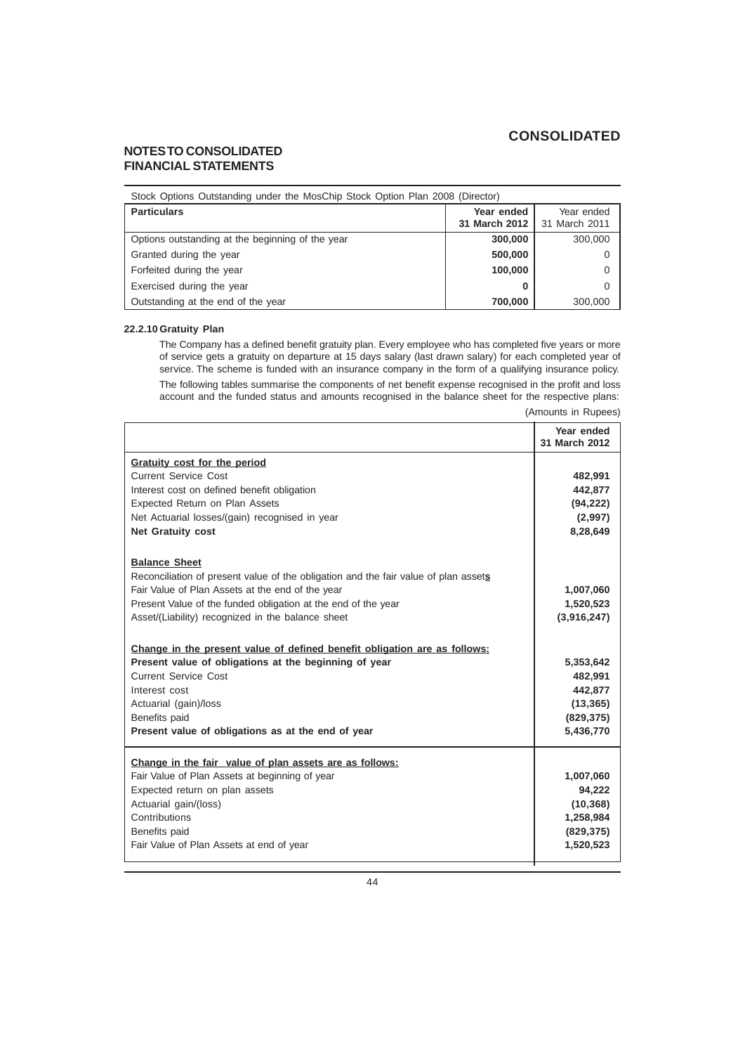# CONSOLIDATED

## NOTES TO CONSOLIDATED FINANCIAL STATEMENTS

| Stock Options Outstanding under the MosChip Stock Option Plan 2008 (Director) | | |
|---|---|---|
| **Particulars** | **Year ended 31 March 2012** | Year ended 31 March 2011 |
| Options outstanding at the beginning of the year | **300,000** | 300,000 |
| Granted during the year | **500,000** | 0 |
| Forfeited during the year | **100,000** | 0 |
| Exercised during the year | **0** | 0 |
| Outstanding at the end of the year | **700,000** | 300,000 |

### 22.2.10 Gratuity Plan

The Company has a defined benefit gratuity plan. Every employee who has completed five years or more of service gets a gratuity on departure at 15 days salary (last drawn salary) for each completed year of service. The scheme is funded with an insurance company in the form of a qualifying insurance policy.

The following tables summarise the components of net benefit expense recognised in the profit and loss account and the funded status and amounts recognised in the balance sheet for the respective plans:

(Amounts in Rupees)

| | **Year ended 31 March 2012** |
|---|---|
| **Gratuity cost for the period** | |
| Current Service Cost | **482,991** |
| Interest cost on defined benefit obligation | **442,877** |
| Expected Return on Plan Assets | **(94,222)** |
| Net Actuarial losses/(gain) recognised in year | **(2,997)** |
| **Net Gratuity cost** | **8,28,649** |
| | |
| **Balance Sheet** | |
| Reconciliation of present value of the obligation and the fair value of plan assets | |
| Fair Value of Plan Assets at the end of the year | **1,007,060** |
| Present Value of the funded obligation at the end of the year | **1,520,523** |
| Asset/(Liability) recognized in the balance sheet | **(3,916,247)** |
| | |
| **Change in the present value of defined benefit obligation are as follows:** | |
| **Present value of obligations at the beginning of year** | **5,353,642** |
| Current Service Cost | **482,991** |
| Interest cost | **442,877** |
| Actuarial (gain)/loss | **(13,365)** |
| Benefits paid | **(829,375)** |
| **Present value of obligations as at the end of year** | **5,436,770** |
| | |
| **Change in the fair value of plan assets are as follows:** | |
| Fair Value of Plan Assets at beginning of year | **1,007,060** |
| Expected return on plan assets | **94,222** |
| Actuarial gain/(loss) | **(10,368)** |
| Contributions | **1,258,984** |
| Benefits paid | **(829,375)** |
| Fair Value of Plan Assets at end of year | **1,520,523** |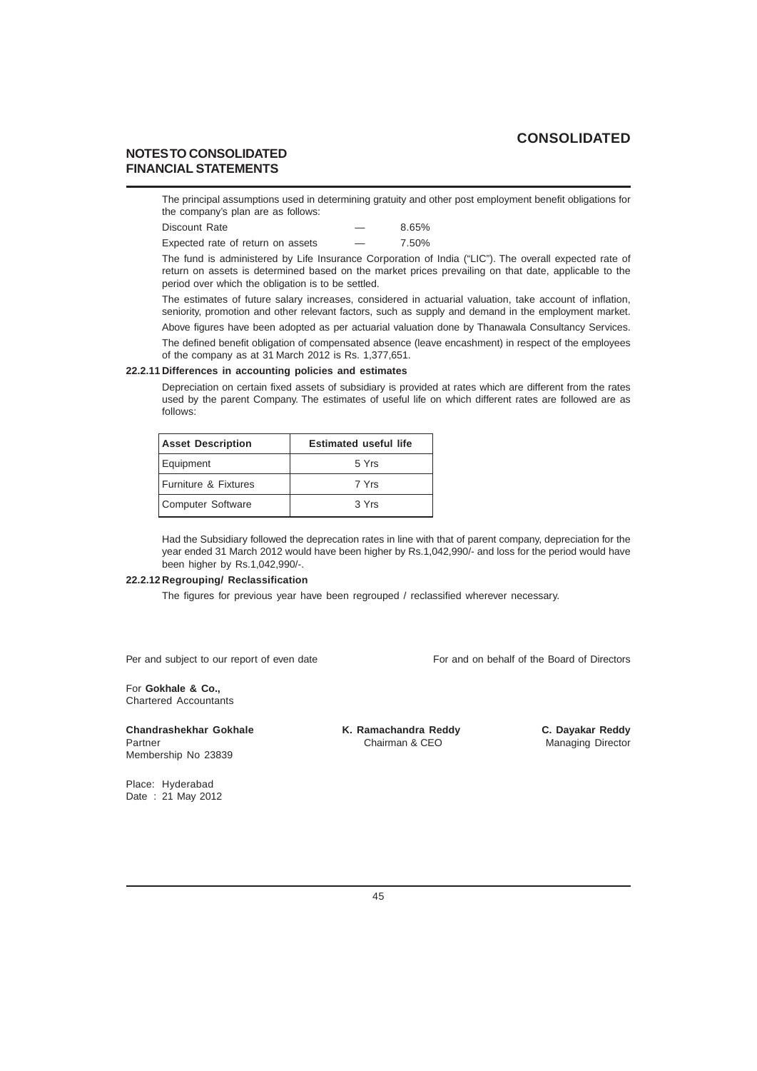The principal assumptions used in determining gratuity and other post employment benefit obligations for the company's plan are as follows:

| | | |
|---|---|---|
| Discount Rate | — | 8.65% |
| Expected rate of return on assets | — | 7.50% |

The fund is administered by Life Insurance Corporation of India ("LIC"). The overall expected rate of return on assets is determined based on the market prices prevailing on that date, applicable to the period over which the obligation is to be settled.

The estimates of future salary increases, considered in actuarial valuation, take account of inflation, seniority, promotion and other relevant factors, such as supply and demand in the employment market.

Above figures have been adopted as per actuarial valuation done by Thanawala Consultancy Services.

The defined benefit obligation of compensated absence (leave encashment) in respect of the employees of the company as at 31 March 2012 is Rs. 1,377,651.

### 22.2.11 Differences in accounting policies and estimates

Depreciation on certain fixed assets of subsidiary is provided at rates which are different from the rates used by the parent Company. The estimates of useful life on which different rates are followed are as follows:

| Asset Description | Estimated useful life |
|---|---|
| Equipment | 5 Yrs |
| Furniture & Fixtures | 7 Yrs |
| Computer Software | 3 Yrs |

Had the Subsidiary followed the deprecation rates in line with that of parent company, depreciation for the year ended 31 March 2012 would have been higher by Rs.1,042,990/- and loss for the period would have been higher by Rs.1,042,990/-.

### 22.2.12 Regrouping/ Reclassification

The figures for previous year have been regrouped / reclassified wherever necessary.

Per and subject to our report of even date

For and on behalf of the Board of Directors

For **Gokhale & Co.,**
Chartered Accountants

**Chandrashekhar Gokhale**
Partner
Membership No 23839

**K. Ramachandra Reddy**
Chairman & CEO

**C. Dayakar Reddy**
Managing Director

Place: Hyderabad
Date : 21 May 2012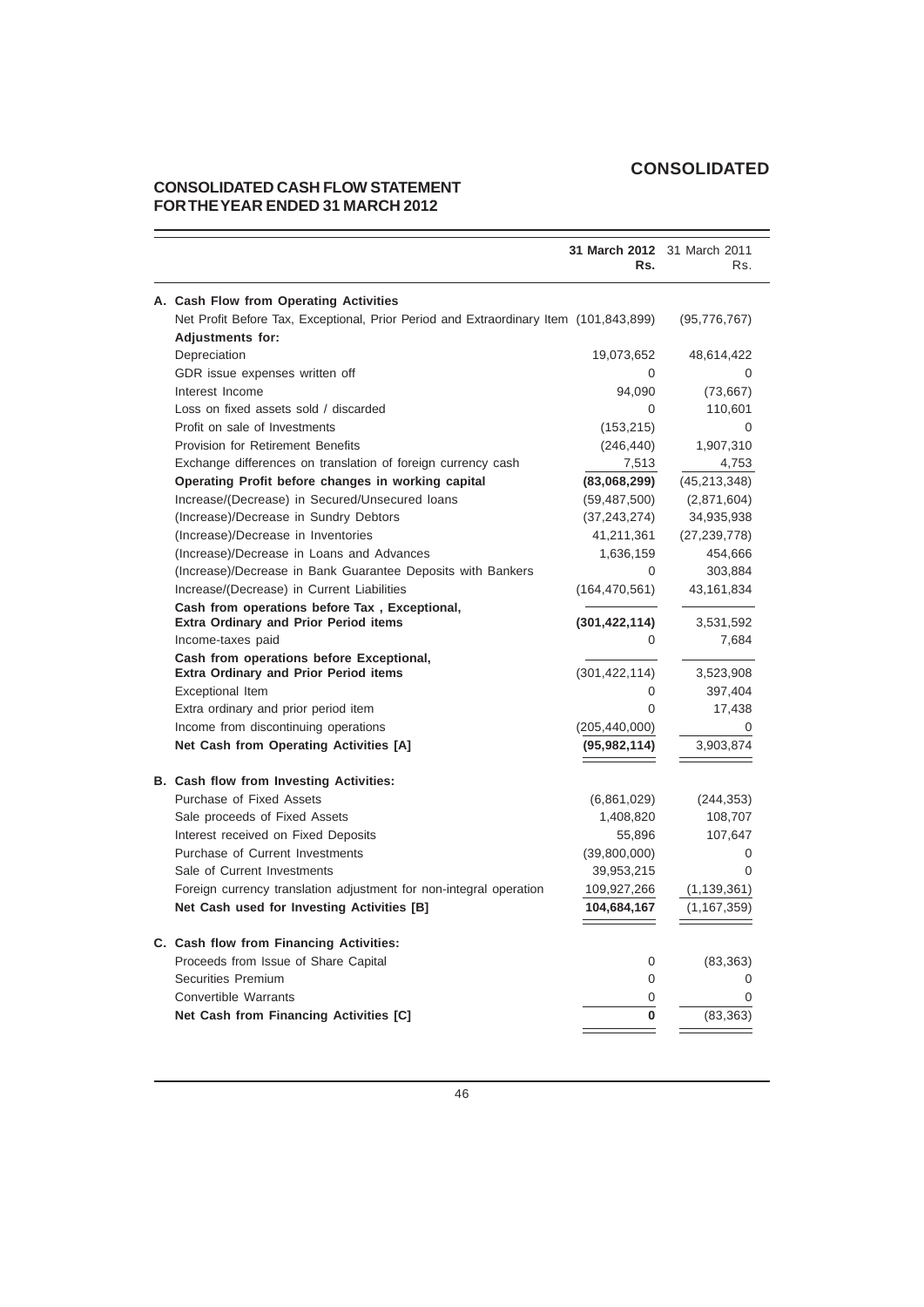# CONSOLIDATED

## CONSOLIDATED CASH FLOW STATEMENT FOR THE YEAR ENDED 31 MARCH 2012

| | **31 March 2012 Rs.** | 31 March 2011 Rs. |
|---|---|---|
| **A. Cash Flow from Operating Activities** | | |
| Net Profit Before Tax, Exceptional, Prior Period and Extraordinary Item | (101,843,899) | (95,776,767) |
| **Adjustments for:** | | |
| Depreciation | 19,073,652 | 48,614,422 |
| GDR issue expenses written off | 0 | 0 |
| Interest Income | 94,090 | (73,667) |
| Loss on fixed assets sold / discarded | 0 | 110,601 |
| Profit on sale of Investments | (153,215) | 0 |
| Provision for Retirement Benefits | (246,440) | 1,907,310 |
| Exchange differences on translation of foreign currency cash | 7,513 | 4,753 |
| **Operating Profit before changes in working capital** | **(83,068,299)** | (45,213,348) |
| Increase/(Decrease) in Secured/Unsecured loans | (59,487,500) | (2,871,604) |
| (Increase)/Decrease in Sundry Debtors | (37,243,274) | 34,935,938 |
| (Increase)/Decrease in Inventories | 41,211,361 | (27,239,778) |
| (Increase)/Decrease in Loans and Advances | 1,636,159 | 454,666 |
| (Increase)/Decrease in Bank Guarantee Deposits with Bankers | 0 | 303,884 |
| Increase/(Decrease) in Current Liabilities | (164,470,561) | 43,161,834 |
| **Cash from operations before Tax , Exceptional, Extra Ordinary and Prior Period items** | **(301,422,114)** | 3,531,592 |
| Income-taxes paid | 0 | 7,684 |
| **Cash from operations before Exceptional, Extra Ordinary and Prior Period items** | (301,422,114) | 3,523,908 |
| Exceptional Item | 0 | 397,404 |
| Extra ordinary and prior period item | 0 | 17,438 |
| Income from discontinuing operations | (205,440,000) | 0 |
| **Net Cash from Operating Activities [A]** | **(95,982,114)** | 3,903,874 |
| **B. Cash flow from Investing Activities:** | | |
| Purchase of Fixed Assets | (6,861,029) | (244,353) |
| Sale proceeds of Fixed Assets | 1,408,820 | 108,707 |
| Interest received on Fixed Deposits | 55,896 | 107,647 |
| Purchase of Current Investments | (39,800,000) | 0 |
| Sale of Current Investments | 39,953,215 | 0 |
| Foreign currency translation adjustment for non-integral operation | 109,927,266 | (1,139,361) |
| **Net Cash used for Investing Activities [B]** | **104,684,167** | (1,167,359) |
| **C. Cash flow from Financing Activities:** | | |
| Proceeds from Issue of Share Capital | 0 | (83,363) |
| Securities Premium | 0 | 0 |
| Convertible Warrants | 0 | 0 |
| **Net Cash from Financing Activities [C]** | **0** | (83,363) |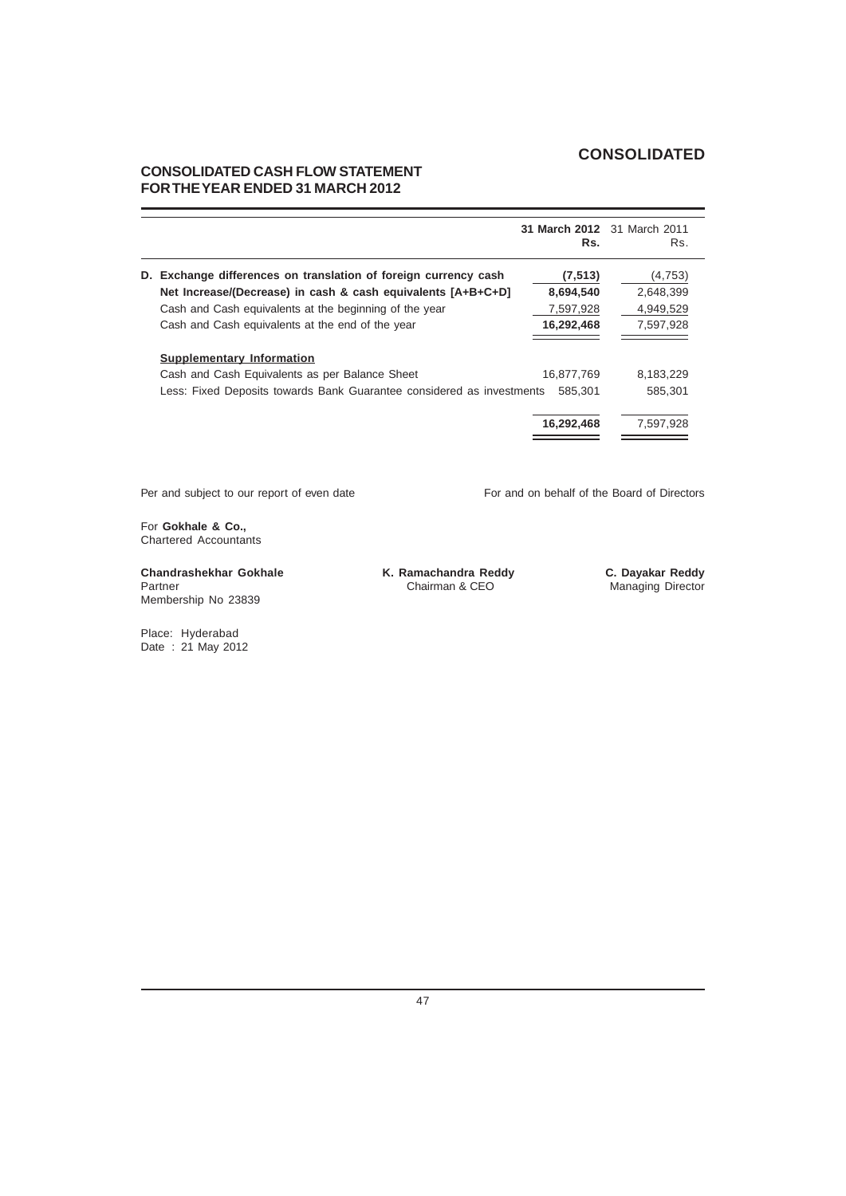# CONSOLIDATED

## CONSOLIDATED CASH FLOW STATEMENT FOR THE YEAR ENDED 31 MARCH 2012

| | **31 March 2012 Rs.** | 31 March 2011 Rs. |
|---|---|---|
| **D. Exchange differences on translation of foreign currency cash** | **(7,513)** | (4,753) |
| **Net Increase/(Decrease) in cash & cash equivalents [A+B+C+D]** | **8,694,540** | 2,648,399 |
| Cash and Cash equivalents at the beginning of the year | 7,597,928 | 4,949,529 |
| Cash and Cash equivalents at the end of the year | **16,292,468** | 7,597,928 |
| **Supplementary Information** | | |
| Cash and Cash Equivalents as per Balance Sheet | 16,877,769 | 8,183,229 |
| Less: Fixed Deposits towards Bank Guarantee considered as investments | 585,301 | 585,301 |
| | **16,292,468** | 7,597,928 |

Per and subject to our report of even date

For **Gokhale & Co.,**
Chartered Accountants

**Chandrashekhar Gokhale**
Partner
Membership No 23839

Place: Hyderabad
Date : 21 May 2012

For and on behalf of the Board of Directors

**K. Ramachandra Reddy**
Chairman & CEO

**C. Dayakar Reddy**
Managing Director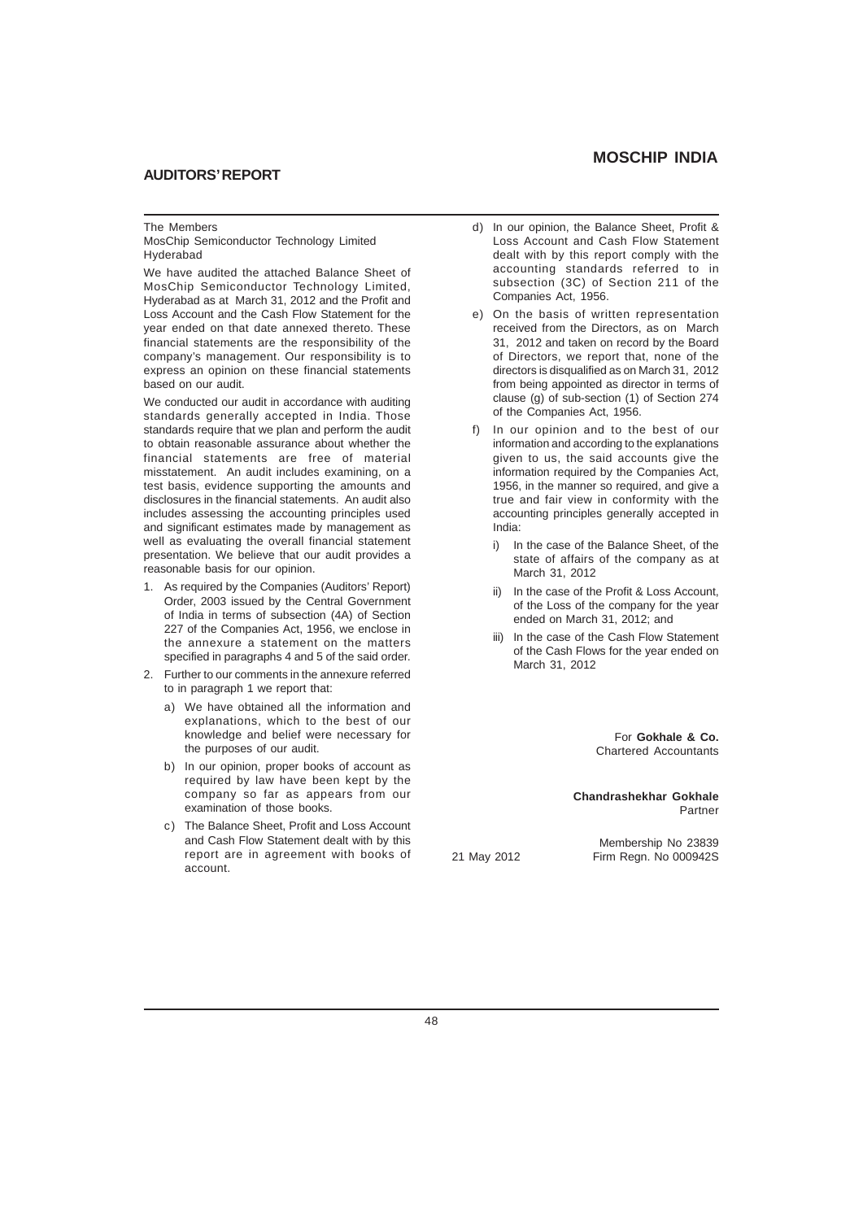## AUDITORS' REPORT

The Members
MosChip Semiconductor Technology Limited
Hyderabad

We have audited the attached Balance Sheet of MosChip Semiconductor Technology Limited, Hyderabad as at March 31, 2012 and the Profit and Loss Account and the Cash Flow Statement for the year ended on that date annexed thereto. These financial statements are the responsibility of the company's management. Our responsibility is to express an opinion on these financial statements based on our audit.

We conducted our audit in accordance with auditing standards generally accepted in India. Those standards require that we plan and perform the audit to obtain reasonable assurance about whether the financial statements are free of material misstatement. An audit includes examining, on a test basis, evidence supporting the amounts and disclosures in the financial statements. An audit also includes assessing the accounting principles used and significant estimates made by management as well as evaluating the overall financial statement presentation. We believe that our audit provides a reasonable basis for our opinion.

1. As required by the Companies (Auditors' Report) Order, 2003 issued by the Central Government of India in terms of subsection (4A) of Section 227 of the Companies Act, 1956, we enclose in the annexure a statement on the matters specified in paragraphs 4 and 5 of the said order.
2. Further to our comments in the annexure referred to in paragraph 1 we report that:
   a) We have obtained all the information and explanations, which to the best of our knowledge and belief were necessary for the purposes of our audit.
   b) In our opinion, proper books of account as required by law have been kept by the company so far as appears from our examination of those books.
   c) The Balance Sheet, Profit and Loss Account and Cash Flow Statement dealt with by this report are in agreement with books of account.
   d) In our opinion, the Balance Sheet, Profit & Loss Account and Cash Flow Statement dealt with by this report comply with the accounting standards referred to in subsection (3C) of Section 211 of the Companies Act, 1956.
   e) On the basis of written representation received from the Directors, as on March 31, 2012 and taken on record by the Board of Directors, we report that, none of the directors is disqualified as on March 31, 2012 from being appointed as director in terms of clause (g) of sub-section (1) of Section 274 of the Companies Act, 1956.
   f) In our opinion and to the best of our information and according to the explanations given to us, the said accounts give the information required by the Companies Act, 1956, in the manner so required, and give a true and fair view in conformity with the accounting principles generally accepted in India:
      i) In the case of the Balance Sheet, of the state of affairs of the company as at March 31, 2012
      ii) In the case of the Profit & Loss Account, of the Loss of the company for the year ended on March 31, 2012; and
      iii) In the case of the Cash Flow Statement of the Cash Flows for the year ended on March 31, 2012

For **Gokhale & Co.**
Chartered Accountants

**Chandrashekhar Gokhale**
Partner

Membership No 23839
Firm Regn. No 000942S

21 May 2012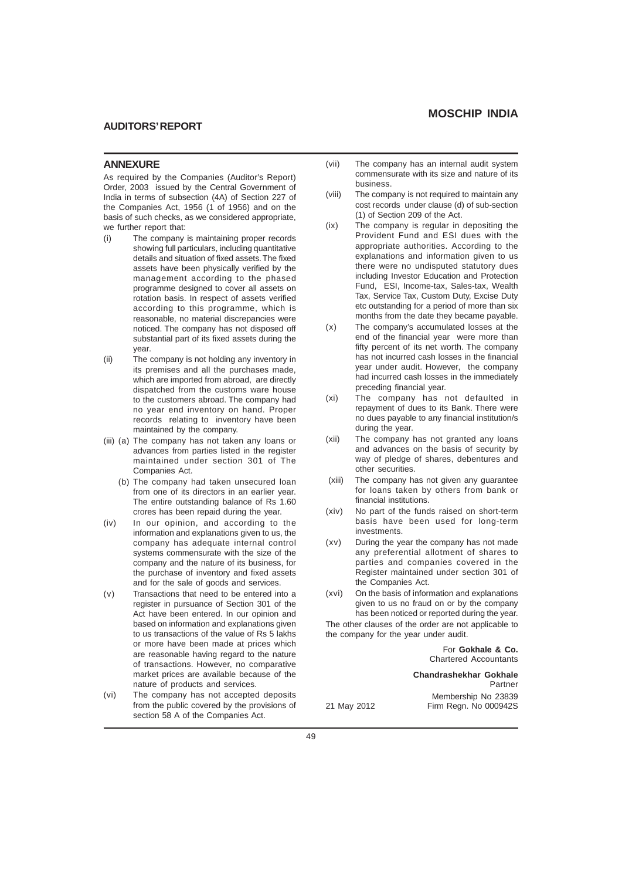## ANNEXURE

As required by the Companies (Auditor's Report) Order, 2003 issued by the Central Government of India in terms of subsection (4A) of Section 227 of the Companies Act, 1956 (1 of 1956) and on the basis of such checks, as we considered appropriate, we further report that:

(i) The company is maintaining proper records showing full particulars, including quantitative details and situation of fixed assets. The fixed assets have been physically verified by the management according to the phased programme designed to cover all assets on rotation basis. In respect of assets verified according to this programme, which is reasonable, no material discrepancies were noticed. The company has not disposed off substantial part of its fixed assets during the year.

(ii) The company is not holding any inventory in its premises and all the purchases made, which are imported from abroad, are directly dispatched from the customs ware house to the customers abroad. The company had no year end inventory on hand. Proper records relating to inventory have been maintained by the company.

(iii) (a) The company has not taken any loans or advances from parties listed in the register maintained under section 301 of The Companies Act.

(b) The company had taken unsecured loan from one of its directors in an earlier year. The entire outstanding balance of Rs 1.60 crores has been repaid during the year.

(iv) In our opinion, and according to the information and explanations given to us, the company has adequate internal control systems commensurate with the size of the company and the nature of its business, for the purchase of inventory and fixed assets and for the sale of goods and services.

(v) Transactions that need to be entered into a register in pursuance of Section 301 of the Act have been entered. In our opinion and based on information and explanations given to us transactions of the value of Rs 5 lakhs or more have been made at prices which are reasonable having regard to the nature of transactions. However, no comparative market prices are available because of the nature of products and services.

(vi) The company has not accepted deposits from the public covered by the provisions of section 58 A of the Companies Act.

(vii) The company has an internal audit system commensurate with its size and nature of its business.

(viii) The company is not required to maintain any cost records under clause (d) of sub-section (1) of Section 209 of the Act.

(ix) The company is regular in depositing the Provident Fund and ESI dues with the appropriate authorities. According to the explanations and information given to us there were no undisputed statutory dues including Investor Education and Protection Fund, ESI, Income-tax, Sales-tax, Wealth Tax, Service Tax, Custom Duty, Excise Duty etc outstanding for a period of more than six months from the date they became payable.

(x) The company's accumulated losses at the end of the financial year were more than fifty percent of its net worth. The company has not incurred cash losses in the financial year under audit. However, the company had incurred cash losses in the immediately preceding financial year.

(xi) The company has not defaulted in repayment of dues to its Bank. There were no dues payable to any financial institution/s during the year.

(xii) The company has not granted any loans and advances on the basis of security by way of pledge of shares, debentures and other securities.

(xiii) The company has not given any guarantee for loans taken by others from bank or financial institutions.

(xiv) No part of the funds raised on short-term basis have been used for long-term investments.

(xv) During the year the company has not made any preferential allotment of shares to parties and companies covered in the Register maintained under section 301 of the Companies Act.

(xvi) On the basis of information and explanations given to us no fraud on or by the company has been noticed or reported during the year.

The other clauses of the order are not applicable to the company for the year under audit.

For **Gokhale & Co.**
Chartered Accountants

**Chandrashekhar Gokhale**
Partner
Membership No 23839
Firm Regn. No 000942S

21 May 2012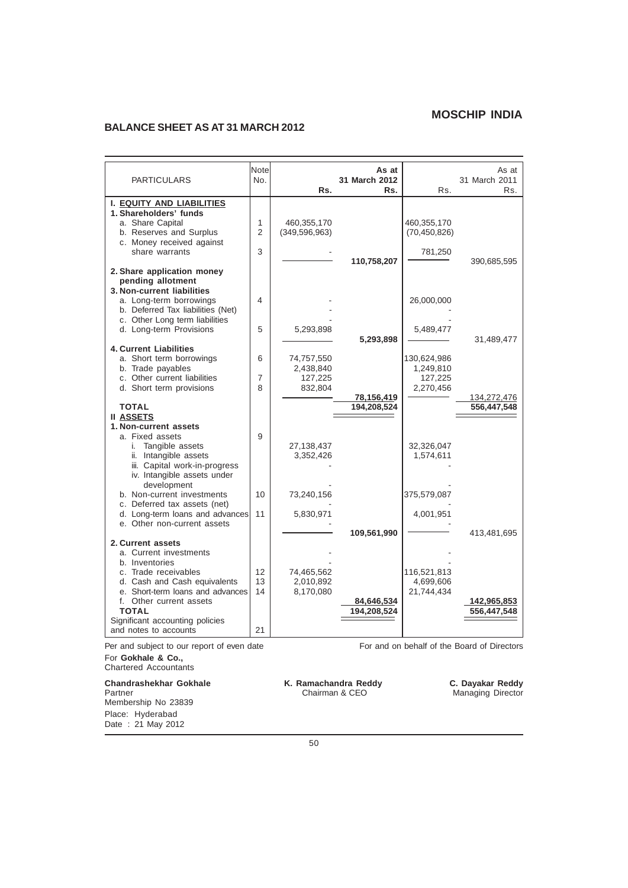## MOSCHIP INDIA

## BALANCE SHEET AS AT 31 MARCH 2012

| PARTICULARS | Note No. | Rs. | As at 31 March 2012 Rs. | Rs. | As at 31 March 2011 Rs. |
|---|---|---|---|---|---|
| **I. EQUITY AND LIABILITIES** | | | | | |
| **1. Shareholders' funds** | | | | | |
| a. Share Capital | 1 | 460,355,170 | | 460,355,170 | |
| b. Reserves and Surplus | 2 | (349,596,963) | | (70,450,826) | |
| c. Money received against share warrants | 3 | - | | 781,250 | |
| | | | 110,758,207 | | 390,685,595 |
| **2. Share application money pending allotment** | | | | | |
| **3. Non-current liabilities** | | | | | |
| a. Long-term borrowings | 4 | - | | 26,000,000 | |
| b. Deferred Tax liabilities (Net) | | - | | - | |
| c. Other Long term liabilities | | - | | - | |
| d. Long-term Provisions | 5 | 5,293,898 | | 5,489,477 | |
| | | | 5,293,898 | | 31,489,477 |
| **4. Current Liabilities** | | | | | |
| a. Short term borrowings | 6 | 74,757,550 | | 130,624,986 | |
| b. Trade payables | | 2,438,840 | | 1,249,810 | |
| c. Other current liabilities | 7 | 127,225 | | 127,225 | |
| d. Short term provisions | 8 | 832,804 | | 2,270,456 | |
| | | | 78,156,419 | | 134,272,476 |
| **TOTAL** | | | **194,208,524** | | **556,447,548** |
| **II ASSETS** | | | | | |
| **1. Non-current assets** | | | | | |
| a. Fixed assets | 9 | | | | |
| i. Tangible assets | | 27,138,437 | | 32,326,047 | |
| ii. Intangible assets | | 3,352,426 | | 1,574,611 | |
| iii. Capital work-in-progress | | - | | - | |
| iv. Intangible assets under development | | - | | - | |
| b. Non-current investments | 10 | 73,240,156 | | 375,579,087 | |
| c. Deferred tax assets (net) | | - | | - | |
| d. Long-term loans and advances | 11 | 5,830,971 | | 4,001,951 | |
| e. Other non-current assets | | - | | - | |
| | | | 109,561,990 | | 413,481,695 |
| **2. Current assets** | | | | | |
| a. Current investments | | - | | - | |
| b. Inventories | | - | | - | |
| c. Trade receivables | 12 | 74,465,562 | | 116,521,813 | |
| d. Cash and Cash equivalents | 13 | 2,010,892 | | 4,699,606 | |
| e. Short-term loans and advances | 14 | 8,170,080 | | 21,744,434 | |
| f. Other current assets | | | 84,646,534 | | 142,965,853 |
| **TOTAL** | | | **194,208,524** | | **556,447,548** |
| Significant accounting policies and notes to accounts | 21 | | | | |

Per and subject to our report of even date

For **Gokhale & Co.,**
Chartered Accountants

**Chandrashekhar Gokhale**
Partner
Membership No 23839

Place: Hyderabad
Date : 21 May 2012

For and on behalf of the Board of Directors

**K. Ramachandra Reddy**
Chairman & CEO

**C. Dayakar Reddy**
Managing Director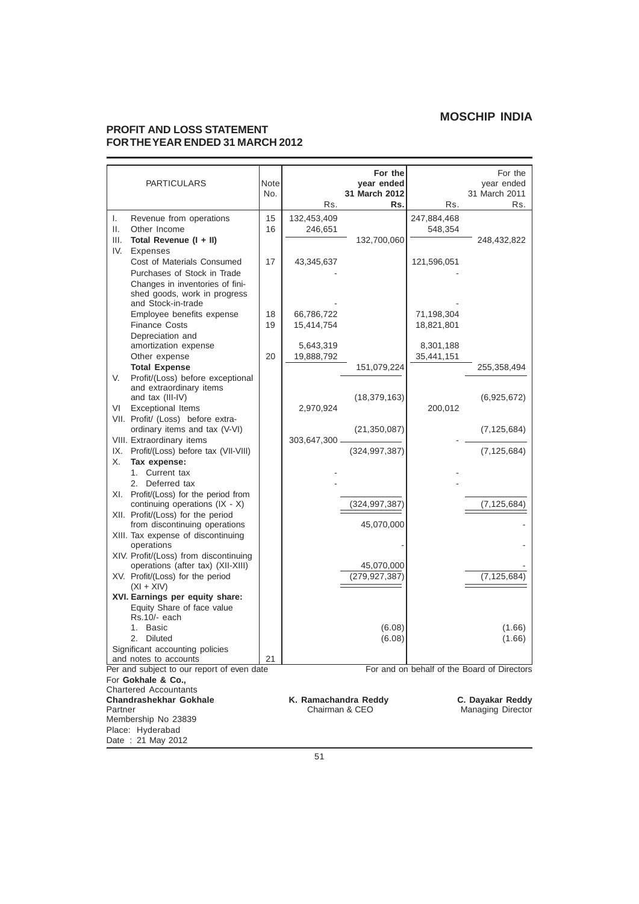# MOSCHIP INDIA

## PROFIT AND LOSS STATEMENT FOR THE YEAR ENDED 31 MARCH 2012

| PARTICULARS | Note No. | Rs. | For the year ended 31 March 2012 Rs. | Rs. | For the year ended 31 March 2011 Rs. |
|---|---|---|---|---|---|
| I. Revenue from operations | 15 | 132,453,409 | | 247,884,468 | |
| II. Other Income | 16 | 246,651 | | 548,354 | |
| III. **Total Revenue (I + II)** | | | 132,700,060 | | 248,432,822 |
| IV. Expenses | | | | | |
| Cost of Materials Consumed | 17 | 43,345,637 | | 121,596,051 | |
| Purchases of Stock in Trade | | - | | - | |
| Changes in inventories of finished goods, work in progress and Stock-in-trade | | - | | - | |
| Employee benefits expense | 18 | 66,786,722 | | 71,198,304 | |
| Finance Costs | 19 | 15,414,754 | | 18,821,801 | |
| Depreciation and amortization expense | | 5,643,319 | | 8,301,188 | |
| Other expense | 20 | 19,888,792 | | 35,441,151 | |
| **Total Expense** | | | 151,079,224 | | 255,358,494 |
| V. Profit/(Loss) before exceptional and extraordinary items and tax (III-IV) | | | (18,379,163) | | (6,925,672) |
| VI Exceptional Items | | 2,970,924 | | 200,012 | |
| VII. Profit/ (Loss) before extra-ordinary items and tax (V-VI) | | | (21,350,087) | | (7,125,684) |
| VIII. Extraordinary items | | 303,647,300 | | - | |
| IX. Profit/(Loss) before tax (VII-VIII) | | | (324,997,387) | | (7,125,684) |
| X. **Tax expense:** | | | | | |
| 1. Current tax | | - | | - | |
| 2. Deferred tax | | - | | - | |
| XI. Profit/(Loss) for the period from continuing operations (IX - X) | | | (324,997,387) | | (7,125,684) |
| XII. Profit/(Loss) for the period from discontinuing operations | | | 45,070,000 | | - |
| XIII. Tax expense of discontinuing operations | | | - | | - |
| XIV. Profit/(Loss) from discontinuing operations (after tax) (XII-XIII) | | | 45,070,000 | | - |
| XV. Profit/(Loss) for the period (XI + XIV) | | | (279,927,387) | | (7,125,684) |
| XVI. **Earnings per equity share:** | | | | | |
| Equity Share of face value Rs.10/- each | | | | | |
| 1. Basic | | | (6.08) | | (1.66) |
| 2. Diluted | | | (6.08) | | (1.66) |
| Significant accounting policies and notes to accounts | 21 | | | | |

Per and subject to our report of even date

For **Gokhale & Co.,**
Chartered Accountants
**Chandrashekhar Gokhale**
Partner
Membership No 23839
Place: Hyderabad
Date : 21 May 2012

For and on behalf of the Board of Directors

**K. Ramachandra Reddy**
Chairman & CEO

**C. Dayakar Reddy**
Managing Director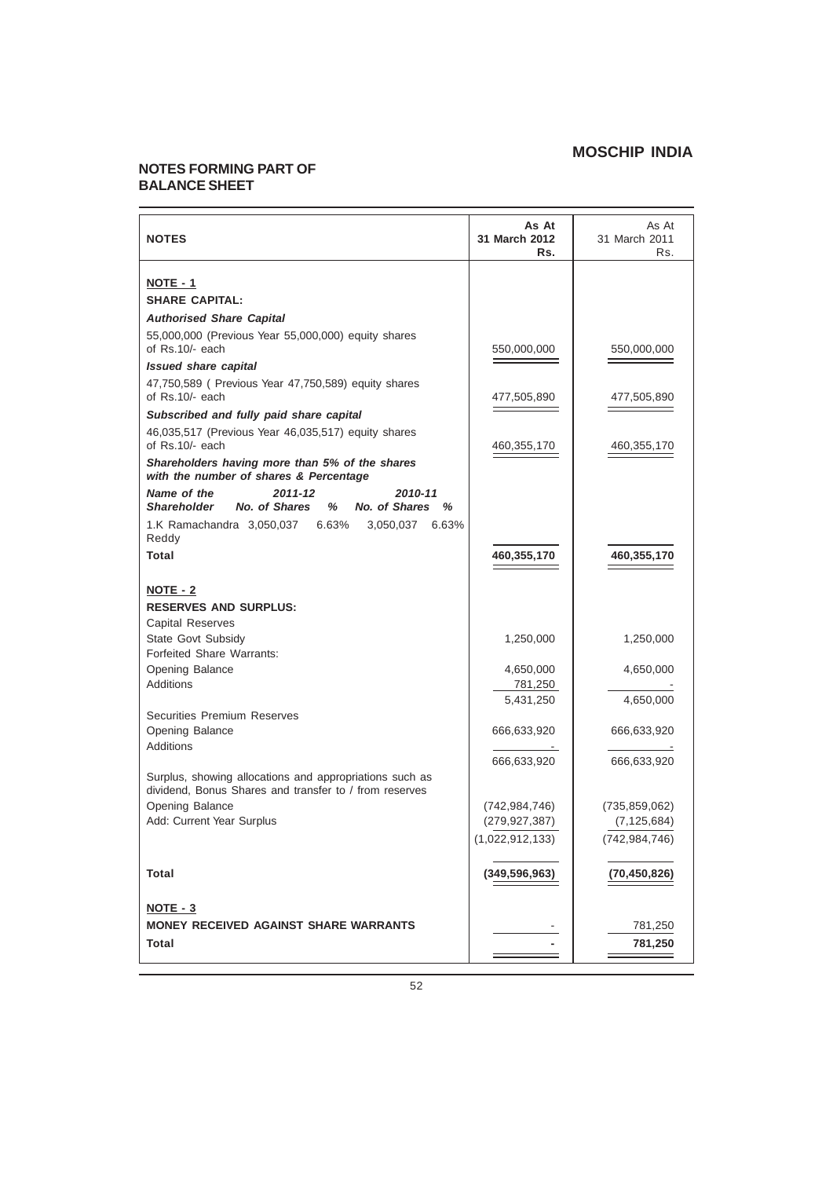## NOTES FORMING PART OF BALANCE SHEET

| NOTES | As At 31 March 2012 Rs. | As At 31 March 2011 Rs. |
|---|---|---|
| **NOTE - 1** | | |
| **SHARE CAPITAL:** | | |
| ***Authorised Share Capital*** | | |
| 55,000,000 (Previous Year 55,000,000) equity shares of Rs.10/- each | 550,000,000 | 550,000,000 |
| ***Issued share capital*** | | |
| 47,750,589 ( Previous Year 47,750,589) equity shares of Rs.10/- each | 477,505,890 | 477,505,890 |
| ***Subscribed and fully paid share capital*** | | |
| 46,035,517 (Previous Year 46,035,517) equity shares of Rs.10/- each | 460,355,170 | 460,355,170 |
| ***Shareholders having more than 5% of the shares with the number of shares & Percentage*** | | |
| ***Name of the Shareholder — 2011-12 No. of Shares % — 2010-11 No. of Shares %*** | | |
| 1.K Ramachandra Reddy — 3,050,037 6.63% — 3,050,037 6.63% | | |
| **Total** | **460,355,170** | **460,355,170** |
| **NOTE - 2** | | |
| **RESERVES AND SURPLUS:** | | |
| Capital Reserves | | |
| State Govt Subsidy | 1,250,000 | 1,250,000 |
| Forfeited Share Warrants: | | |
| Opening Balance | 4,650,000 | 4,650,000 |
| Additions | 781,250 | - |
| | 5,431,250 | 4,650,000 |
| Securities Premium Reserves | | |
| Opening Balance | 666,633,920 | 666,633,920 |
| Additions | - | - |
| | 666,633,920 | 666,633,920 |
| Surplus, showing allocations and appropriations such as dividend, Bonus Shares and transfer to / from reserves | | |
| Opening Balance | (742,984,746) | (735,859,062) |
| Add: Current Year Surplus | (279,927,387) | (7,125,684) |
| | (1,022,912,133) | (742,984,746) |
| **Total** | **(349,596,963)** | **(70,450,826)** |
| **NOTE - 3** | | |
| **MONEY RECEIVED AGAINST SHARE WARRANTS** | - | 781,250 |
| **Total** | **-** | **781,250** |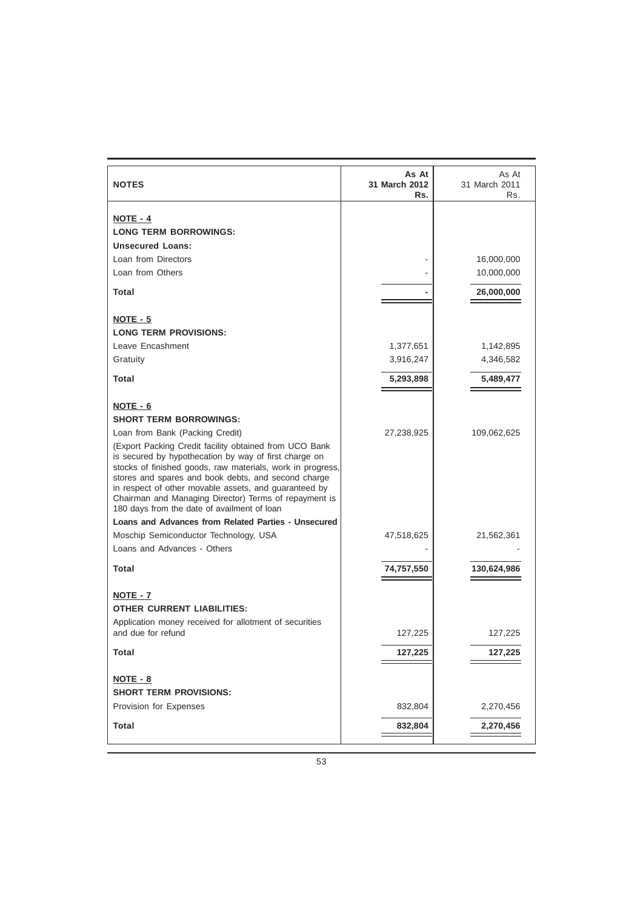| NOTES | As At 31 March 2012 Rs. | As At 31 March 2011 Rs. |
|---|---|---|
| **NOTE - 4** | | |
| **LONG TERM BORROWINGS:** | | |
| **Unsecured Loans:** | | |
| Loan from Directors | - | 16,000,000 |
| Loan from Others | - | 10,000,000 |
| **Total** | **-** | **26,000,000** |
| **NOTE - 5** | | |
| **LONG TERM PROVISIONS:** | | |
| Leave Encashment | 1,377,651 | 1,142,895 |
| Gratuity | 3,916,247 | 4,346,582 |
| **Total** | **5,293,898** | **5,489,477** |
| **NOTE - 6** | | |
| **SHORT TERM BORROWINGS:** | | |
| Loan from Bank (Packing Credit) | 27,238,925 | 109,062,625 |
| (Export Packing Credit facility obtained from UCO Bank is secured by hypothecation by way of first charge on stocks of finished goods, raw materials, work in progress, stores and spares and book debts, and second charge in respect of other movable assets, and guaranteed by Chairman and Managing Director) Terms of repayment is 180 days from the date of availment of loan | | |
| **Loans and Advances from Related Parties - Unsecured** | | |
| Moschip Semiconductor Technology, USA | 47,518,625 | 21,562,361 |
| Loans and Advances - Others | - | - |
| **Total** | **74,757,550** | **130,624,986** |
| **NOTE - 7** | | |
| **OTHER CURRENT LIABILITIES:** | | |
| Application money received for allotment of securities and due for refund | 127,225 | 127,225 |
| **Total** | **127,225** | **127,225** |
| **NOTE - 8** | | |
| **SHORT TERM PROVISIONS:** | | |
| Provision for Expenses | 832,804 | 2,270,456 |
| **Total** | **832,804** | **2,270,456** |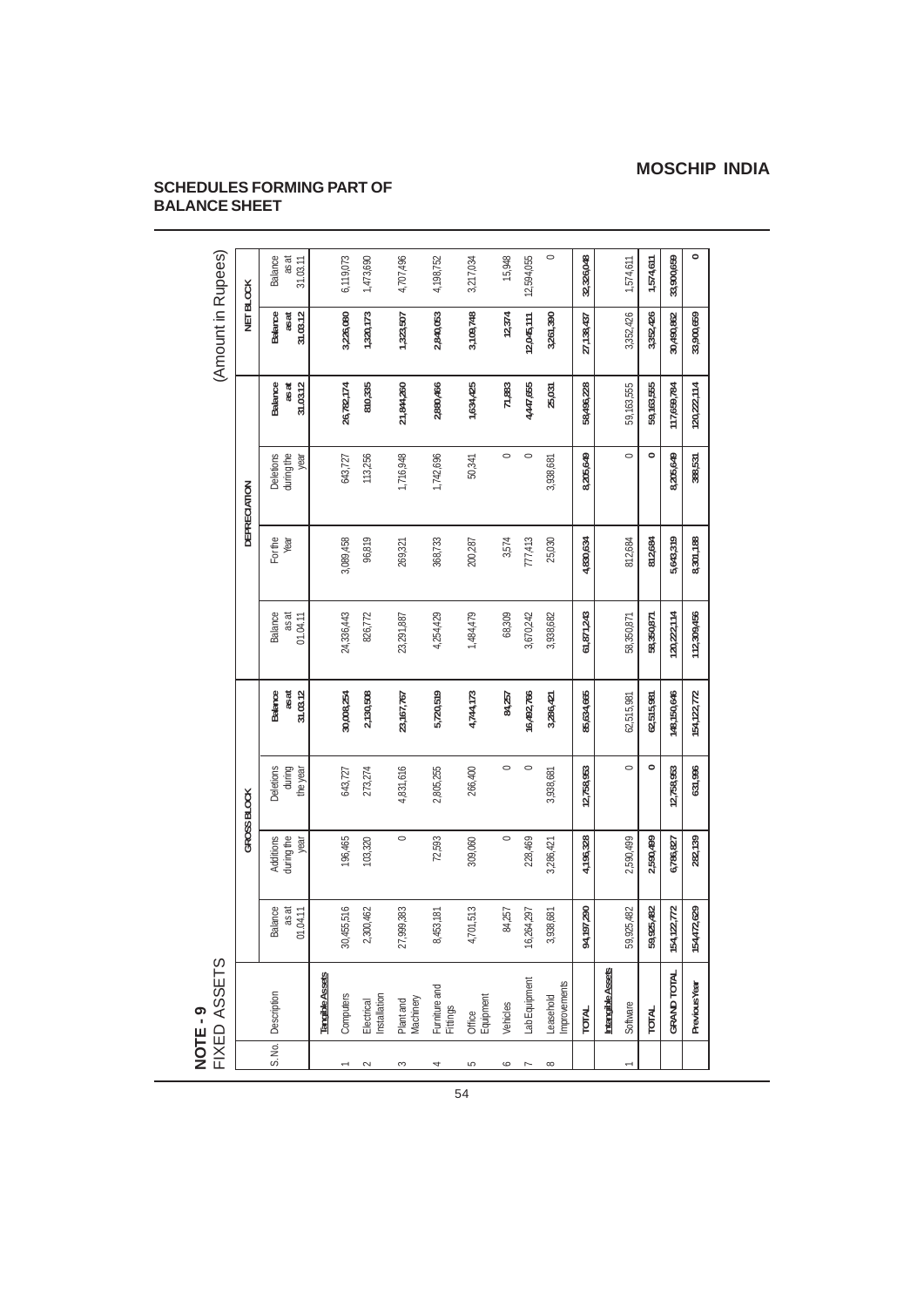# MOSCHIP INDIA

## SCHEDULES FORMING PART OF BALANCE SHEET

### NOTE - 9
FIXED ASSETS

(Amount in Rupees)

| S. No. | Description | GROSS BLOCK | | | | DEPRECIATION | | | | NET BLOCK | |
|---|---|---|---|---|---|---|---|---|---|---|---|
| | | Balance as at 01.04.11 | Additions during the year | Deletions during the year | Balance as at 31.03.12 | Balance as at 01.04.11 | For the Year | Deletions during the year | Balance as at 31.03.12 | Balance as at 31.03.12 | Balance as at 31.03.11 |
| | **Tangible Assets** | | | | | | | | | | |
| 1 | Computers | 30,455,516 | 196,465 | 643,727 | 30,008,254 | 24,336,443 | 3,089,458 | 643,727 | 26,782,174 | 3,226,080 | 6,119,073 |
| 2 | Electrical Installation | 2,300,462 | 103,320 | 273,274 | 2,130,508 | 826,772 | 96,819 | 113,256 | 810,335 | 1,320,173 | 1,473,690 |
| 3 | Plant and Machinery | 27,999,383 | 0 | 4,831,616 | 23,167,767 | 23,291,887 | 269,321 | 1,716,948 | 21,844,260 | 1,323,507 | 4,707,496 |
| 4 | Furniture and Fittings | 8,453,181 | 72,593 | 2,805,255 | 5,720,519 | 4,254,429 | 368,733 | 1,742,696 | 2,880,466 | 2,840,053 | 4,198,752 |
| 5 | Office Equipment | 4,701,513 | 309,060 | 266,400 | 4,744,173 | 1,484,479 | 200,287 | 50,341 | 1,634,425 | 3,109,748 | 3,217,034 |
| 6 | Vehicles | 84,257 | 0 | 0 | 84,257 | 68,309 | 3,574 | 0 | 71,883 | 12,374 | 15,948 |
| 7 | Lab Equipment | 16,264,297 | 228,469 | 0 | 16,492,766 | 3,670,242 | 777,413 | 0 | 4,447,655 | 12,045,111 | 12,594,055 |
| 8 | Leasehold Improvements | 3,938,681 | 3,286,421 | 3,938,681 | 3,286,421 | 3,938,682 | 25,030 | 3,938,681 | 25,031 | 3,261,390 | 0 |
| | **TOTAL** | **94,197,290** | **4,196,328** | **12,758,953** | **85,634,665** | **61,871,243** | **4,830,634** | **8,205,649** | **58,496,228** | **27,138,437** | **32,326,048** |
| | **Intangible Assets** | | | | | | | | | | |
| 1 | Software | 59,925,482 | 2,590,499 | 0 | 62,515,981 | 58,350,871 | 812,684 | 0 | 59,163,555 | 3,352,426 | 1,574,611 |
| | **TOTAL** | **59,925,482** | **2,590,499** | **0** | **62,515,981** | **58,350,871** | **812,684** | **0** | **59,163,555** | **3,352,426** | **1,574,611** |
| | **GRAND TOTAL** | **154,122,772** | **6,786,827** | **12,758,953** | **148,150,646** | **120,222,114** | **5,643,319** | **8,205,649** | **117,659,784** | **30,490,862** | **33,900,659** |
| | **Previous Year** | **154,472,629** | **282,139** | **631,996** | **154,122,772** | **112,309,456** | **8,301,188** | **388,531** | **120,222,114** | **33,900,659** | **0** |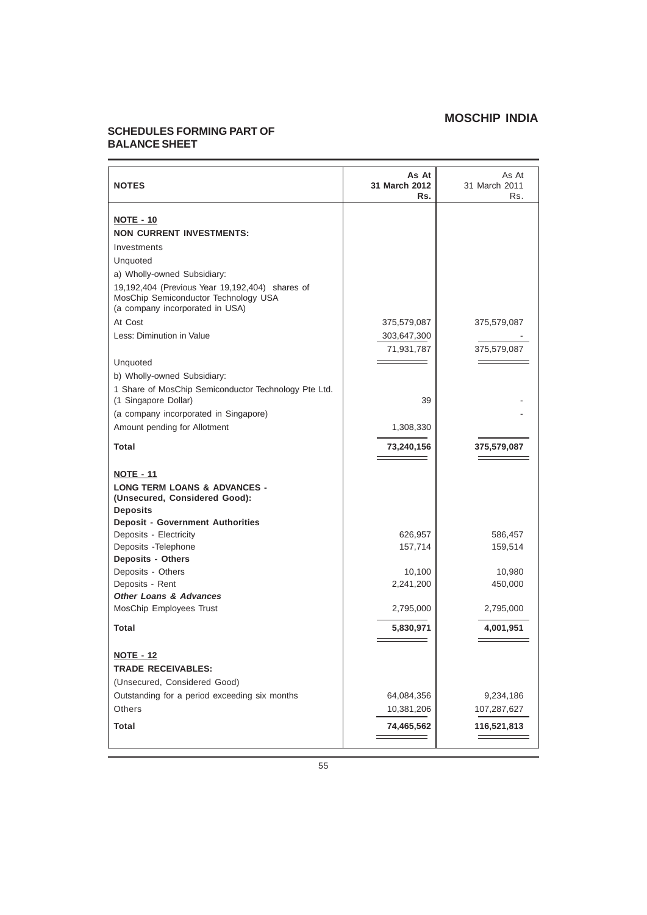## MOSCHIP INDIA

## SCHEDULES FORMING PART OF BALANCE SHEET

| NOTES | As At 31 March 2012 Rs. | As At 31 March 2011 Rs. |
|---|---|---|
| **NOTE - 10** | | |
| **NON CURRENT INVESTMENTS:** | | |
| Investments | | |
| Unquoted | | |
| a) Wholly-owned Subsidiary: | | |
| 19,192,404 (Previous Year 19,192,404) shares of MosChip Semiconductor Technology USA (a company incorporated in USA) | | |
| At Cost | 375,579,087 | 375,579,087 |
| Less: Diminution in Value | 303,647,300 | - |
| | 71,931,787 | 375,579,087 |
| Unquoted | | |
| b) Wholly-owned Subsidiary: | | |
| 1 Share of MosChip Semiconductor Technology Pte Ltd. (1 Singapore Dollar) | 39 | - |
| (a company incorporated in Singapore) | | - |
| Amount pending for Allotment | 1,308,330 | |
| **Total** | **73,240,156** | **375,579,087** |
| **NOTE - 11** | | |
| **LONG TERM LOANS & ADVANCES - (Unsecured, Considered Good):** | | |
| **Deposits** | | |
| **Deposit - Government Authorities** | | |
| Deposits - Electricity | 626,957 | 586,457 |
| Deposits -Telephone | 157,714 | 159,514 |
| **Deposits - Others** | | |
| Deposits - Others | 10,100 | 10,980 |
| Deposits - Rent | 2,241,200 | 450,000 |
| ***Other Loans & Advances*** | | |
| MosChip Employees Trust | 2,795,000 | 2,795,000 |
| **Total** | **5,830,971** | **4,001,951** |
| **NOTE - 12** | | |
| **TRADE RECEIVABLES:** | | |
| (Unsecured, Considered Good) | | |
| Outstanding for a period exceeding six months | 64,084,356 | 9,234,186 |
| Others | 10,381,206 | 107,287,627 |
| **Total** | **74,465,562** | **116,521,813** |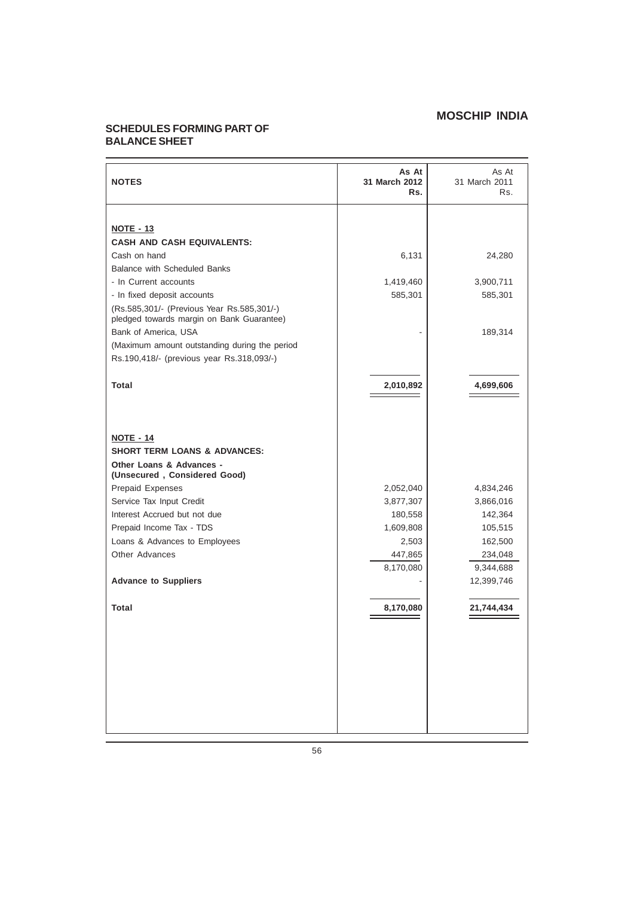# MOSCHIP INDIA

## SCHEDULES FORMING PART OF BALANCE SHEET

| NOTES | As At 31 March 2012 Rs. | As At 31 March 2011 Rs. |
|---|---|---|
| **NOTE - 13** | | |
| **CASH AND CASH EQUIVALENTS:** | | |
| Cash on hand | 6,131 | 24,280 |
| Balance with Scheduled Banks | | |
| - In Current accounts | 1,419,460 | 3,900,711 |
| - In fixed deposit accounts | 585,301 | 585,301 |
| (Rs.585,301/- (Previous Year Rs.585,301/-) pledged towards margin on Bank Guarantee) | | |
| Bank of America, USA | - | 189,314 |
| (Maximum amount outstanding during the period | | |
| Rs.190,418/- (previous year Rs.318,093/-) | | |
| **Total** | **2,010,892** | **4,699,606** |
| **NOTE - 14** | | |
| **SHORT TERM LOANS & ADVANCES:** | | |
| **Other Loans & Advances - (Unsecured , Considered Good)** | | |
| Prepaid Expenses | 2,052,040 | 4,834,246 |
| Service Tax Input Credit | 3,877,307 | 3,866,016 |
| Interest Accrued but not due | 180,558 | 142,364 |
| Prepaid Income Tax - TDS | 1,609,808 | 105,515 |
| Loans & Advances to Employees | 2,503 | 162,500 |
| Other Advances | 447,865 | 234,048 |
| | 8,170,080 | 9,344,688 |
| **Advance to Suppliers** | - | 12,399,746 |
| **Total** | **8,170,080** | **21,744,434** |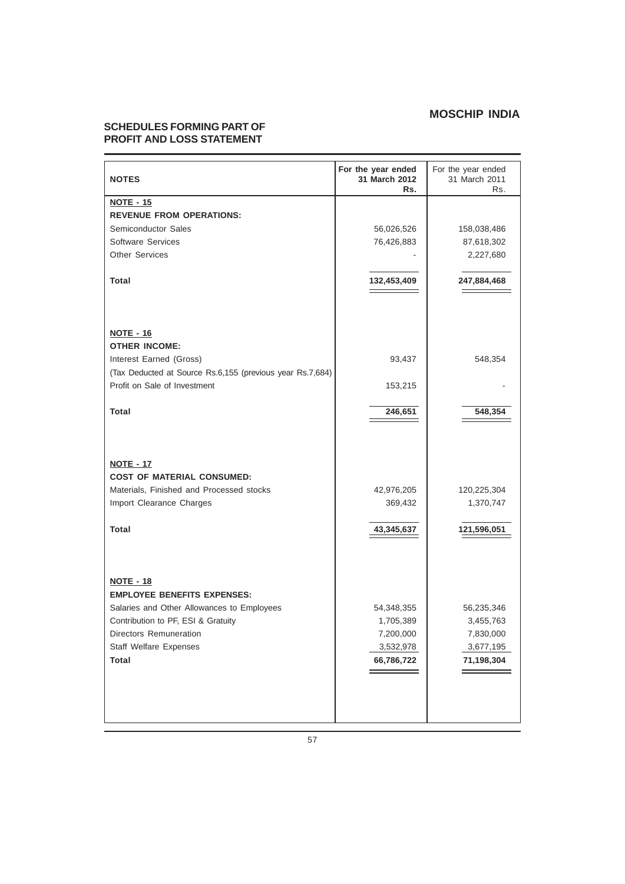## MOSCHIP INDIA

## SCHEDULES FORMING PART OF PROFIT AND LOSS STATEMENT

| NOTES | For the year ended 31 March 2012 Rs. | For the year ended 31 March 2011 Rs. |
|---|---|---|
| **NOTE - 15** | | |
| **REVENUE FROM OPERATIONS:** | | |
| Semiconductor Sales | 56,026,526 | 158,038,486 |
| Software Services | 76,426,883 | 87,618,302 |
| Other Services | - | 2,227,680 |
| **Total** | **132,453,409** | **247,884,468** |
| **NOTE - 16** | | |
| **OTHER INCOME:** | | |
| Interest Earned (Gross) | 93,437 | 548,354 |
| (Tax Deducted at Source Rs.6,155 (previous year Rs.7,684) | | |
| Profit on Sale of Investment | 153,215 | - |
| **Total** | **246,651** | **548,354** |
| **NOTE - 17** | | |
| **COST OF MATERIAL CONSUMED:** | | |
| Materials, Finished and Processed stocks | 42,976,205 | 120,225,304 |
| Import Clearance Charges | 369,432 | 1,370,747 |
| **Total** | **43,345,637** | **121,596,051** |
| **NOTE - 18** | | |
| **EMPLOYEE BENEFITS EXPENSES:** | | |
| Salaries and Other Allowances to Employees | 54,348,355 | 56,235,346 |
| Contribution to PF, ESI & Gratuity | 1,705,389 | 3,455,763 |
| Directors Remuneration | 7,200,000 | 7,830,000 |
| Staff Welfare Expenses | 3,532,978 | 3,677,195 |
| **Total** | **66,786,722** | **71,198,304** |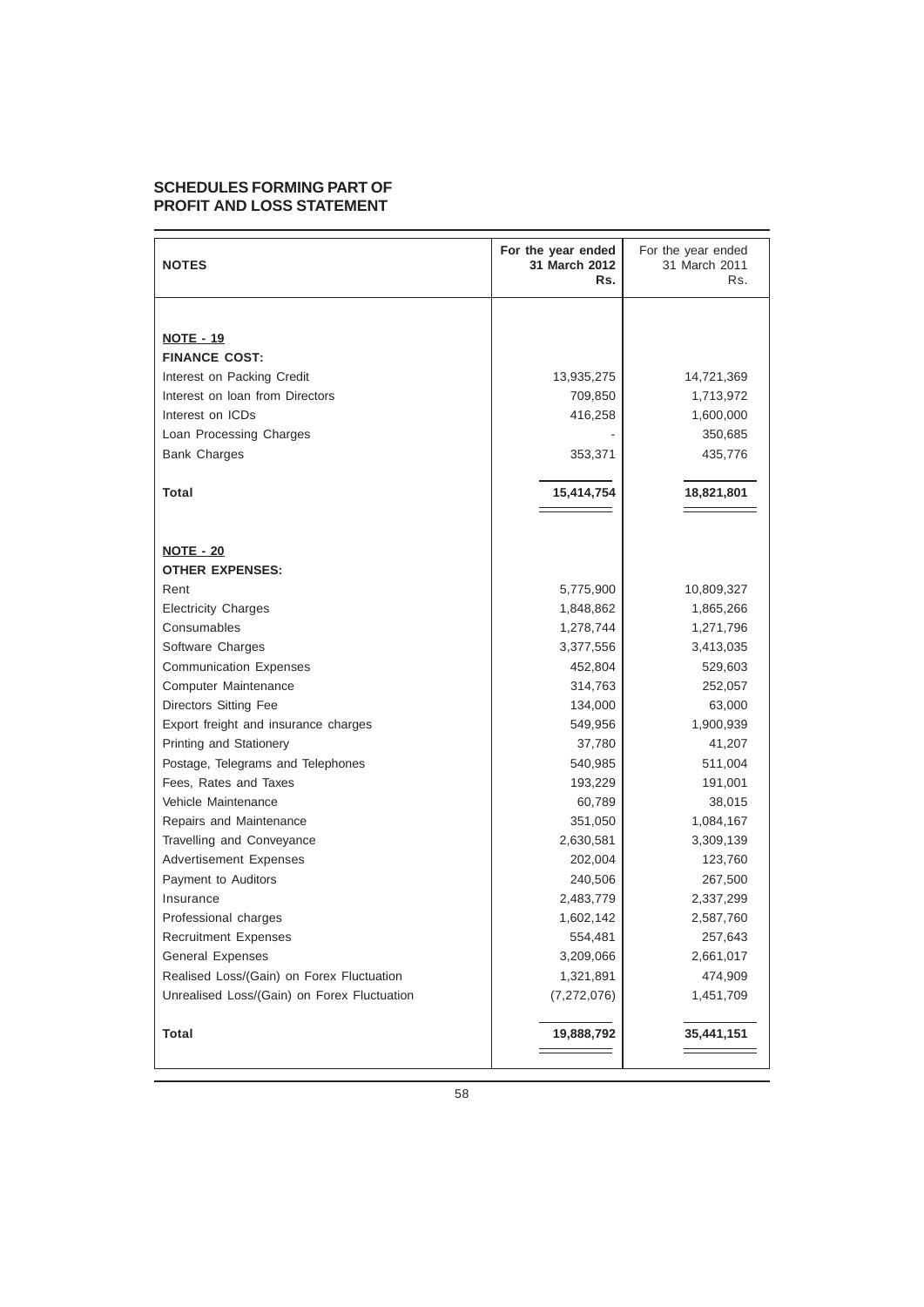## SCHEDULES FORMING PART OF PROFIT AND LOSS STATEMENT

| NOTES | For the year ended 31 March 2012 Rs. | For the year ended 31 March 2011 Rs. |
|---|---|---|
| **NOTE - 19** | | |
| **FINANCE COST:** | | |
| Interest on Packing Credit | 13,935,275 | 14,721,369 |
| Interest on loan from Directors | 709,850 | 1,713,972 |
| Interest on ICDs | 416,258 | 1,600,000 |
| Loan Processing Charges | - | 350,685 |
| Bank Charges | 353,371 | 435,776 |
| **Total** | **15,414,754** | **18,821,801** |
| **NOTE - 20** | | |
| **OTHER EXPENSES:** | | |
| Rent | 5,775,900 | 10,809,327 |
| Electricity Charges | 1,848,862 | 1,865,266 |
| Consumables | 1,278,744 | 1,271,796 |
| Software Charges | 3,377,556 | 3,413,035 |
| Communication Expenses | 452,804 | 529,603 |
| Computer Maintenance | 314,763 | 252,057 |
| Directors Sitting Fee | 134,000 | 63,000 |
| Export freight and insurance charges | 549,956 | 1,900,939 |
| Printing and Stationery | 37,780 | 41,207 |
| Postage, Telegrams and Telephones | 540,985 | 511,004 |
| Fees, Rates and Taxes | 193,229 | 191,001 |
| Vehicle Maintenance | 60,789 | 38,015 |
| Repairs and Maintenance | 351,050 | 1,084,167 |
| Travelling and Conveyance | 2,630,581 | 3,309,139 |
| Advertisement Expenses | 202,004 | 123,760 |
| Payment to Auditors | 240,506 | 267,500 |
| Insurance | 2,483,779 | 2,337,299 |
| Professional charges | 1,602,142 | 2,587,760 |
| Recruitment Expenses | 554,481 | 257,643 |
| General Expenses | 3,209,066 | 2,661,017 |
| Realised Loss/(Gain) on Forex Fluctuation | 1,321,891 | 474,909 |
| Unrealised Loss/(Gain) on Forex Fluctuation | (7,272,076) | 1,451,709 |
| **Total** | **19,888,792** | **35,441,151** |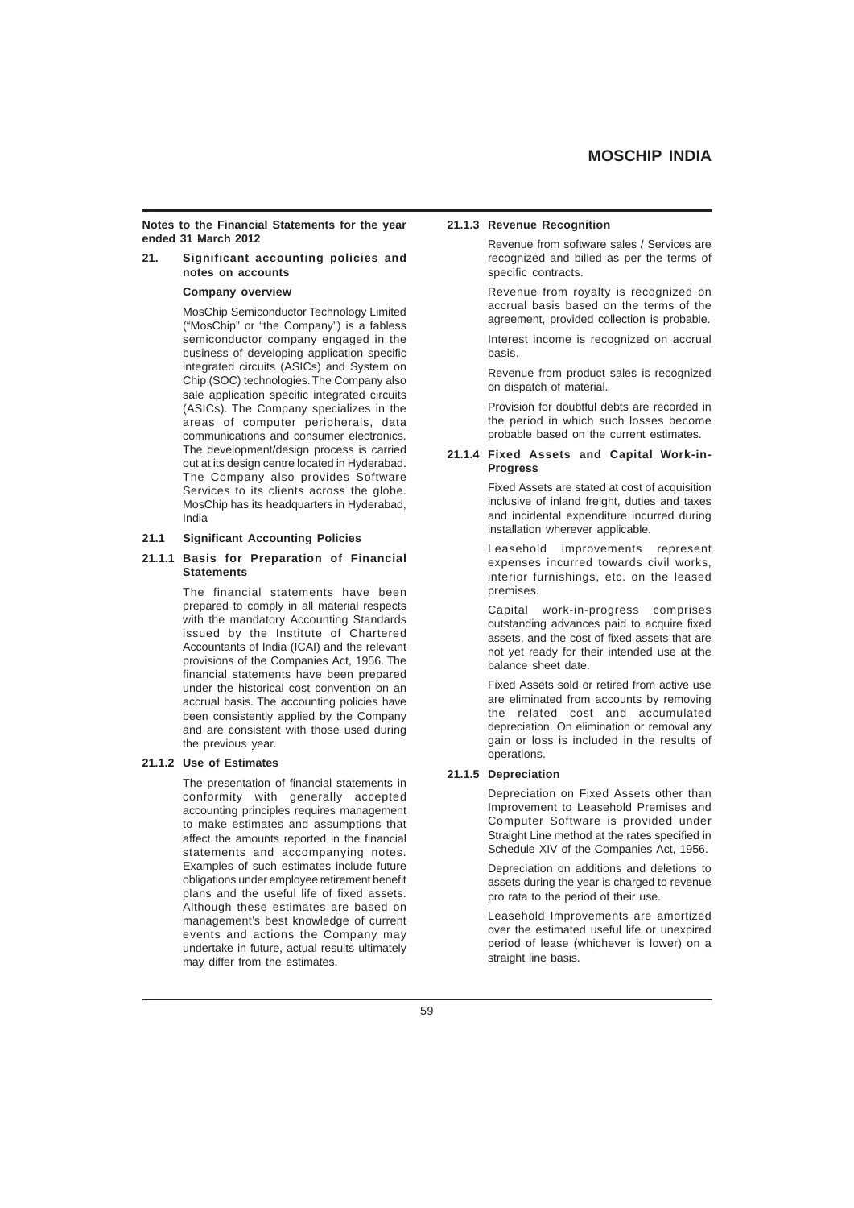**Notes to the Financial Statements for the year ended 31 March 2012**

## 21. Significant accounting policies and notes on accounts

**Company overview**

MosChip Semiconductor Technology Limited ("MosChip" or "the Company") is a fabless semiconductor company engaged in the business of developing application specific integrated circuits (ASICs) and System on Chip (SOC) technologies. The Company also sale application specific integrated circuits (ASICs). The Company specializes in the areas of computer peripherals, data communications and consumer electronics. The development/design process is carried out at its design centre located in Hyderabad. The Company also provides Software Services to its clients across the globe. MosChip has its headquarters in Hyderabad, India

### 21.1 Significant Accounting Policies

#### 21.1.1 Basis for Preparation of Financial Statements

The financial statements have been prepared to comply in all material respects with the mandatory Accounting Standards issued by the Institute of Chartered Accountants of India (ICAI) and the relevant provisions of the Companies Act, 1956. The financial statements have been prepared under the historical cost convention on an accrual basis. The accounting policies have been consistently applied by the Company and are consistent with those used during the previous year.

#### 21.1.2 Use of Estimates

The presentation of financial statements in conformity with generally accepted accounting principles requires management to make estimates and assumptions that affect the amounts reported in the financial statements and accompanying notes. Examples of such estimates include future obligations under employee retirement benefit plans and the useful life of fixed assets. Although these estimates are based on management's best knowledge of current events and actions the Company may undertake in future, actual results ultimately may differ from the estimates.

#### 21.1.3 Revenue Recognition

Revenue from software sales / Services are recognized and billed as per the terms of specific contracts.

Revenue from royalty is recognized on accrual basis based on the terms of the agreement, provided collection is probable.

Interest income is recognized on accrual basis.

Revenue from product sales is recognized on dispatch of material.

Provision for doubtful debts are recorded in the period in which such losses become probable based on the current estimates.

#### 21.1.4 Fixed Assets and Capital Work-in-Progress

Fixed Assets are stated at cost of acquisition inclusive of inland freight, duties and taxes and incidental expenditure incurred during installation wherever applicable.

Leasehold improvements represent expenses incurred towards civil works, interior furnishings, etc. on the leased premises.

Capital work-in-progress comprises outstanding advances paid to acquire fixed assets, and the cost of fixed assets that are not yet ready for their intended use at the balance sheet date.

Fixed Assets sold or retired from active use are eliminated from accounts by removing the related cost and accumulated depreciation. On elimination or removal any gain or loss is included in the results of operations.

#### 21.1.5 Depreciation

Depreciation on Fixed Assets other than Improvement to Leasehold Premises and Computer Software is provided under Straight Line method at the rates specified in Schedule XIV of the Companies Act, 1956.

Depreciation on additions and deletions to assets during the year is charged to revenue pro rata to the period of their use.

Leasehold Improvements are amortized over the estimated useful life or unexpired period of lease (whichever is lower) on a straight line basis.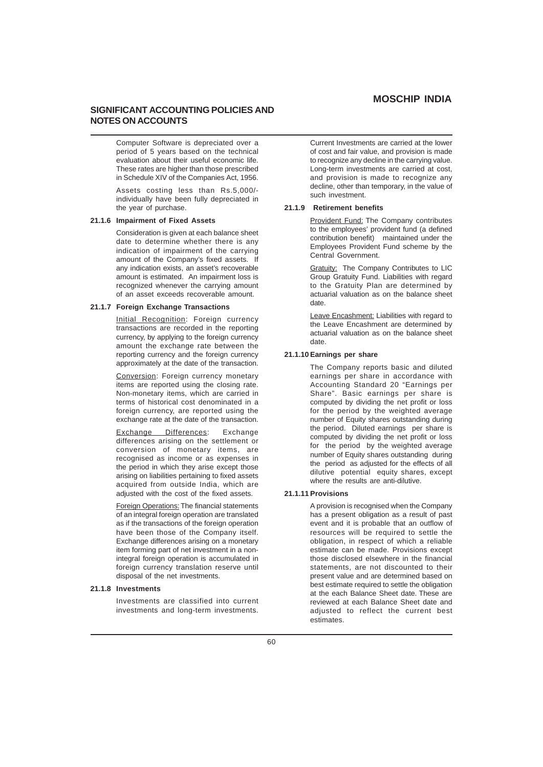## SIGNIFICANT ACCOUNTING POLICIES AND NOTES ON ACCOUNTS

Computer Software is depreciated over a period of 5 years based on the technical evaluation about their useful economic life. These rates are higher than those prescribed in Schedule XIV of the Companies Act, 1956.

Assets costing less than Rs.5,000/- individually have been fully depreciated in the year of purchase.

**21.1.6 Impairment of Fixed Assets**

Consideration is given at each balance sheet date to determine whether there is any indication of impairment of the carrying amount of the Company's fixed assets. If any indication exists, an asset's recoverable amount is estimated. An impairment loss is recognized whenever the carrying amount of an asset exceeds recoverable amount.

**21.1.7 Foreign Exchange Transactions**

Initial Recognition: Foreign currency transactions are recorded in the reporting currency, by applying to the foreign currency amount the exchange rate between the reporting currency and the foreign currency approximately at the date of the transaction.

Conversion: Foreign currency monetary items are reported using the closing rate. Non-monetary items, which are carried in terms of historical cost denominated in a foreign currency, are reported using the exchange rate at the date of the transaction.

Exchange Differences: Exchange differences arising on the settlement or conversion of monetary items, are recognised as income or as expenses in the period in which they arise except those arising on liabilities pertaining to fixed assets acquired from outside India, which are adjusted with the cost of the fixed assets.

Foreign Operations: The financial statements of an integral foreign operation are translated as if the transactions of the foreign operation have been those of the Company itself. Exchange differences arising on a monetary item forming part of net investment in a non-integral foreign operation is accumulated in foreign currency translation reserve until disposal of the net investments.

**21.1.8 Investments**

Investments are classified into current investments and long-term investments. Current Investments are carried at the lower of cost and fair value, and provision is made to recognize any decline in the carrying value. Long-term investments are carried at cost, and provision is made to recognize any decline, other than temporary, in the value of such investment.

**21.1.9 Retirement benefits**

Provident Fund: The Company contributes to the employees' provident fund (a defined contribution benefit) maintained under the Employees Provident Fund scheme by the Central Government.

Gratuity: The Company Contributes to LIC Group Gratuity Fund. Liabilities with regard to the Gratuity Plan are determined by actuarial valuation as on the balance sheet date.

Leave Encashment: Liabilities with regard to the Leave Encashment are determined by actuarial valuation as on the balance sheet date.

**21.1.10 Earnings per share**

The Company reports basic and diluted earnings per share in accordance with Accounting Standard 20 "Earnings per Share". Basic earnings per share is computed by dividing the net profit or loss for the period by the weighted average number of Equity shares outstanding during the period. Diluted earnings per share is computed by dividing the net profit or loss for the period by the weighted average number of Equity shares outstanding during the period as adjusted for the effects of all dilutive potential equity shares, except where the results are anti-dilutive.

**21.1.11 Provisions**

A provision is recognised when the Company has a present obligation as a result of past event and it is probable that an outflow of resources will be required to settle the obligation, in respect of which a reliable estimate can be made. Provisions except those disclosed elsewhere in the financial statements, are not discounted to their present value and are determined based on best estimate required to settle the obligation at the each Balance Sheet date. These are reviewed at each Balance Sheet date and adjusted to reflect the current best estimates.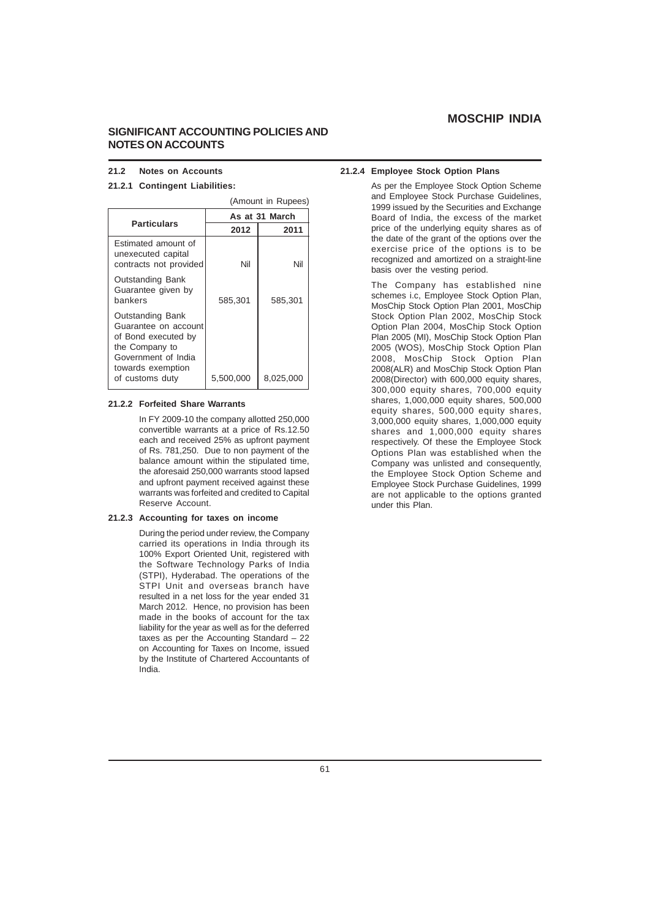## SIGNIFICANT ACCOUNTING POLICIES AND NOTES ON ACCOUNTS

### 21.2 Notes on Accounts

#### 21.2.1 Contingent Liabilities:

(Amount in Rupees)

| Particulars | As at 31 March | |
|---|---|---|
| | 2012 | 2011 |
| Estimated amount of unexecuted capital contracts not provided | Nil | Nil |
| Outstanding Bank Guarantee given by bankers | 585,301 | 585,301 |
| Outstanding Bank Guarantee on account of Bond executed by the Company to Government of India towards exemption of customs duty | 5,500,000 | 8,025,000 |

#### 21.2.2 Forfeited Share Warrants

In FY 2009-10 the company allotted 250,000 convertible warrants at a price of Rs.12.50 each and received 25% as upfront payment of Rs. 781,250. Due to non payment of the balance amount within the stipulated time, the aforesaid 250,000 warrants stood lapsed and upfront payment received against these warrants was forfeited and credited to Capital Reserve Account.

#### 21.2.3 Accounting for taxes on income

During the period under review, the Company carried its operations in India through its 100% Export Oriented Unit, registered with the Software Technology Parks of India (STPI), Hyderabad. The operations of the STPI Unit and overseas branch have resulted in a net loss for the year ended 31 March 2012. Hence, no provision has been made in the books of account for the tax liability for the year as well as for the deferred taxes as per the Accounting Standard – 22 on Accounting for Taxes on Income, issued by the Institute of Chartered Accountants of India.

#### 21.2.4 Employee Stock Option Plans

As per the Employee Stock Option Scheme and Employee Stock Purchase Guidelines, 1999 issued by the Securities and Exchange Board of India, the excess of the market price of the underlying equity shares as of the date of the grant of the options over the exercise price of the options is to be recognized and amortized on a straight-line basis over the vesting period.

The Company has established nine schemes i.c, Employee Stock Option Plan, MosChip Stock Option Plan 2001, MosChip Stock Option Plan 2002, MosChip Stock Option Plan 2004, MosChip Stock Option Plan 2005 (MI), MosChip Stock Option Plan 2005 (WOS), MosChip Stock Option Plan 2008, MosChip Stock Option Plan 2008(ALR) and MosChip Stock Option Plan 2008(Director) with 600,000 equity shares, 300,000 equity shares, 700,000 equity shares, 1,000,000 equity shares, 500,000 equity shares, 500,000 equity shares, 3,000,000 equity shares, 1,000,000 equity shares and 1,000,000 equity shares respectively. Of these the Employee Stock Options Plan was established when the Company was unlisted and consequently, the Employee Stock Option Scheme and Employee Stock Purchase Guidelines, 1999 are not applicable to the options granted under this Plan.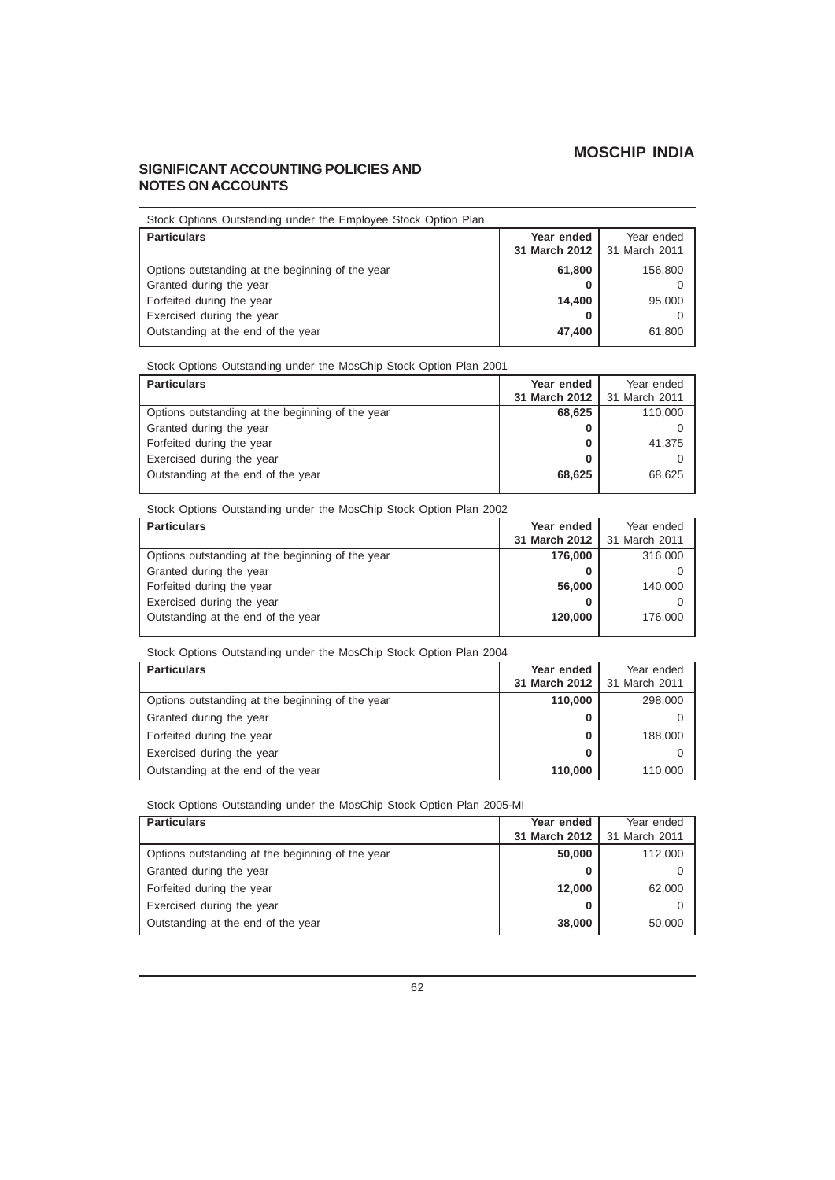## SIGNIFICANT ACCOUNTING POLICIES AND NOTES ON ACCOUNTS

Stock Options Outstanding under the Employee Stock Option Plan

| Particulars | Year ended 31 March 2012 | Year ended 31 March 2011 |
|---|---|---|
| Options outstanding at the beginning of the year | **61,800** | 156,800 |
| Granted during the year | **0** | 0 |
| Forfeited during the year | **14,400** | 95,000 |
| Exercised during the year | **0** | 0 |
| Outstanding at the end of the year | **47,400** | 61,800 |

Stock Options Outstanding under the MosChip Stock Option Plan 2001

| Particulars | Year ended 31 March 2012 | Year ended 31 March 2011 |
|---|---|---|
| Options outstanding at the beginning of the year | **68,625** | 110,000 |
| Granted during the year | **0** | 0 |
| Forfeited during the year | **0** | 41,375 |
| Exercised during the year | **0** | 0 |
| Outstanding at the end of the year | **68,625** | 68,625 |

Stock Options Outstanding under the MosChip Stock Option Plan 2002

| Particulars | Year ended 31 March 2012 | Year ended 31 March 2011 |
|---|---|---|
| Options outstanding at the beginning of the year | **176,000** | 316,000 |
| Granted during the year | **0** | 0 |
| Forfeited during the year | **56,000** | 140,000 |
| Exercised during the year | **0** | 0 |
| Outstanding at the end of the year | **120,000** | 176,000 |

Stock Options Outstanding under the MosChip Stock Option Plan 2004

| Particulars | Year ended 31 March 2012 | Year ended 31 March 2011 |
|---|---|---|
| Options outstanding at the beginning of the year | **110,000** | 298,000 |
| Granted during the year | **0** | 0 |
| Forfeited during the year | **0** | 188,000 |
| Exercised during the year | **0** | 0 |
| Outstanding at the end of the year | **110,000** | 110,000 |

Stock Options Outstanding under the MosChip Stock Option Plan 2005-MI

| Particulars | Year ended 31 March 2012 | Year ended 31 March 2011 |
|---|---|---|
| Options outstanding at the beginning of the year | **50,000** | 112,000 |
| Granted during the year | **0** | 0 |
| Forfeited during the year | **12,000** | 62,000 |
| Exercised during the year | **0** | 0 |
| Outstanding at the end of the year | **38,000** | 50,000 |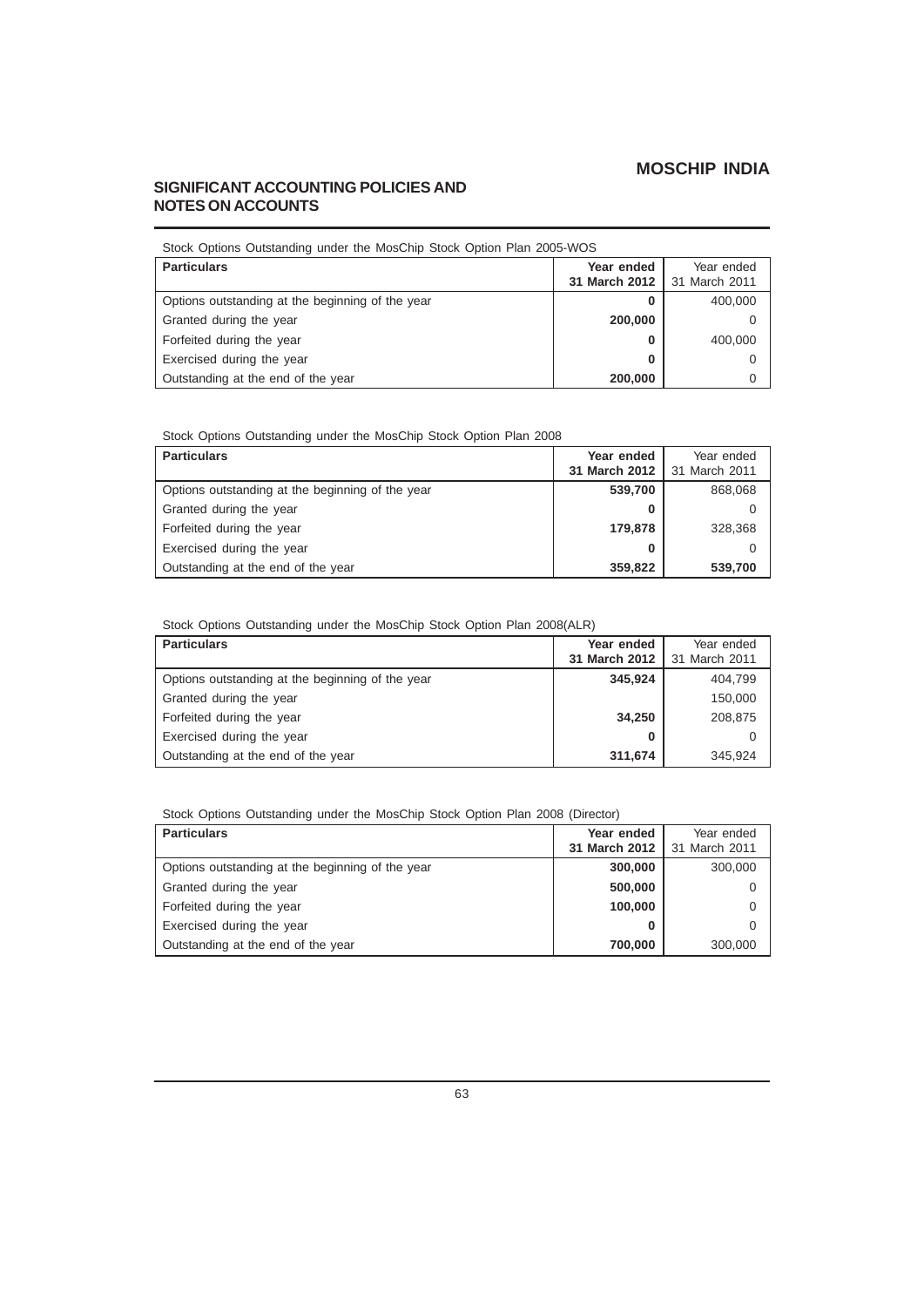## SIGNIFICANT ACCOUNTING POLICIES AND NOTES ON ACCOUNTS

Stock Options Outstanding under the MosChip Stock Option Plan 2005-WOS

| Particulars | Year ended 31 March 2012 | Year ended 31 March 2011 |
|---|---|---|
| Options outstanding at the beginning of the year | **0** | 400,000 |
| Granted during the year | **200,000** | 0 |
| Forfeited during the year | **0** | 400,000 |
| Exercised during the year | **0** | 0 |
| Outstanding at the end of the year | **200,000** | 0 |

Stock Options Outstanding under the MosChip Stock Option Plan 2008

| Particulars | Year ended 31 March 2012 | Year ended 31 March 2011 |
|---|---|---|
| Options outstanding at the beginning of the year | **539,700** | 868,068 |
| Granted during the year | **0** | 0 |
| Forfeited during the year | **179,878** | 328,368 |
| Exercised during the year | **0** | 0 |
| Outstanding at the end of the year | **359,822** | **539,700** |

Stock Options Outstanding under the MosChip Stock Option Plan 2008(ALR)

| Particulars | Year ended 31 March 2012 | Year ended 31 March 2011 |
|---|---|---|
| Options outstanding at the beginning of the year | **345,924** | 404,799 |
| Granted during the year | | 150,000 |
| Forfeited during the year | **34,250** | 208,875 |
| Exercised during the year | **0** | 0 |
| Outstanding at the end of the year | **311,674** | 345,924 |

Stock Options Outstanding under the MosChip Stock Option Plan 2008 (Director)

| Particulars | Year ended 31 March 2012 | Year ended 31 March 2011 |
|---|---|---|
| Options outstanding at the beginning of the year | **300,000** | 300,000 |
| Granted during the year | **500,000** | 0 |
| Forfeited during the year | **100,000** | 0 |
| Exercised during the year | **0** | 0 |
| Outstanding at the end of the year | **700,000** | 300,000 |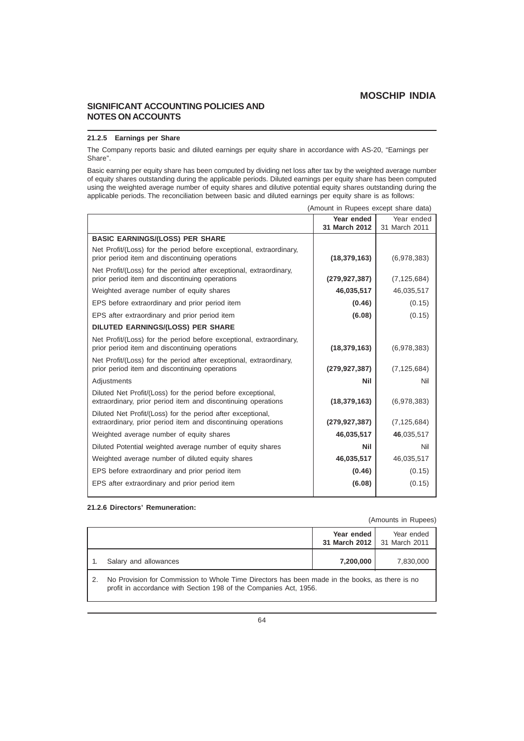## SIGNIFICANT ACCOUNTING POLICIES AND NOTES ON ACCOUNTS

### 21.2.5 Earnings per Share

The Company reports basic and diluted earnings per equity share in accordance with AS-20, "Earnings per Share".

Basic earning per equity share has been computed by dividing net loss after tax by the weighted average number of equity shares outstanding during the applicable periods. Diluted earnings per equity share has been computed using the weighted average number of equity shares and dilutive potential equity shares outstanding during the applicable periods. The reconciliation between basic and diluted earnings per equity share is as follows:

(Amount in Rupees except share data)

| | **Year ended 31 March 2012** | Year ended 31 March 2011 |
|---|---|---|
| **BASIC EARNINGS/(LOSS) PER SHARE** | | |
| Net Profit/(Loss) for the period before exceptional, extraordinary, prior period item and discontinuing operations | **(18,379,163)** | (6,978,383) |
| Net Profit/(Loss) for the period after exceptional, extraordinary, prior period item and discontinuing operations | **(279,927,387)** | (7,125,684) |
| Weighted average number of equity shares | **46,035,517** | 46,035,517 |
| EPS before extraordinary and prior period item | **(0.46)** | (0.15) |
| EPS after extraordinary and prior period item | **(6.08)** | (0.15) |
| **DILUTED EARNINGS/(LOSS) PER SHARE** | | |
| Net Profit/(Loss) for the period before exceptional, extraordinary, prior period item and discontinuing operations | **(18,379,163)** | (6,978,383) |
| Net Profit/(Loss) for the period after exceptional, extraordinary, prior period item and discontinuing operations | **(279,927,387)** | (7,125,684) |
| Adjustments | **Nil** | Nil |
| Diluted Net Profit/(Loss) for the period before exceptional, extraordinary, prior period item and discontinuing operations | **(18,379,163)** | (6,978,383) |
| Diluted Net Profit/(Loss) for the period after exceptional, extraordinary, prior period item and discontinuing operations | **(279,927,387)** | (7,125,684) |
| Weighted average number of equity shares | **46,035,517** | **46**,035,517 |
| Diluted Potential weighted average number of equity shares | **Nil** | Nil |
| Weighted average number of diluted equity shares | **46,035,517** | 46,035,517 |
| EPS before extraordinary and prior period item | **(0.46)** | (0.15) |
| EPS after extraordinary and prior period item | **(6.08)** | (0.15) |

### 21.2.6 Directors' Remuneration:

(Amounts in Rupees)

| | | **Year ended 31 March 2012** | Year ended 31 March 2011 |
|---|---|---|---|
| 1. | Salary and allowances | **7,200,000** | 7,830,000 |
| 2. | No Provision for Commission to Whole Time Directors has been made in the books, as there is no profit in accordance with Section 198 of the Companies Act, 1956. | | |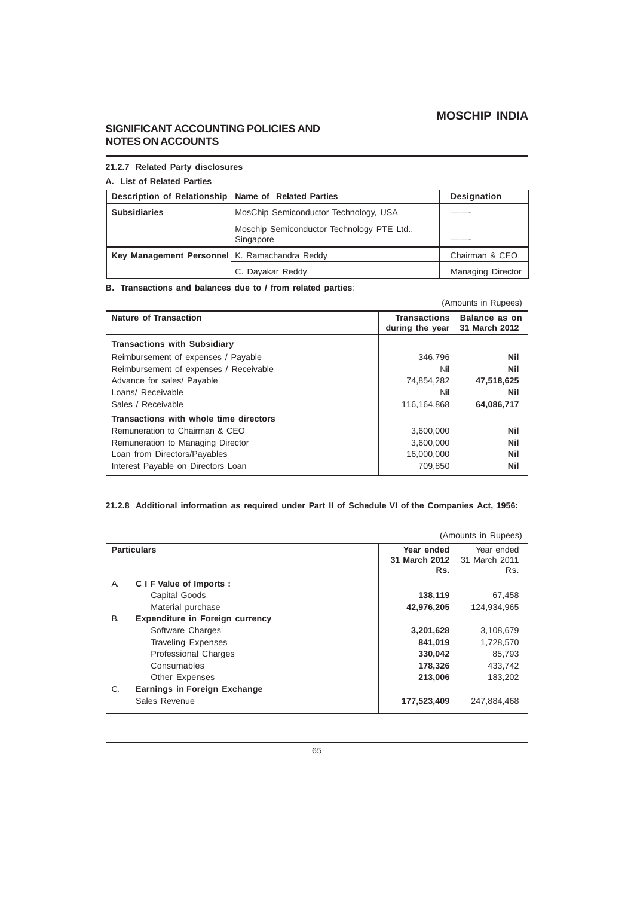## SIGNIFICANT ACCOUNTING POLICIES AND NOTES ON ACCOUNTS

### 21.2.7 Related Party disclosures

**A. List of Related Parties**

| Description of Relationship | Name of Related Parties | Designation |
|---|---|---|
| **Subsidiaries** | MosChip Semiconductor Technology, USA | ——- |
| | Moschip Semiconductor Technology PTE Ltd., Singapore | ——- |
| **Key Management Personnel** | K. Ramachandra Reddy | Chairman & CEO |
| | C. Dayakar Reddy | Managing Director |

**B. Transactions and balances due to / from related parties**:

(Amounts in Rupees)

| Nature of Transaction | Transactions during the year | Balance as on 31 March 2012 |
|---|---|---|
| **Transactions with Subsidiary** | | |
| Reimbursement of expenses / Payable | 346,796 | **Nil** |
| Reimbursement of expenses / Receivable | Nil | **Nil** |
| Advance for sales/ Payable | 74,854,282 | **47,518,625** |
| Loans/ Receivable | Nil | **Nil** |
| Sales / Receivable | 116,164,868 | **64,086,717** |
| **Transactions with whole time directors** | | |
| Remuneration to Chairman & CEO | 3,600,000 | **Nil** |
| Remuneration to Managing Director | 3,600,000 | **Nil** |
| Loan from Directors/Payables | 16,000,000 | **Nil** |
| Interest Payable on Directors Loan | 709,850 | **Nil** |

### 21.2.8 Additional information as required under Part II of Schedule VI of the Companies Act, 1956:

(Amounts in Rupees)

| | Particulars | Year ended 31 March 2012 Rs. | Year ended 31 March 2011 Rs. |
|---|---|---|---|
| A. | **C I F Value of Imports :** | | |
| | Capital Goods | **138,119** | 67,458 |
| | Material purchase | **42,976,205** | 124,934,965 |
| B. | **Expenditure in Foreign currency** | | |
| | Software Charges | **3,201,628** | 3,108,679 |
| | Traveling Expenses | **841,019** | 1,728,570 |
| | Professional Charges | **330,042** | 85,793 |
| | Consumables | **178,326** | 433,742 |
| | Other Expenses | **213,006** | 183,202 |
| C. | **Earnings in Foreign Exchange** | | |
| | Sales Revenue | **177,523,409** | 247,884,468 |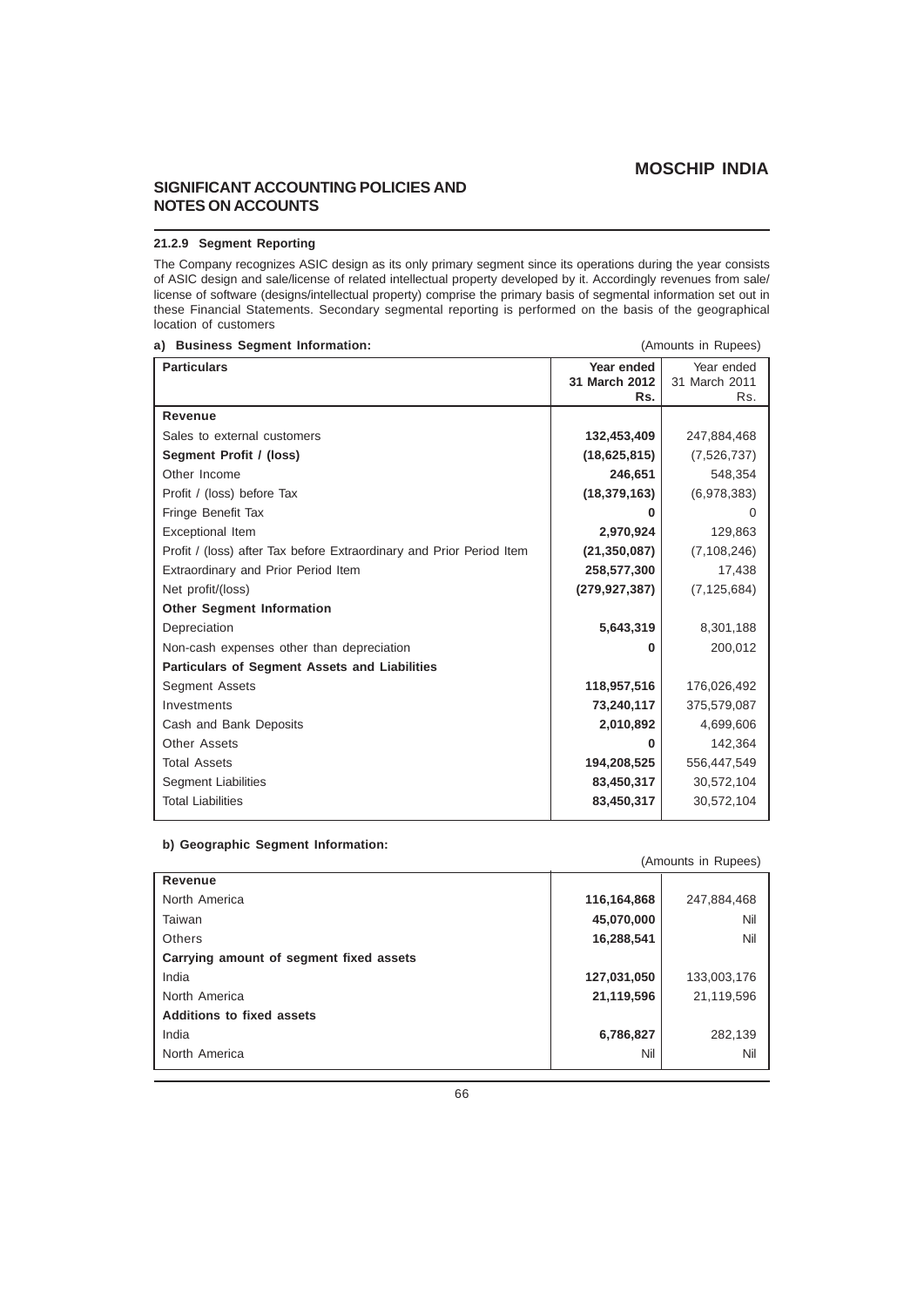## SIGNIFICANT ACCOUNTING POLICIES AND NOTES ON ACCOUNTS

### 21.2.9 Segment Reporting

The Company recognizes ASIC design as its only primary segment since its operations during the year consists of ASIC design and sale/license of related intellectual property developed by it. Accordingly revenues from sale/ license of software (designs/intellectual property) comprise the primary basis of segmental information set out in these Financial Statements. Secondary segmental reporting is performed on the basis of the geographical location of customers

**a) Business Segment Information:** (Amounts in Rupees)

| Particulars | Year ended 31 March 2012 Rs. | Year ended 31 March 2011 Rs. |
|---|---|---|
| **Revenue** | | |
| Sales to external customers | **132,453,409** | 247,884,468 |
| **Segment Profit / (loss)** | **(18,625,815)** | (7,526,737) |
| Other Income | **246,651** | 548,354 |
| Profit / (loss) before Tax | **(18,379,163)** | (6,978,383) |
| Fringe Benefit Tax | **0** | 0 |
| Exceptional Item | **2,970,924** | 129,863 |
| Profit / (loss) after Tax before Extraordinary and Prior Period Item | **(21,350,087)** | (7,108,246) |
| Extraordinary and Prior Period Item | **258,577,300** | 17,438 |
| Net profit/(loss) | **(279,927,387)** | (7,125,684) |
| **Other Segment Information** | | |
| Depreciation | **5,643,319** | 8,301,188 |
| Non-cash expenses other than depreciation | **0** | 200,012 |
| **Particulars of Segment Assets and Liabilities** | | |
| Segment Assets | **118,957,516** | 176,026,492 |
| Investments | **73,240,117** | 375,579,087 |
| Cash and Bank Deposits | **2,010,892** | 4,699,606 |
| Other Assets | **0** | 142,364 |
| Total Assets | **194,208,525** | 556,447,549 |
| Segment Liabilities | **83,450,317** | 30,572,104 |
| Total Liabilities | **83,450,317** | 30,572,104 |

**b) Geographic Segment Information:**

(Amounts in Rupees)

| | | |
|---|---|---|
| **Revenue** | | |
| North America | **116,164,868** | 247,884,468 |
| Taiwan | **45,070,000** | Nil |
| Others | **16,288,541** | Nil |
| **Carrying amount of segment fixed assets** | | |
| India | **127,031,050** | 133,003,176 |
| North America | **21,119,596** | 21,119,596 |
| **Additions to fixed assets** | | |
| India | **6,786,827** | 282,139 |
| North America | Nil | Nil |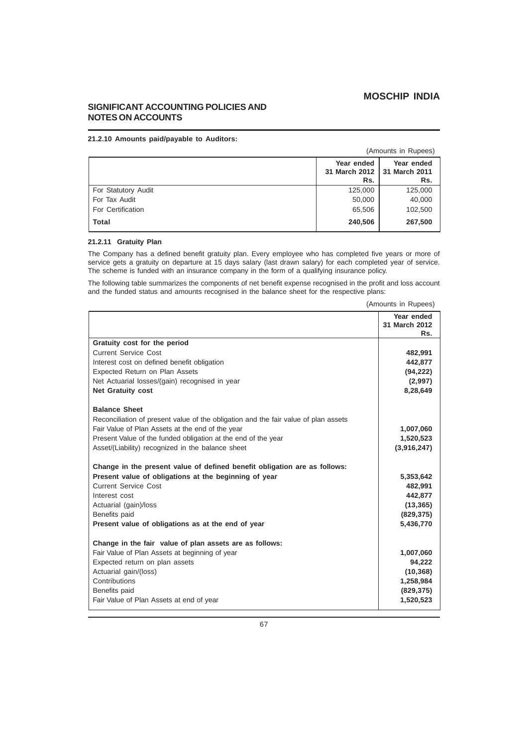## SIGNIFICANT ACCOUNTING POLICIES AND NOTES ON ACCOUNTS

**21.2.10 Amounts paid/payable to Auditors:**

(Amounts in Rupees)

| | Year ended 31 March 2012 Rs. | Year ended 31 March 2011 Rs. |
|---|---|---|
| For Statutory Audit | 125,000 | 125,000 |
| For Tax Audit | 50,000 | 40,000 |
| For Certification | 65,506 | 102,500 |
| **Total** | **240,506** | **267,500** |

**21.2.11 Gratuity Plan**

The Company has a defined benefit gratuity plan. Every employee who has completed five years or more of service gets a gratuity on departure at 15 days salary (last drawn salary) for each completed year of service. The scheme is funded with an insurance company in the form of a qualifying insurance policy.

The following table summarizes the components of net benefit expense recognised in the profit and loss account and the funded status and amounts recognised in the balance sheet for the respective plans:

(Amounts in Rupees)

| | Year ended 31 March 2012 Rs. |
|---|---|
| **Gratuity cost for the period** | |
| Current Service Cost | **482,991** |
| Interest cost on defined benefit obligation | **442,877** |
| Expected Return on Plan Assets | **(94,222)** |
| Net Actuarial losses/(gain) recognised in year | **(2,997)** |
| **Net Gratuity cost** | **8,28,649** |
| | |
| **Balance Sheet** | |
| Reconciliation of present value of the obligation and the fair value of plan assets | |
| Fair Value of Plan Assets at the end of the year | **1,007,060** |
| Present Value of the funded obligation at the end of the year | **1,520,523** |
| Asset/(Liability) recognized in the balance sheet | **(3,916,247)** |
| | |
| **Change in the present value of defined benefit obligation are as follows:** | |
| **Present value of obligations at the beginning of year** | **5,353,642** |
| Current Service Cost | **482,991** |
| Interest cost | **442,877** |
| Actuarial (gain)/loss | **(13,365)** |
| Benefits paid | **(829,375)** |
| **Present value of obligations as at the end of year** | **5,436,770** |
| | |
| **Change in the fair value of plan assets are as follows:** | |
| Fair Value of Plan Assets at beginning of year | **1,007,060** |
| Expected return on plan assets | **94,222** |
| Actuarial gain/(loss) | **(10,368)** |
| Contributions | **1,258,984** |
| Benefits paid | **(829,375)** |
| Fair Value of Plan Assets at end of year | **1,520,523** |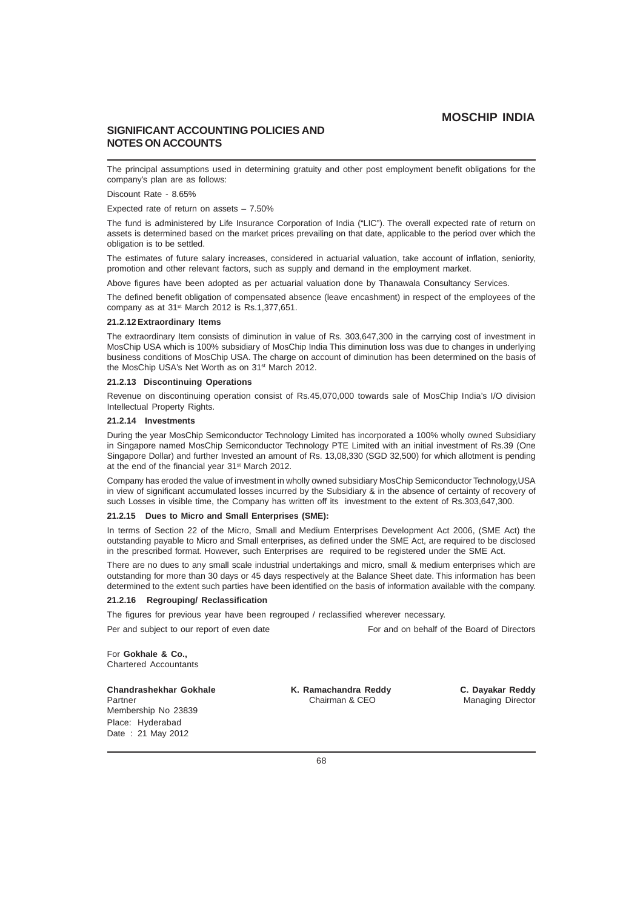The principal assumptions used in determining gratuity and other post employment benefit obligations for the company's plan are as follows:

Discount Rate - 8.65%

Expected rate of return on assets – 7.50%

The fund is administered by Life Insurance Corporation of India ("LIC"). The overall expected rate of return on assets is determined based on the market prices prevailing on that date, applicable to the period over which the obligation is to be settled.

The estimates of future salary increases, considered in actuarial valuation, take account of inflation, seniority, promotion and other relevant factors, such as supply and demand in the employment market.

Above figures have been adopted as per actuarial valuation done by Thanawala Consultancy Services.

The defined benefit obligation of compensated absence (leave encashment) in respect of the employees of the company as at 31st March 2012 is Rs.1,377,651.

**21.2.12 Extraordinary Items**

The extraordinary Item consists of diminution in value of Rs. 303,647,300 in the carrying cost of investment in MosChip USA which is 100% subsidiary of MosChip India This diminution loss was due to changes in underlying business conditions of MosChip USA. The charge on account of diminution has been determined on the basis of the MosChip USA's Net Worth as on 31st March 2012.

**21.2.13 Discontinuing Operations**

Revenue on discontinuing operation consist of Rs.45,070,000 towards sale of MosChip India's I/O division Intellectual Property Rights.

**21.2.14 Investments**

During the year MosChip Semiconductor Technology Limited has incorporated a 100% wholly owned Subsidiary in Singapore named MosChip Semiconductor Technology PTE Limited with an initial investment of Rs.39 (One Singapore Dollar) and further Invested an amount of Rs. 13,08,330 (SGD 32,500) for which allotment is pending at the end of the financial year 31st March 2012.

Company has eroded the value of investment in wholly owned subsidiary MosChip Semiconductor Technology,USA in view of significant accumulated losses incurred by the Subsidiary & in the absence of certainty of recovery of such Losses in visible time, the Company has written off its investment to the extent of Rs.303,647,300.

**21.2.15 Dues to Micro and Small Enterprises (SME):**

In terms of Section 22 of the Micro, Small and Medium Enterprises Development Act 2006, (SME Act) the outstanding payable to Micro and Small enterprises, as defined under the SME Act, are required to be disclosed in the prescribed format. However, such Enterprises are required to be registered under the SME Act.

There are no dues to any small scale industrial undertakings and micro, small & medium enterprises which are outstanding for more than 30 days or 45 days respectively at the Balance Sheet date. This information has been determined to the extent such parties have been identified on the basis of information available with the company.

**21.2.16 Regrouping/ Reclassification**

The figures for previous year have been regrouped / reclassified wherever necessary.

Per and subject to our report of even date

For and on behalf of the Board of Directors

For **Gokhale & Co.,**
Chartered Accountants

**Chandrashekhar Gokhale**
Partner
Membership No 23839
Place: Hyderabad
Date : 21 May 2012

**K. Ramachandra Reddy**
Chairman & CEO

**C. Dayakar Reddy**
Managing Director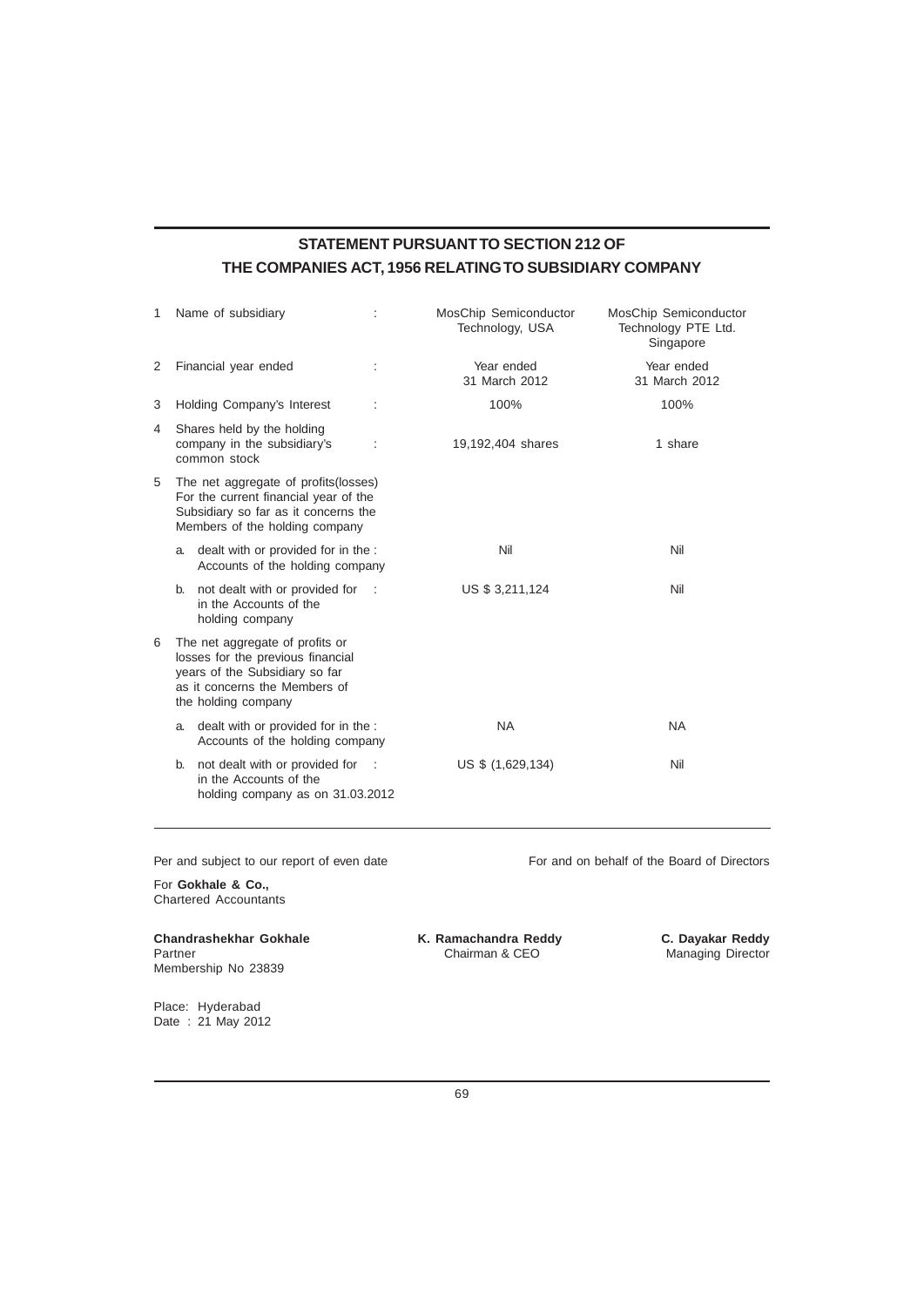## STATEMENT PURSUANT TO SECTION 212 OF THE COMPANIES ACT, 1956 RELATING TO SUBSIDIARY COMPANY

| | | | | |
|---|---|---|---|---|
| 1 | Name of subsidiary | : | MosChip Semiconductor Technology, USA | MosChip Semiconductor Technology PTE Ltd. Singapore |
| 2 | Financial year ended | : | Year ended 31 March 2012 | Year ended 31 March 2012 |
| 3 | Holding Company's Interest | : | 100% | 100% |
| 4 | Shares held by the holding company in the subsidiary's common stock | : | 19,192,404 shares | 1 share |
| 5 | The net aggregate of profits(losses) For the current financial year of the Subsidiary so far as it concerns the Members of the holding company | | | |
| | a. dealt with or provided for in the Accounts of the holding company | : | Nil | Nil |
| | b. not dealt with or provided for in the Accounts of the holding company | : | US $ 3,211,124 | Nil |
| 6 | The net aggregate of profits or losses for the previous financial years of the Subsidiary so far as it concerns the Members of the holding company | | | |
| | a. dealt with or provided for in the Accounts of the holding company | : | NA | NA |
| | b. not dealt with or provided for in the Accounts of the holding company as on 31.03.2012 | : | US $ (1,629,134) | Nil |

Per and subject to our report of even date

For **Gokhale & Co.,**
Chartered Accountants

**Chandrashekhar Gokhale**
Partner
Membership No 23839

Place: Hyderabad
Date : 21 May 2012

For and on behalf of the Board of Directors

**K. Ramachandra Reddy**
Chairman & CEO

**C. Dayakar Reddy**
Managing Director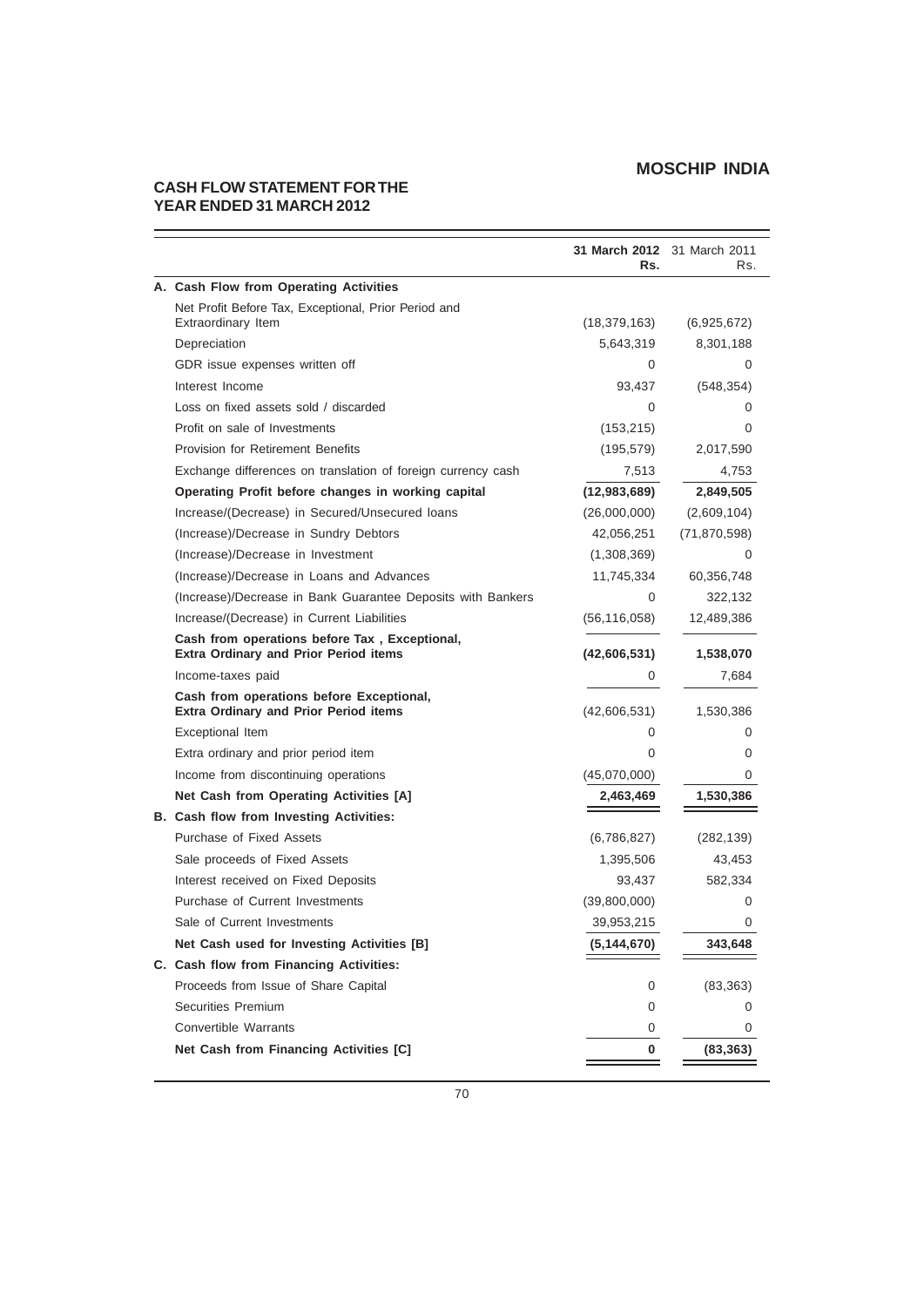## MOSCHIP INDIA

# CASH FLOW STATEMENT FOR THE YEAR ENDED 31 MARCH 2012

| | 31 March 2012 Rs. | 31 March 2011 Rs. |
|---|---|---|
| **A. Cash Flow from Operating Activities** | | |
| Net Profit Before Tax, Exceptional, Prior Period and Extraordinary Item | (18,379,163) | (6,925,672) |
| Depreciation | 5,643,319 | 8,301,188 |
| GDR issue expenses written off | 0 | 0 |
| Interest Income | 93,437 | (548,354) |
| Loss on fixed assets sold / discarded | 0 | 0 |
| Profit on sale of Investments | (153,215) | 0 |
| Provision for Retirement Benefits | (195,579) | 2,017,590 |
| Exchange differences on translation of foreign currency cash | 7,513 | 4,753 |
| **Operating Profit before changes in working capital** | **(12,983,689)** | **2,849,505** |
| Increase/(Decrease) in Secured/Unsecured loans | (26,000,000) | (2,609,104) |
| (Increase)/Decrease in Sundry Debtors | 42,056,251 | (71,870,598) |
| (Increase)/Decrease in Investment | (1,308,369) | 0 |
| (Increase)/Decrease in Loans and Advances | 11,745,334 | 60,356,748 |
| (Increase)/Decrease in Bank Guarantee Deposits with Bankers | 0 | 322,132 |
| Increase/(Decrease) in Current Liabilities | (56,116,058) | 12,489,386 |
| **Cash from operations before Tax , Exceptional, Extra Ordinary and Prior Period items** | **(42,606,531)** | **1,538,070** |
| Income-taxes paid | 0 | 7,684 |
| **Cash from operations before Exceptional, Extra Ordinary and Prior Period items** | (42,606,531) | 1,530,386 |
| Exceptional Item | 0 | 0 |
| Extra ordinary and prior period item | 0 | 0 |
| Income from discontinuing operations | (45,070,000) | 0 |
| **Net Cash from Operating Activities [A]** | **2,463,469** | **1,530,386** |
| **B. Cash flow from Investing Activities:** | | |
| Purchase of Fixed Assets | (6,786,827) | (282,139) |
| Sale proceeds of Fixed Assets | 1,395,506 | 43,453 |
| Interest received on Fixed Deposits | 93,437 | 582,334 |
| Purchase of Current Investments | (39,800,000) | 0 |
| Sale of Current Investments | 39,953,215 | 0 |
| **Net Cash used for Investing Activities [B]** | **(5,144,670)** | **343,648** |
| **C. Cash flow from Financing Activities:** | | |
| Proceeds from Issue of Share Capital | 0 | (83,363) |
| Securities Premium | 0 | 0 |
| Convertible Warrants | 0 | 0 |
| **Net Cash from Financing Activities [C]** | **0** | **(83,363)** |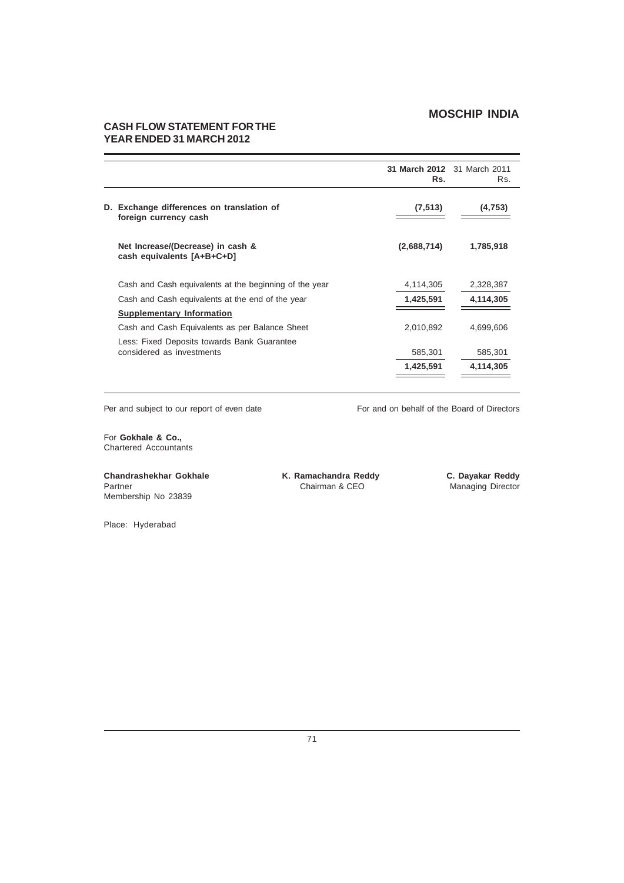## CASH FLOW STATEMENT FOR THE YEAR ENDED 31 MARCH 2012

| | **31 March 2012 Rs.** | 31 March 2011 Rs. |
|---|---|---|
| **D. Exchange differences on translation of foreign currency cash** | **(7,513)** | **(4,753)** |
| **Net Increase/(Decrease) in cash & cash equivalents [A+B+C+D]** | **(2,688,714)** | **1,785,918** |
| Cash and Cash equivalents at the beginning of the year | 4,114,305 | 2,328,387 |
| Cash and Cash equivalents at the end of the year | **1,425,591** | **4,114,305** |
| **Supplementary Information** | | |
| Cash and Cash Equivalents as per Balance Sheet | 2,010,892 | 4,699,606 |
| Less: Fixed Deposits towards Bank Guarantee considered as investments | 585,301 | 585,301 |
| | **1,425,591** | **4,114,305** |

Per and subject to our report of even date

For and on behalf of the Board of Directors

For **Gokhale & Co.,**
Chartered Accountants

**Chandrashekhar Gokhale**
Partner
Membership No 23839

**K. Ramachandra Reddy**
Chairman & CEO

**C. Dayakar Reddy**
Managing Director

Place: Hyderabad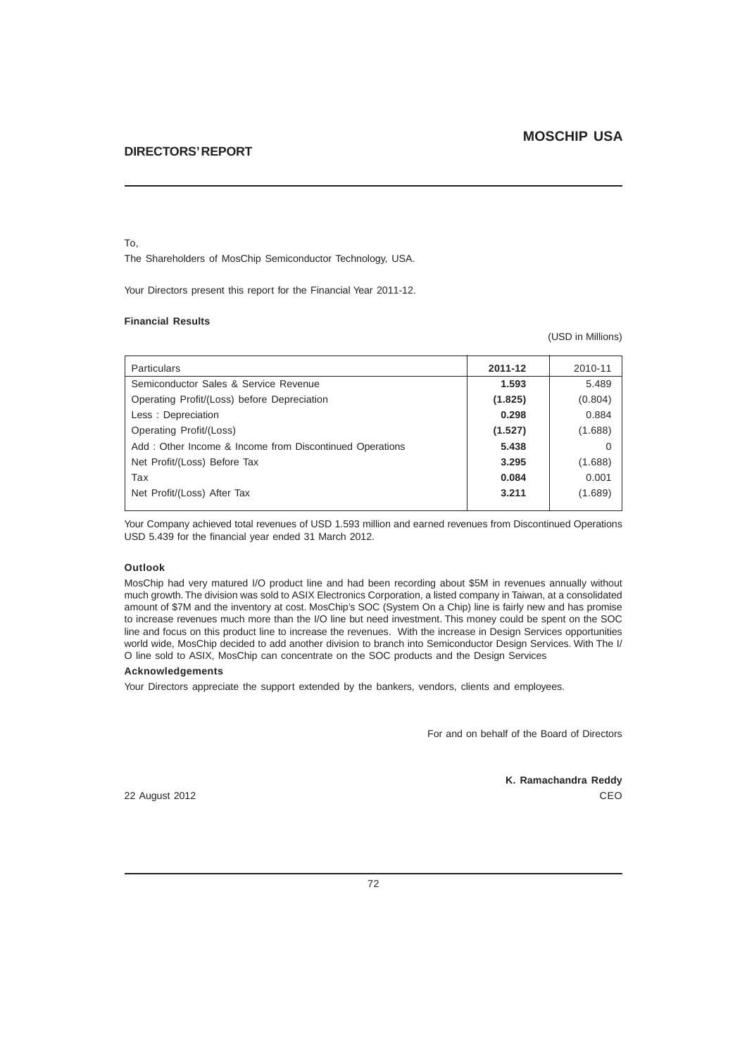# MOSCHIP USA

## DIRECTORS' REPORT

To,

The Shareholders of MosChip Semiconductor Technology, USA.

Your Directors present this report for the Financial Year 2011-12.

**Financial Results**

(USD in Millions)

| Particulars | **2011-12** | 2010-11 |
|---|---|---|
| Semiconductor Sales & Service Revenue | **1.593** | 5.489 |
| Operating Profit/(Loss) before Depreciation | **(1.825)** | (0.804) |
| Less : Depreciation | **0.298** | 0.884 |
| Operating Profit/(Loss) | **(1.527)** | (1.688) |
| Add : Other Income & Income from Discontinued Operations | **5.438** | 0 |
| Net Profit/(Loss) Before Tax | **3.295** | (1.688) |
| Tax | **0.084** | 0.001 |
| Net Profit/(Loss) After Tax | **3.211** | (1.689) |

Your Company achieved total revenues of USD 1.593 million and earned revenues from Discontinued Operations USD 5.439 for the financial year ended 31 March 2012.

**Outlook**

MosChip had very matured I/O product line and had been recording about $5M in revenues annually without much growth. The division was sold to ASIX Electronics Corporation, a listed company in Taiwan, at a consolidated amount of $7M and the inventory at cost. MosChip's SOC (System On a Chip) line is fairly new and has promise to increase revenues much more than the I/O line but need investment. This money could be spent on the SOC line and focus on this product line to increase the revenues. With the increase in Design Services opportunities world wide, MosChip decided to add another division to branch into Semiconductor Design Services. With The I/O line sold to ASIX, MosChip can concentrate on the SOC products and the Design Services

**Acknowledgements**

Your Directors appreciate the support extended by the bankers, vendors, clients and employees.

For and on behalf of the Board of Directors

**K. Ramachandra Reddy**
CEO

22 August 2012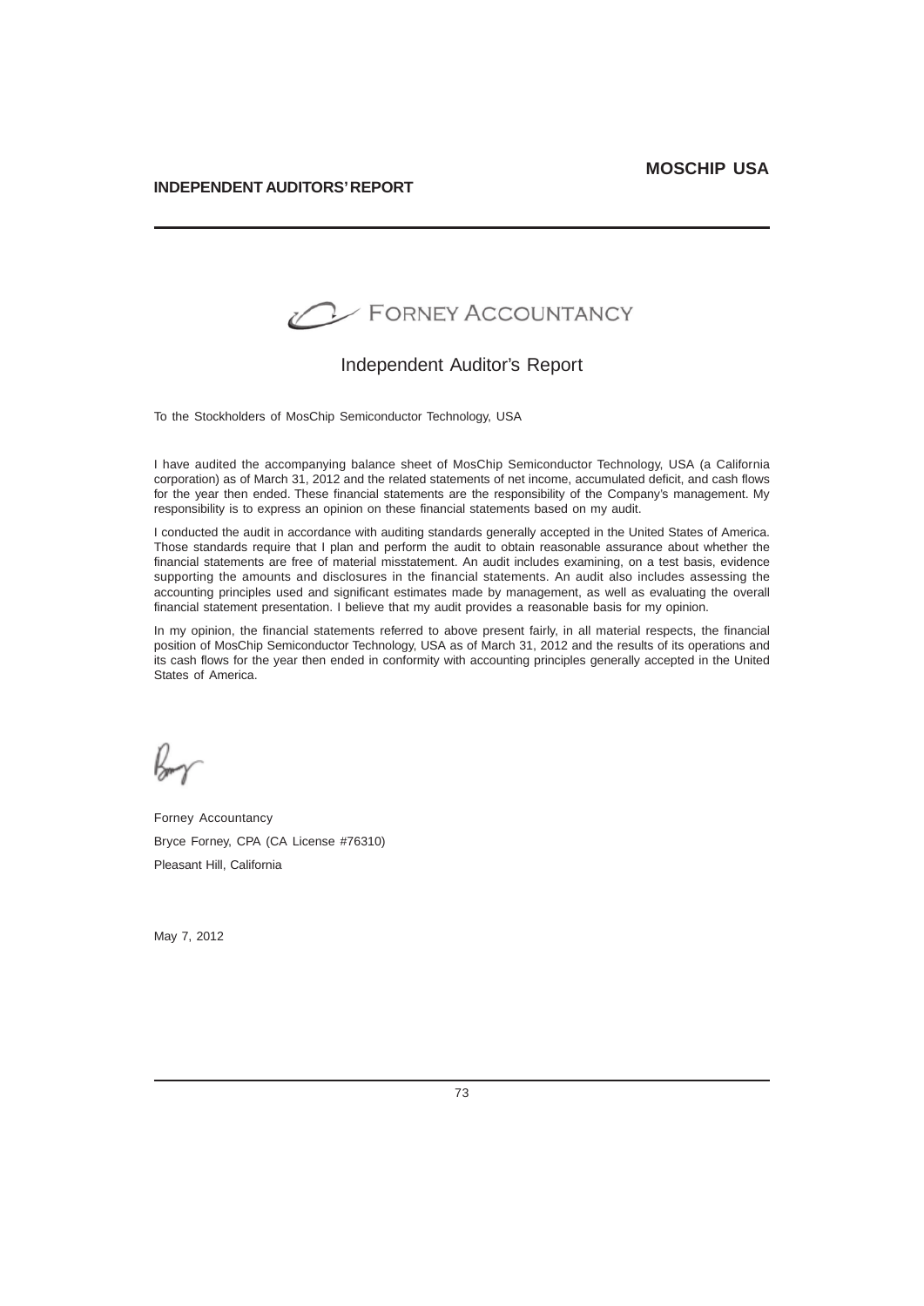## INDEPENDENT AUDITORS' REPORT

**MOSCHIP USA**

FORNEY ACCOUNTANCY

# Independent Auditor's Report

To the Stockholders of MosChip Semiconductor Technology, USA

I have audited the accompanying balance sheet of MosChip Semiconductor Technology, USA (a California corporation) as of March 31, 2012 and the related statements of net income, accumulated deficit, and cash flows for the year then ended. These financial statements are the responsibility of the Company's management. My responsibility is to express an opinion on these financial statements based on my audit.

I conducted the audit in accordance with auditing standards generally accepted in the United States of America. Those standards require that I plan and perform the audit to obtain reasonable assurance about whether the financial statements are free of material misstatement. An audit includes examining, on a test basis, evidence supporting the amounts and disclosures in the financial statements. An audit also includes assessing the accounting principles used and significant estimates made by management, as well as evaluating the overall financial statement presentation. I believe that my audit provides a reasonable basis for my opinion.

In my opinion, the financial statements referred to above present fairly, in all material respects, the financial position of MosChip Semiconductor Technology, USA as of March 31, 2012 and the results of its operations and its cash flows for the year then ended in conformity with accounting principles generally accepted in the United States of America.

Forney Accountancy

Bryce Forney, CPA (CA License #76310)

Pleasant Hill, California

May 7, 2012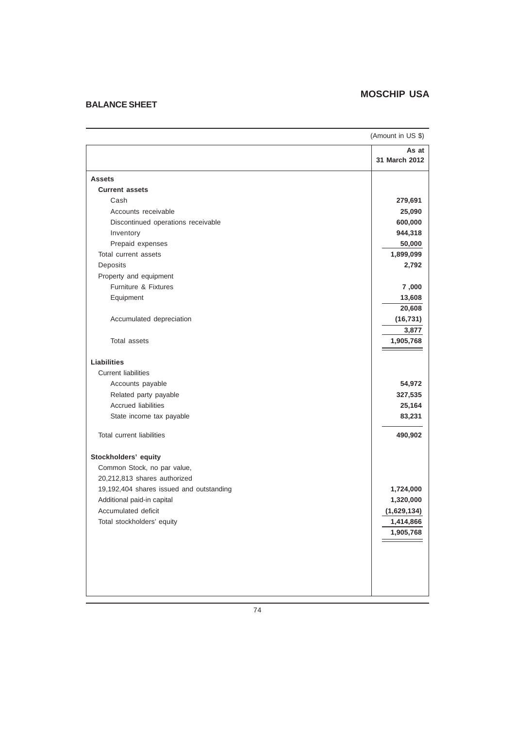## MOSCHIP USA

## BALANCE SHEET

(Amount in US $)

| | As at 31 March 2012 |
|---|---|
| **Assets** | |
| **Current assets** | |
| Cash | **279,691** |
| Accounts receivable | **25,090** |
| Discontinued operations receivable | **600,000** |
| Inventory | **944,318** |
| Prepaid expenses | **50,000** |
| Total current assets | **1,899,099** |
| Deposits | **2,792** |
| Property and equipment | |
| Furniture & Fixtures | **7 ,000** |
| Equipment | **13,608** |
| | **20,608** |
| Accumulated depreciation | **(16,731)** |
| | **3,877** |
| Total assets | **1,905,768** |
| **Liabilities** | |
| Current liabilities | |
| Accounts payable | **54,972** |
| Related party payable | **327,535** |
| Accrued liabilities | **25,164** |
| State income tax payable | **83,231** |
| Total current liabilities | **490,902** |
| **Stockholders' equity** | |
| Common Stock, no par value, | |
| 20,212,813 shares authorized | |
| 19,192,404 shares issued and outstanding | **1,724,000** |
| Additional paid-in capital | **1,320,000** |
| Accumulated deficit | **(1,629,134)** |
| Total stockholders' equity | **1,414,866** |
| | **1,905,768** |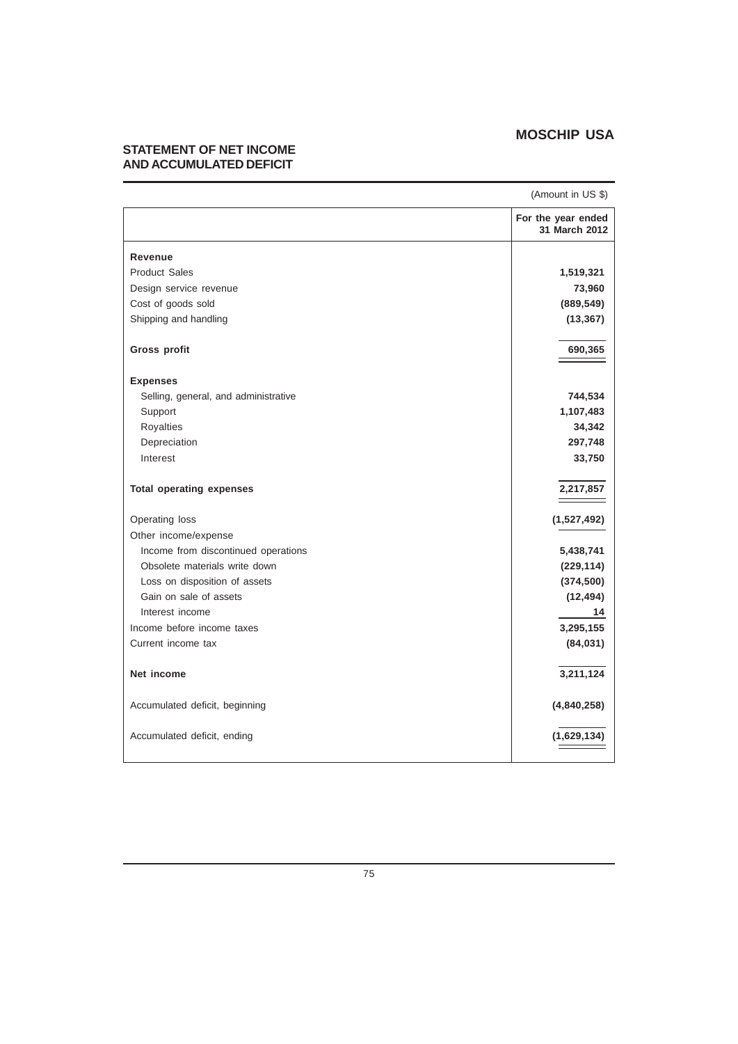## MOSCHIP USA

### STATEMENT OF NET INCOME AND ACCUMULATED DEFICIT

(Amount in US $)

| | For the year ended 31 March 2012 |
|---|---|
| **Revenue** | |
| Product Sales | **1,519,321** |
| Design service revenue | **73,960** |
| Cost of goods sold | **(889,549)** |
| Shipping and handling | **(13,367)** |
| **Gross profit** | **690,365** |
| **Expenses** | |
| Selling, general, and administrative | **744,534** |
| Support | **1,107,483** |
| Royalties | **34,342** |
| Depreciation | **297,748** |
| Interest | **33,750** |
| **Total operating expenses** | **2,217,857** |
| Operating loss | **(1,527,492)** |
| Other income/expense | |
| Income from discontinued operations | **5,438,741** |
| Obsolete materials write down | **(229,114)** |
| Loss on disposition of assets | **(374,500)** |
| Gain on sale of assets | **(12,494)** |
| Interest income | **14** |
| Income before income taxes | **3,295,155** |
| Current income tax | **(84,031)** |
| **Net income** | **3,211,124** |
| Accumulated deficit, beginning | **(4,840,258)** |
| Accumulated deficit, ending | **(1,629,134)** |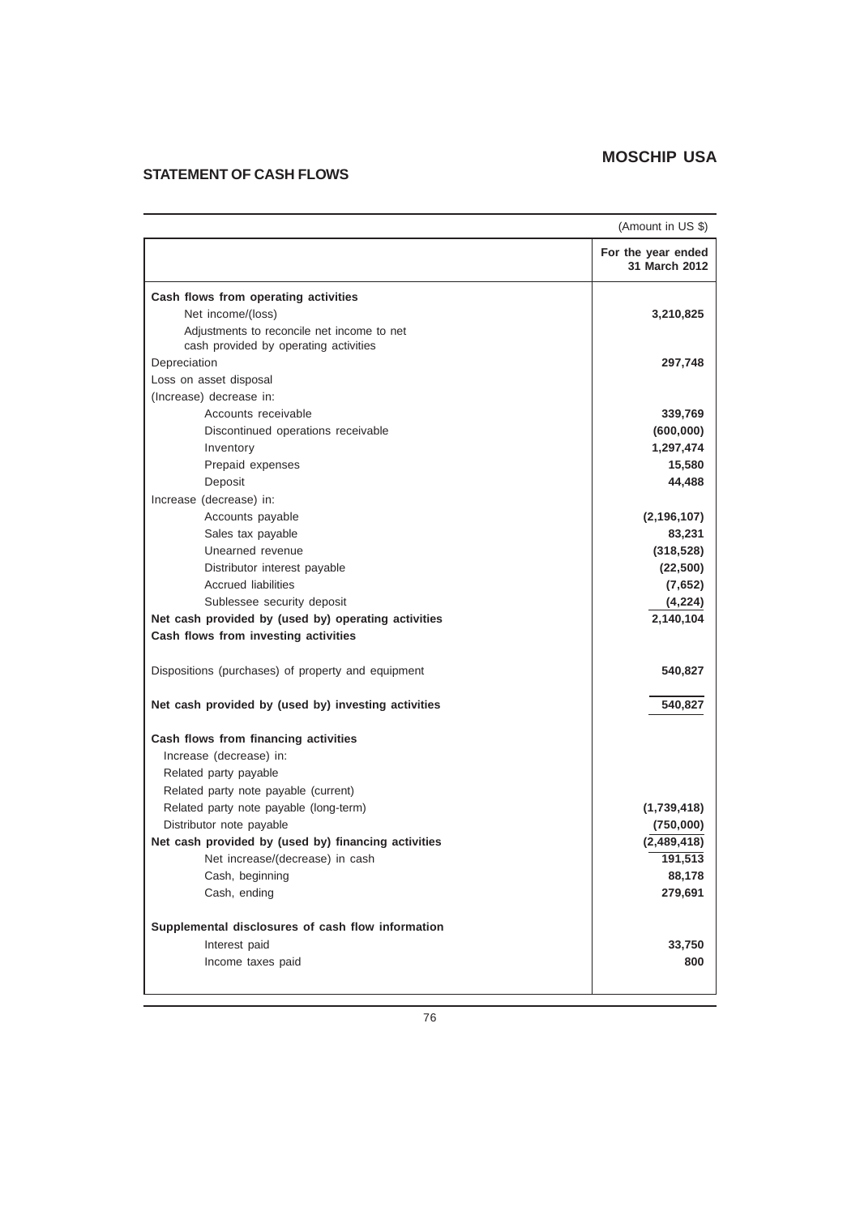# MOSCHIP USA

## STATEMENT OF CASH FLOWS

(Amount in US $)

| | For the year ended 31 March 2012 |
|---|---|
| **Cash flows from operating activities** | |
| Net income/(loss) | **3,210,825** |
| Adjustments to reconcile net income to net cash provided by operating activities | |
| Depreciation | **297,748** |
| Loss on asset disposal | |
| (Increase) decrease in: | |
| Accounts receivable | **339,769** |
| Discontinued operations receivable | **(600,000)** |
| Inventory | **1,297,474** |
| Prepaid expenses | **15,580** |
| Deposit | **44,488** |
| Increase (decrease) in: | |
| Accounts payable | **(2,196,107)** |
| Sales tax payable | **83,231** |
| Unearned revenue | **(318,528)** |
| Distributor interest payable | **(22,500)** |
| Accrued liabilities | **(7,652)** |
| Sublessee security deposit | **(4,224)** |
| **Net cash provided by (used by) operating activities** | **2,140,104** |
| **Cash flows from investing activities** | |
| Dispositions (purchases) of property and equipment | **540,827** |
| **Net cash provided by (used by) investing activities** | **540,827** |
| **Cash flows from financing activities** | |
| Increase (decrease) in: | |
| Related party payable | |
| Related party note payable (current) | |
| Related party note payable (long-term) | **(1,739,418)** |
| Distributor note payable | **(750,000)** |
| **Net cash provided by (used by) financing activities** | **(2,489,418)** |
| Net increase/(decrease) in cash | **191,513** |
| Cash, beginning | **88,178** |
| Cash, ending | **279,691** |
| **Supplemental disclosures of cash flow information** | |
| Interest paid | **33,750** |
| Income taxes paid | **800** |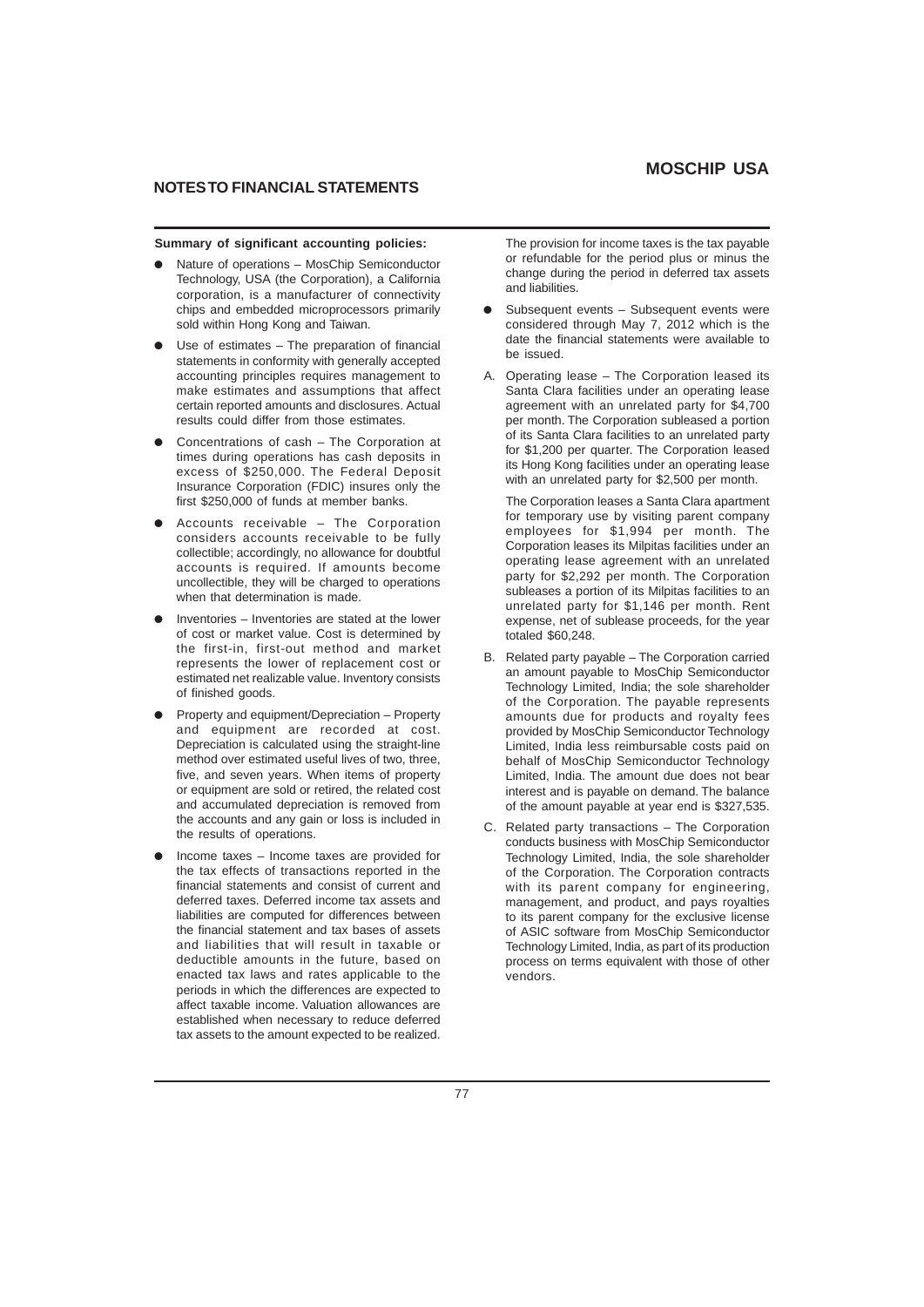## MOSCHIP USA

## NOTES TO FINANCIAL STATEMENTS

**Summary of significant accounting policies:**

- Nature of operations – MosChip Semiconductor Technology, USA (the Corporation), a California corporation, is a manufacturer of connectivity chips and embedded microprocessors primarily sold within Hong Kong and Taiwan.
- Use of estimates – The preparation of financial statements in conformity with generally accepted accounting principles requires management to make estimates and assumptions that affect certain reported amounts and disclosures. Actual results could differ from those estimates.
- Concentrations of cash – The Corporation at times during operations has cash deposits in excess of $250,000. The Federal Deposit Insurance Corporation (FDIC) insures only the first $250,000 of funds at member banks.
- Accounts receivable – The Corporation considers accounts receivable to be fully collectible; accordingly, no allowance for doubtful accounts is required. If amounts become uncollectible, they will be charged to operations when that determination is made.
- Inventories – Inventories are stated at the lower of cost or market value. Cost is determined by the first-in, first-out method and market represents the lower of replacement cost or estimated net realizable value. Inventory consists of finished goods.
- Property and equipment/Depreciation – Property and equipment are recorded at cost. Depreciation is calculated using the straight-line method over estimated useful lives of two, three, five, and seven years. When items of property or equipment are sold or retired, the related cost and accumulated depreciation is removed from the accounts and any gain or loss is included in the results of operations.
- Income taxes – Income taxes are provided for the tax effects of transactions reported in the financial statements and consist of current and deferred taxes. Deferred income tax assets and liabilities are computed for differences between the financial statement and tax bases of assets and liabilities that will result in taxable or deductible amounts in the future, based on enacted tax laws and rates applicable to the periods in which the differences are expected to affect taxable income. Valuation allowances are established when necessary to reduce deferred tax assets to the amount expected to be realized.

  The provision for income taxes is the tax payable or refundable for the period plus or minus the change during the period in deferred tax assets and liabilities.
- Subsequent events – Subsequent events were considered through May 7, 2012 which is the date the financial statements were available to be issued.

A. Operating lease – The Corporation leased its Santa Clara facilities under an operating lease agreement with an unrelated party for $4,700 per month. The Corporation subleased a portion of its Santa Clara facilities to an unrelated party for $1,200 per quarter. The Corporation leased its Hong Kong facilities under an operating lease with an unrelated party for $2,500 per month.

   The Corporation leases a Santa Clara apartment for temporary use by visiting parent company employees for $1,994 per month. The Corporation leases its Milpitas facilities under an operating lease agreement with an unrelated party for $2,292 per month. The Corporation subleases a portion of its Milpitas facilities to an unrelated party for $1,146 per month. Rent expense, net of sublease proceeds, for the year totaled $60,248.

B. Related party payable – The Corporation carried an amount payable to MosChip Semiconductor Technology Limited, India; the sole shareholder of the Corporation. The payable represents amounts due for products and royalty fees provided by MosChip Semiconductor Technology Limited, India less reimbursable costs paid on behalf of MosChip Semiconductor Technology Limited, India. The amount due does not bear interest and is payable on demand. The balance of the amount payable at year end is $327,535.

C. Related party transactions – The Corporation conducts business with MosChip Semiconductor Technology Limited, India, the sole shareholder of the Corporation. The Corporation contracts with its parent company for engineering, management, and product, and pays royalties to its parent company for the exclusive license of ASIC software from MosChip Semiconductor Technology Limited, India, as part of its production process on terms equivalent with those of other vendors.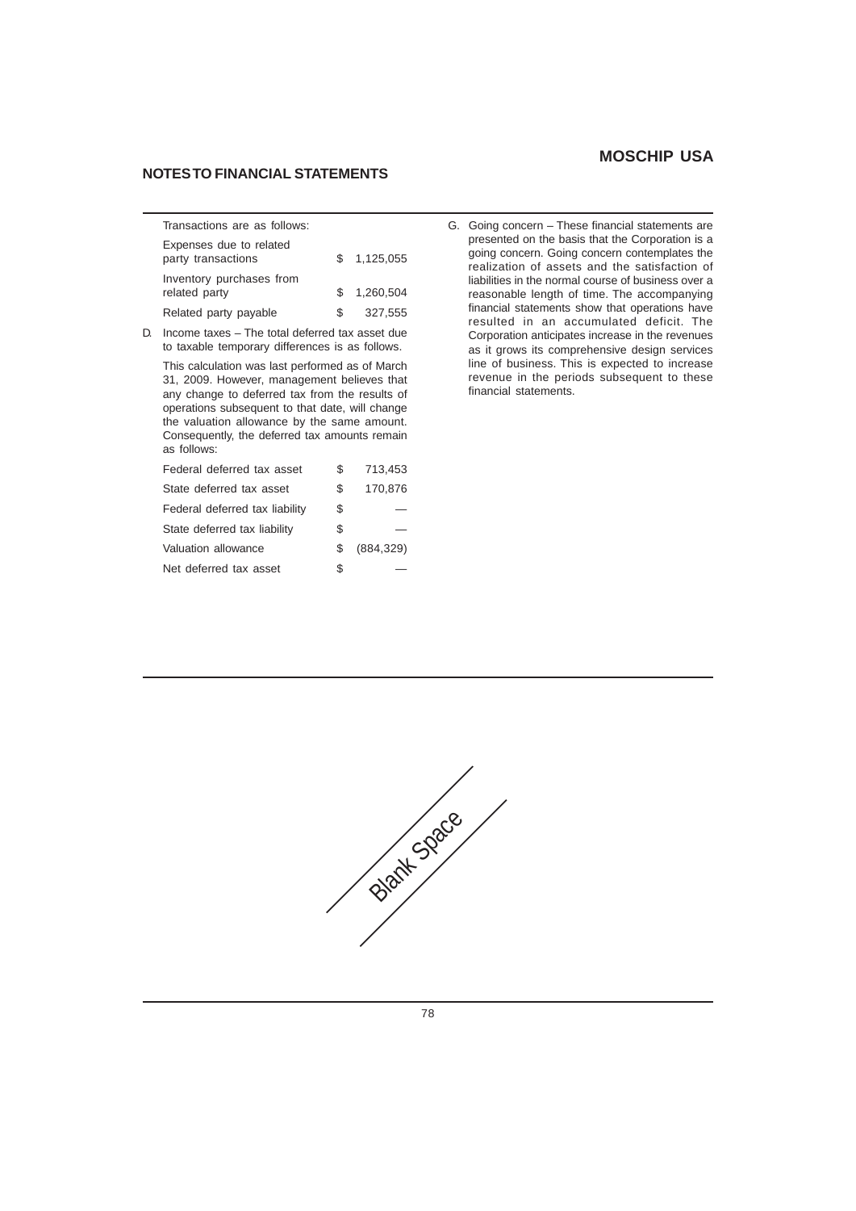## NOTES TO FINANCIAL STATEMENTS

Transactions are as follows:

| | | |
|---|---|---|
| Expenses due to related party transactions | $ | 1,125,055 |
| Inventory purchases from related party | $ | 1,260,504 |
| Related party payable | $ | 327,555 |

D. Income taxes – The total deferred tax asset due to taxable temporary differences is as follows.

This calculation was last performed as of March 31, 2009. However, management believes that any change to deferred tax from the results of operations subsequent to that date, will change the valuation allowance by the same amount. Consequently, the deferred tax amounts remain as follows:

| | | |
|---|---|---|
| Federal deferred tax asset | $ | 713,453 |
| State deferred tax asset | $ | 170,876 |
| Federal deferred tax liability | $ | — |
| State deferred tax liability | $ | — |
| Valuation allowance | $ | (884,329) |
| Net deferred tax asset | $ | — |

G. Going concern – These financial statements are presented on the basis that the Corporation is a going concern. Going concern contemplates the realization of assets and the satisfaction of liabilities in the normal course of business over a reasonable length of time. The accompanying financial statements show that operations have resulted in an accumulated deficit. The Corporation anticipates increase in the revenues as it grows its comprehensive design services line of business. This is expected to increase revenue in the periods subsequent to these financial statements.

Blank Space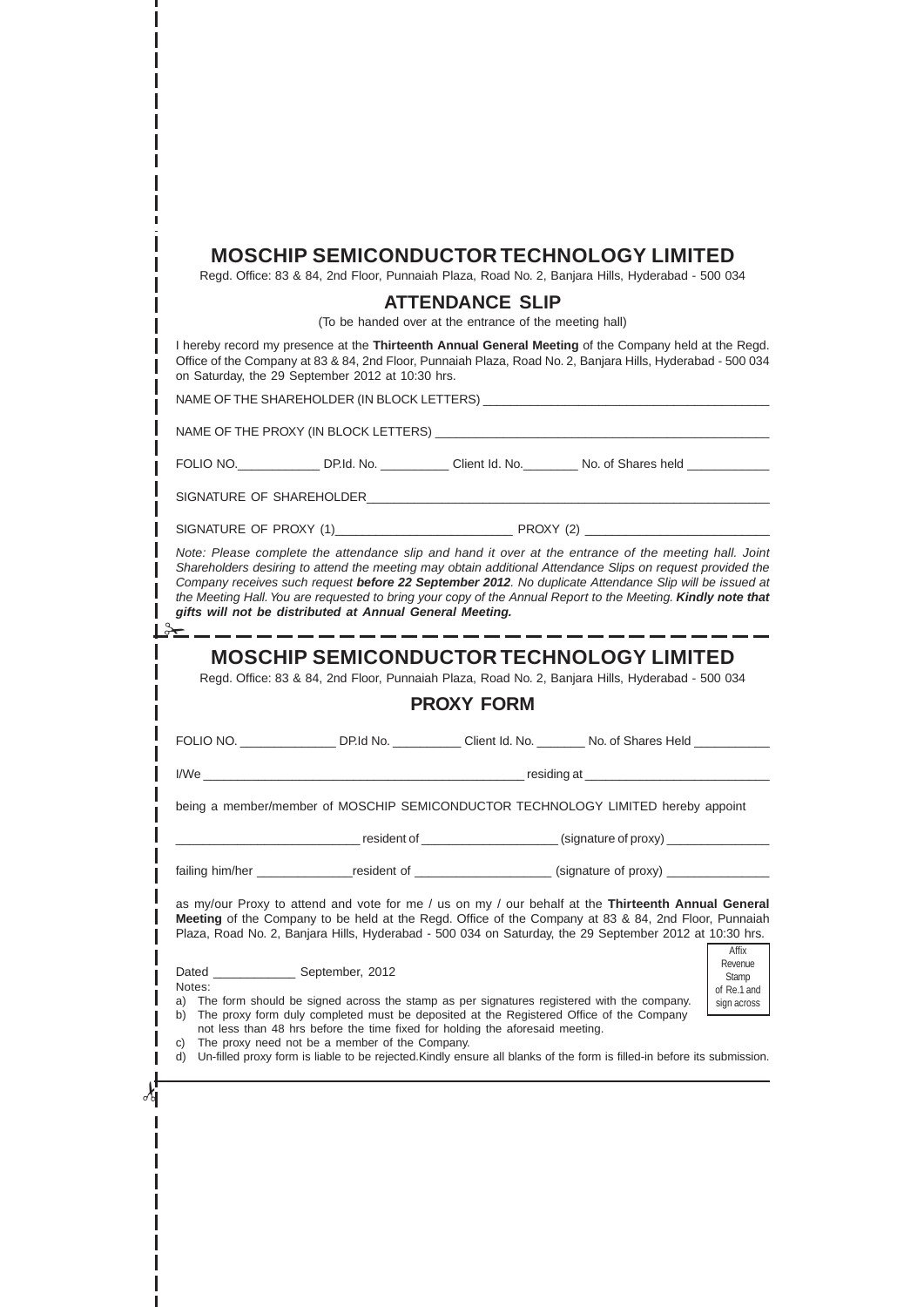# MOSCHIP SEMICONDUCTOR TECHNOLOGY LIMITED

Regd. Office: 83 & 84, 2nd Floor, Punnaiah Plaza, Road No. 2, Banjara Hills, Hyderabad - 500 034

## ATTENDANCE SLIP

(To be handed over at the entrance of the meeting hall)

I hereby record my presence at the **Thirteenth Annual General Meeting** of the Company held at the Regd. Office of the Company at 83 & 84, 2nd Floor, Punnaiah Plaza, Road No. 2, Banjara Hills, Hyderabad - 500 034 on Saturday, the 29 September 2012 at 10:30 hrs.

NAME OF THE SHAREHOLDER (IN BLOCK LETTERS) ____________________________________

NAME OF THE PROXY (IN BLOCK LETTERS) ____________________________________

FOLIO NO.____________ DP.Id. No. __________ Client Id. No.________ No. of Shares held ____________

SIGNATURE OF SHAREHOLDER____________________________________

SIGNATURE OF PROXY (1)_________________________ PROXY (2) _________________________

*Note: Please complete the attendance slip and hand it over at the entrance of the meeting hall. Joint Shareholders desiring to attend the meeting may obtain additional Attendance Slips on request provided the Company receives such request* ***before 22 September 2012****. No duplicate Attendance Slip will be issued at the Meeting Hall. You are requested to bring your copy of the Annual Report to the Meeting.* ***Kindly note that gifts will not be distributed at Annual General Meeting.***

---

# MOSCHIP SEMICONDUCTOR TECHNOLOGY LIMITED

Regd. Office: 83 & 84, 2nd Floor, Punnaiah Plaza, Road No. 2, Banjara Hills, Hyderabad - 500 034

## PROXY FORM

FOLIO NO. ______________ DP.Id No. __________ Client Id. No. _______ No. of Shares Held ___________

I/We ______________________________________________ residing at __________________________

being a member/member of MOSCHIP SEMICONDUCTOR TECHNOLOGY LIMITED hereby appoint

__________________________ resident of ___________________ (signature of proxy) _______________

failing him/her ______________resident of ___________________ (signature of proxy) _______________

as my/our Proxy to attend and vote for me / us on my / our behalf at the **Thirteenth Annual General Meeting** of the Company to be held at the Regd. Office of the Company at 83 & 84, 2nd Floor, Punnaiah Plaza, Road No. 2, Banjara Hills, Hyderabad - 500 034 on Saturday, the 29 September 2012 at 10:30 hrs.

Dated ____________ September, 2012

Affix Revenue Stamp of Re.1 and sign across

Notes:

a) The form should be signed across the stamp as per signatures registered with the company.
b) The proxy form duly completed must be deposited at the Registered Office of the Company not less than 48 hrs before the time fixed for holding the aforesaid meeting.
c) The proxy need not be a member of the Company.
d) Un-filled proxy form is liable to be rejected.Kindly ensure all blanks of the form is filled-in before its submission.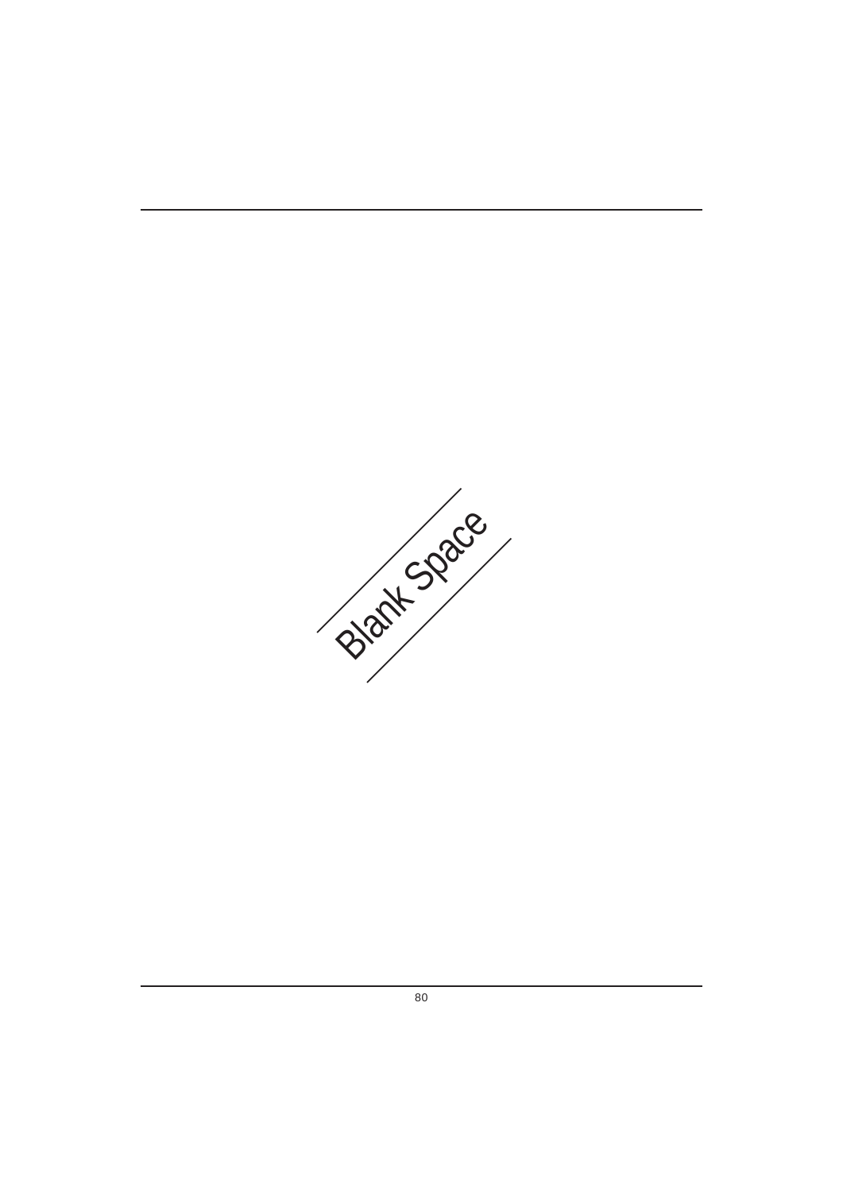Blank Space